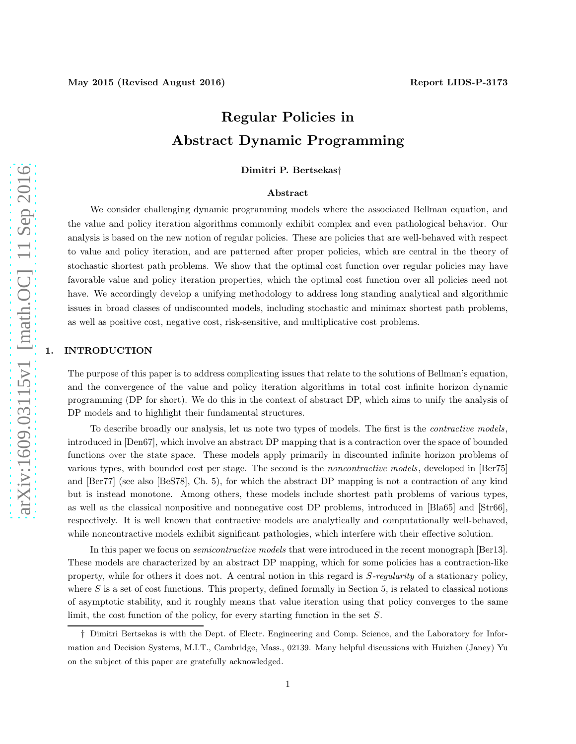May 2015 (Revised August 2016) Report LIDS-P-3173

# Regular Policies in Abstract Dynamic Programming

**Dimitri P. Bertsekas†**

### Abstract

We consider challenging dynamic programming models where the associated Bellman equation, and the value and policy iteration algorithms commonly exhibit complex and even pathological behavior. Our analysis is based on the new notion of regular policies. These are policies that are well-behaved with respect to value and policy iteration, and are patterned after proper policies, which are central in the theory of stochastic shortest path problems. We show that the optimal cost function over regular policies may have favorable value and policy iteration properties, which the optimal cost function over all policies need not have. We accordingly develop a unifying methodology to address long standing analytical and algorithmic issues in broad classes of undiscounted models, including stochastic and minimax shortest path problems, as well as positive cost, negative cost, risk-sensitive, and multiplicative cost problems.

## 1. INTRODUCTION

The purpose of this paper is to address complicating issues that relate to the solutions of Bellman's equation, and the convergence of the value and policy iteration algorithms in total cost infinite horizon dynamic programming (DP for short). We do this in the context of abstract DP, which aims to unify the analysis of DP models and to highlight their fundamental structures.

To describe broadly our analysis, let us note two types of models. The first is the *contractive models*, introduced in [Den67], which involve an abstract DP mapping that is a contraction over the space of bounded functions over the state space. These models apply primarily in discounted infinite horizon problems of various types, with bounded cost per stage. The second is the *noncontractive models*, developed in [Ber75] and [Ber77] (see also [BeS78], Ch. 5), for which the abstract DP mapping is not a contraction of any kind but is instead monotone. Among others, these models include shortest path problems of various types, as well as the classical nonpositive and nonnegative cost DP problems, introduced in [Bla65] and [Str66], respectively. It is well known that contractive models are analytically and computationally well-behaved, while noncontractive models exhibit significant pathologies, which interfere with their effective solution.

In this paper we focus on *semicontractive models* that were introduced in the recent monograph [Ber13]. These models are characterized by an abstract DP mapping, which for some policies has a contraction-like property, while for others it does not. A central notion in this regard is *$S$-regularity* of a stationary policy, where $S$ is a set of cost functions. This property, defined formally in Section 5, is related to classical notions of asymptotic stability, and it roughly means that value iteration using that policy converges to the same limit, the cost function of the policy, for every starting function in the set $S$.

† Dimitri Bertsekas is with the Dept. of Electr. Engineering and Comp. Science, and the Laboratory for Information and Decision Systems, M.I.T., Cambridge, Mass., 02139. Many helpful discussions with Huizhen (Janey) Yu on the subject of this paper are gratefully acknowledged.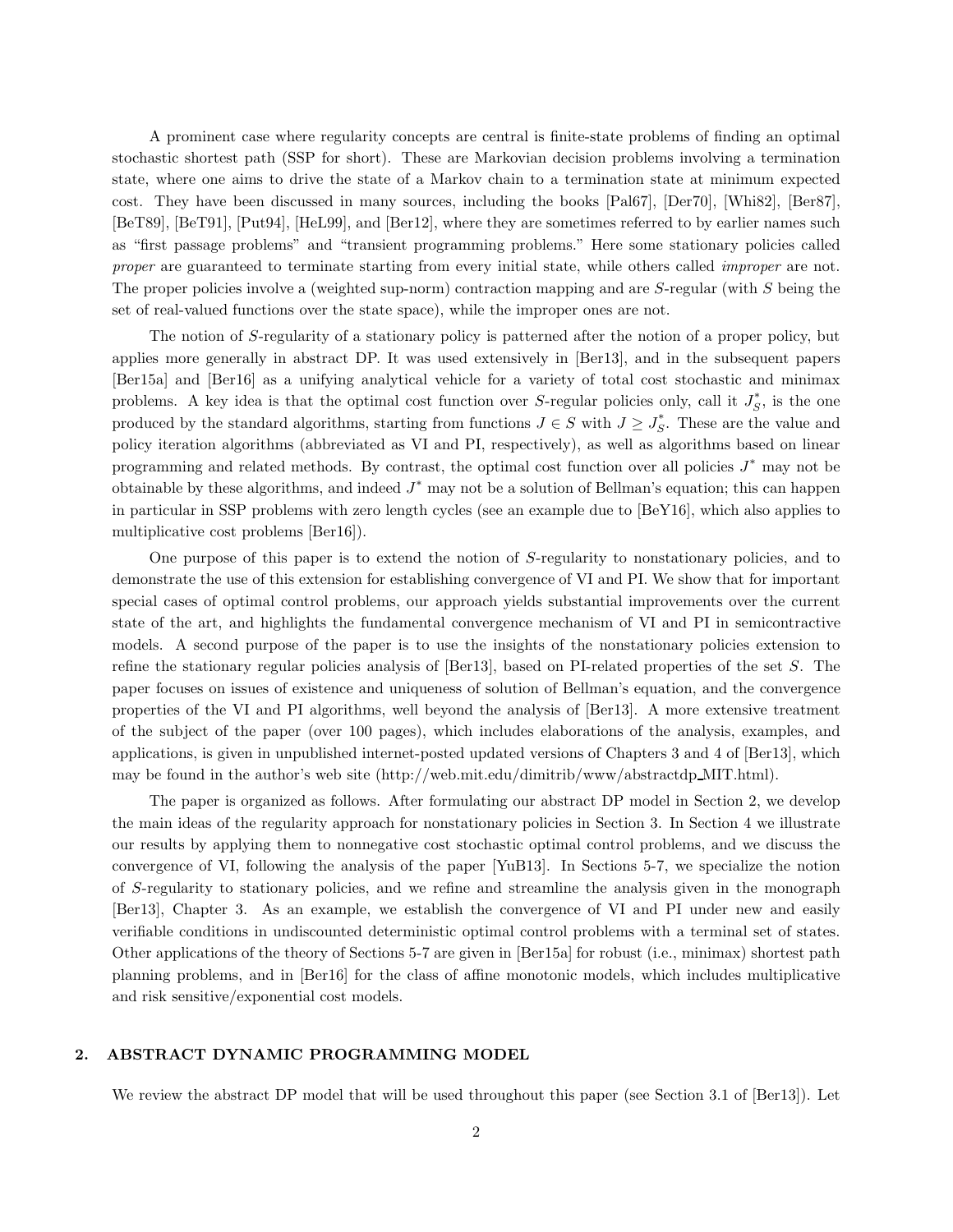A prominent case where regularity concepts are central is finite-state problems of finding an optimal stochastic shortest path (SSP for short). These are Markovian decision problems involving a termination state, where one aims to drive the state of a Markov chain to a termination state at minimum expected cost. They have been discussed in many sources, including the books [Pal67], [Der70], [Whi82], [Ber87], [BeT89], [BeT91], [Put94], [HeL99], and [Ber12], where they are sometimes referred to by earlier names such as "first passage problems" and "transient programming problems." Here some stationary policies called *proper* are guaranteed to terminate starting from every initial state, while others called *improper* are not. The proper policies involve a (weighted sup-norm) contraction mapping and are $S$-regular (with $S$ being the set of real-valued functions over the state space), while the improper ones are not.

The notion of $S$-regularity of a stationary policy is patterned after the notion of a proper policy, but applies more generally in abstract DP. It was used extensively in [Ber13], and in the subsequent papers [Ber15a] and [Ber16] as a unifying analytical vehicle for a variety of total cost stochastic and minimax problems. A key idea is that the optimal cost function over $S$-regular policies only, call it $J^*_S$, is the one produced by the standard algorithms, starting from functions $J \in S$ with $J \geq J^*_S$. These are the value and policy iteration algorithms (abbreviated as VI and PI, respectively), as well as algorithms based on linear programming and related methods. By contrast, the optimal cost function over all policies $J^*$ may not be obtainable by these algorithms, and indeed $J^*$ may not be a solution of Bellman's equation; this can happen in particular in SSP problems with zero length cycles (see an example due to [BeY16], which also applies to multiplicative cost problems [Ber16]).

One purpose of this paper is to extend the notion of $S$-regularity to nonstationary policies, and to demonstrate the use of this extension for establishing convergence of VI and PI. We show that for important special cases of optimal control problems, our approach yields substantial improvements over the current state of the art, and highlights the fundamental convergence mechanism of VI and PI in semicontractive models. A second purpose of the paper is to use the insights of the nonstationary policies extension to refine the stationary regular policies analysis of [Ber13], based on PI-related properties of the set $S$. The paper focuses on issues of existence and uniqueness of solution of Bellman's equation, and the convergence properties of the VI and PI algorithms, well beyond the analysis of [Ber13]. A more extensive treatment of the subject of the paper (over 100 pages), which includes elaborations of the analysis, examples, and applications, is given in unpublished internet-posted updated versions of Chapters 3 and 4 of [Ber13], which may be found in the author's web site (http://web.mit.edu/dimitrib/www/abstractdp_MIT.html).

The paper is organized as follows. After formulating our abstract DP model in Section 2, we develop the main ideas of the regularity approach for nonstationary policies in Section 3. In Section 4 we illustrate our results by applying them to nonnegative cost stochastic optimal control problems, and we discuss the convergence of VI, following the analysis of the paper [YuB13]. In Sections 5-7, we specialize the notion of $S$-regularity to stationary policies, and we refine and streamline the analysis given in the monograph [Ber13], Chapter 3. As an example, we establish the convergence of VI and PI under new and easily verifiable conditions in undiscounted deterministic optimal control problems with a terminal set of states. Other applications of the theory of Sections 5-7 are given in [Ber15a] for robust (i.e., minimax) shortest path planning problems, and in [Ber16] for the class of affine monotonic models, which includes multiplicative and risk sensitive/exponential cost models.

## 2. ABSTRACT DYNAMIC PROGRAMMING MODEL

We review the abstract DP model that will be used throughout this paper (see Section 3.1 of [Ber13]). Let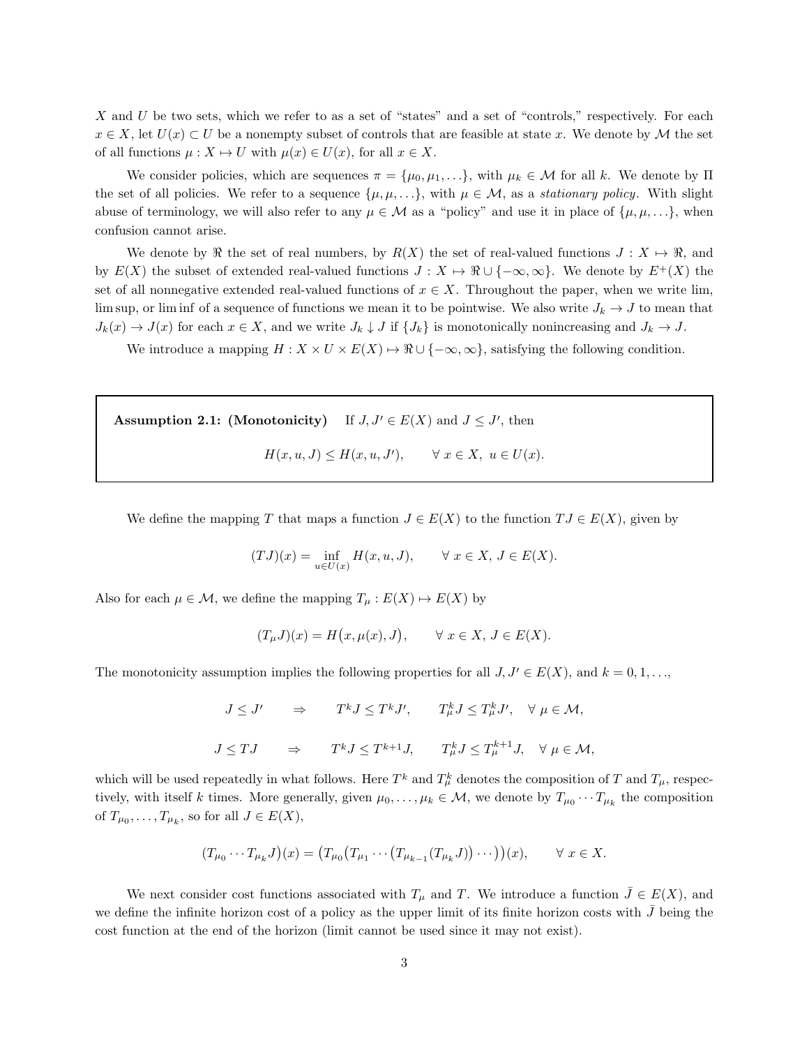$X$ and $U$ be two sets, which we refer to as a set of "states" and a set of "controls," respectively. For each $x \in X$, let $U(x) \subset U$ be a nonempty subset of controls that are feasible at state $x$. We denote by $\mathcal{M}$ the set of all functions $\mu : X \mapsto U$ with $\mu(x) \in U(x)$, for all $x \in X$.

We consider policies, which are sequences $\pi = \{\mu_0, \mu_1, \ldots\}$, with $\mu_k \in \mathcal{M}$ for all $k$. We denote by $\Pi$ the set of all policies. We refer to a sequence $\{\mu, \mu, \ldots\}$, with $\mu \in \mathcal{M}$, as a *stationary policy*. With slight abuse of terminology, we will also refer to any $\mu \in \mathcal{M}$ as a "policy" and use it in place of $\{\mu, \mu, \ldots\}$, when confusion cannot arise.

We denote by $\Re$ the set of real numbers, by $R(X)$ the set of real-valued functions $J : X \mapsto \Re$, and by $E(X)$ the subset of extended real-valued functions $J : X \mapsto \Re \cup \{-\infty, \infty\}$. We denote by $E^+(X)$ the set of all nonnegative extended real-valued functions of $x \in X$. Throughout the paper, when we write lim, lim sup, or lim inf of a sequence of functions we mean it to be pointwise. We also write $J_k \to J$ to mean that $J_k(x) \to J(x)$ for each $x \in X$, and we write $J_k \downarrow J$ if $\{J_k\}$ is monotonically nonincreasing and $J_k \to J$.

We introduce a mapping $H : X \times U \times E(X) \mapsto \Re \cup \{-\infty, \infty\}$, satisfying the following condition.

**Assumption 2.1: (Monotonicity)** If $J, J' \in E(X)$ and $J \leq J'$, then

$$H(x, u, J) \leq H(x, u, J'), \qquad \forall\, x \in X,\ u \in U(x).$$

We define the mapping $T$ that maps a function $J \in E(X)$ to the function $TJ \in E(X)$, given by

$$(TJ)(x) = \inf_{u \in U(x)} H(x, u, J), \qquad \forall\, x \in X,\ J \in E(X).$$

Also for each $\mu \in \mathcal{M}$, we define the mapping $T_\mu : E(X) \mapsto E(X)$ by

$$(T_\mu J)(x) = H\big(x, \mu(x), J\big), \qquad \forall\, x \in X,\ J \in E(X).$$

The monotonicity assumption implies the following properties for all $J, J' \in E(X)$, and $k = 0, 1, \ldots$,

$$J \leq J' \qquad \Rightarrow \qquad T^k J \leq T^k J', \qquad T_\mu^k J \leq T_\mu^k J', \quad \forall\, \mu \in \mathcal{M},$$

$$J \leq TJ \qquad \Rightarrow \qquad T^k J \leq T^{k+1} J, \qquad T_\mu^k J \leq T_\mu^{k+1} J, \quad \forall\, \mu \in \mathcal{M},$$

which will be used repeatedly in what follows. Here $T^k$ and $T_\mu^k$ denotes the composition of $T$ and $T_\mu$, respectively, with itself $k$ times. More generally, given $\mu_0, \ldots, \mu_k \in \mathcal{M}$, we denote by $T_{\mu_0} \cdots T_{\mu_k}$ the composition of $T_{\mu_0}, \ldots, T_{\mu_k}$, so for all $J \in E(X)$,

$$\big(T_{\mu_0} \cdots T_{\mu_k} J\big)(x) = \big(T_{\mu_0}\big(T_{\mu_1} \cdots \big(T_{\mu_{k-1}}(T_{\mu_k} J)\big) \cdots\big)\big)(x), \qquad \forall\, x \in X.$$

We next consider cost functions associated with $T_\mu$ and $T$. We introduce a function $\bar{J} \in E(X)$, and we define the infinite horizon cost of a policy as the upper limit of its finite horizon costs with $\bar{J}$ being the cost function at the end of the horizon (limit cannot be used since it may not exist).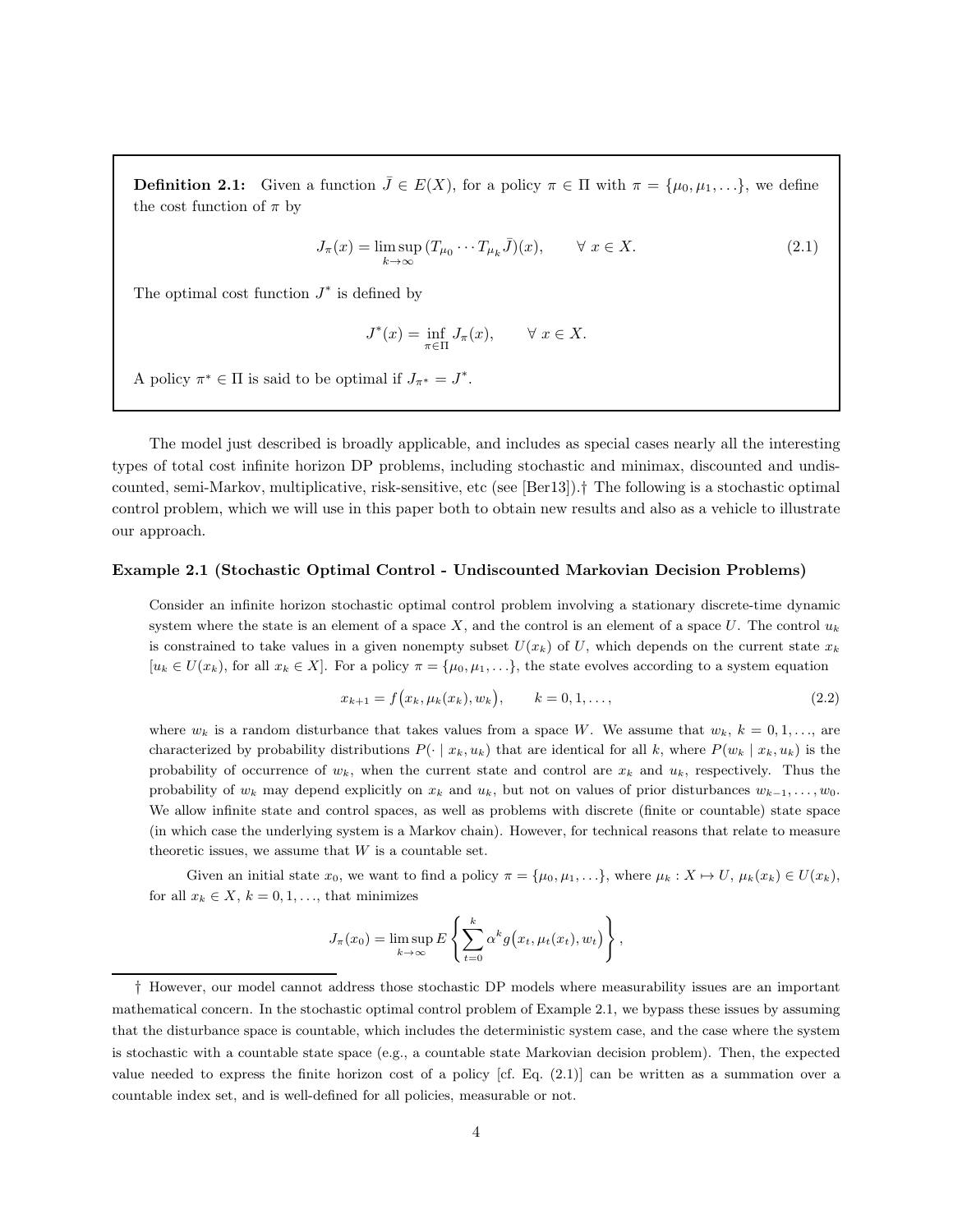**Definition 2.1:** Given a function $\bar{J} \in E(X)$, for a policy $\pi \in \Pi$ with $\pi = \{\mu_0, \mu_1, \ldots\}$, we define the cost function of $\pi$ by

$$J_\pi(x) = \limsup_{k \to \infty} (T_{\mu_0} \cdots T_{\mu_k} \bar{J})(x), \qquad \forall\, x \in X. \tag{2.1}$$

The optimal cost function $J^*$ is defined by

$$J^*(x) = \inf_{\pi \in \Pi} J_\pi(x), \qquad \forall\, x \in X.$$

A policy $\pi^* \in \Pi$ is said to be optimal if $J_{\pi^*} = J^*$.

The model just described is broadly applicable, and includes as special cases nearly all the interesting types of total cost infinite horizon DP problems, including stochastic and minimax, discounted and undiscounted, semi-Markov, multiplicative, risk-sensitive, etc (see [Ber13]).† The following is a stochastic optimal control problem, which we will use in this paper both to obtain new results and also as a vehicle to illustrate our approach.

**Example 2.1 (Stochastic Optimal Control - Undiscounted Markovian Decision Problems)**

Consider an infinite horizon stochastic optimal control problem involving a stationary discrete-time dynamic system where the state is an element of a space $X$, and the control is an element of a space $U$. The control $u_k$ is constrained to take values in a given nonempty subset $U(x_k)$ of $U$, which depends on the current state $x_k$ [$u_k \in U(x_k)$, for all $x_k \in X$]. For a policy $\pi = \{\mu_0, \mu_1, \ldots\}$, the state evolves according to a system equation

$$x_{k+1} = f\big(x_k, \mu_k(x_k), w_k\big), \qquad k = 0, 1, \ldots, \tag{2.2}$$

where $w_k$ is a random disturbance that takes values from a space $W$. We assume that $w_k$, $k = 0, 1, \ldots$, are characterized by probability distributions $P(\cdot \mid x_k, u_k)$ that are identical for all $k$, where $P(w_k \mid x_k, u_k)$ is the probability of occurrence of $w_k$, when the current state and control are $x_k$ and $u_k$, respectively. Thus the probability of $w_k$ may depend explicitly on $x_k$ and $u_k$, but not on values of prior disturbances $w_{k-1}, \ldots, w_0$. We allow infinite state and control spaces, as well as problems with discrete (finite or countable) state space (in which case the underlying system is a Markov chain). However, for technical reasons that relate to measure theoretic issues, we assume that $W$ is a countable set.

Given an initial state $x_0$, we want to find a policy $\pi = \{\mu_0, \mu_1, \ldots\}$, where $\mu_k : X \mapsto U$, $\mu_k(x_k) \in U(x_k)$, for all $x_k \in X$, $k = 0, 1, \ldots$, that minimizes

$$J_\pi(x_0) = \limsup_{k \to \infty} E\left\{ \sum_{t=0}^{k} \alpha^k g\big(x_t, \mu_t(x_t), w_t\big) \right\},$$

† However, our model cannot address those stochastic DP models where measurability issues are an important mathematical concern. In the stochastic optimal control problem of Example 2.1, we bypass these issues by assuming that the disturbance space is countable, which includes the deterministic system case, and the case where the system is stochastic with a countable state space (e.g., a countable state Markovian decision problem). Then, the expected value needed to express the finite horizon cost of a policy [cf. Eq. (2.1)] can be written as a summation over a countable index set, and is well-defined for all policies, measurable or not.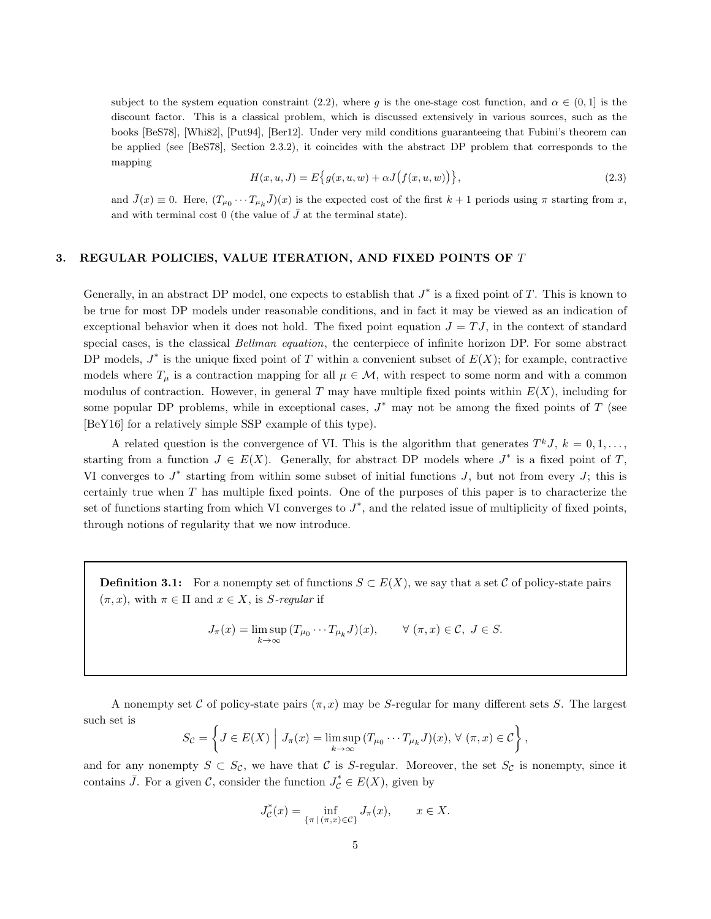subject to the system equation constraint (2.2), where $g$ is the one-stage cost function, and $\alpha \in (0, 1]$ is the discount factor. This is a classical problem, which is discussed extensively in various sources, such as the books [BeS78], [Whi82], [Put94], [Ber12]. Under very mild conditions guaranteeing that Fubini's theorem can be applied (see [BeS78], Section 2.3.2), it coincides with the abstract DP problem that corresponds to the mapping

$$H(x, u, J) = E\big\{g(x, u, w) + \alpha J\big(f(x, u, w)\big)\big\}, \tag{2.3}$$

and $\bar{J}(x) \equiv 0$. Here, $(T_{\mu_0} \cdots T_{\mu_k} \bar{J})(x)$ is the expected cost of the first $k + 1$ periods using $\pi$ starting from $x$, and with terminal cost 0 (the value of $\bar{J}$ at the terminal state).

## 3. REGULAR POLICIES, VALUE ITERATION, AND FIXED POINTS OF $T$

Generally, in an abstract DP model, one expects to establish that $J^*$ is a fixed point of $T$. This is known to be true for most DP models under reasonable conditions, and in fact it may be viewed as an indication of exceptional behavior when it does not hold. The fixed point equation $J = TJ$, in the context of standard special cases, is the classical *Bellman equation*, the centerpiece of infinite horizon DP. For some abstract DP models, $J^*$ is the unique fixed point of $T$ within a convenient subset of $E(X)$; for example, contractive models where $T_\mu$ is a contraction mapping for all $\mu \in \mathcal{M}$, with respect to some norm and with a common modulus of contraction. However, in general $T$ may have multiple fixed points within $E(X)$, including for some popular DP problems, while in exceptional cases, $J^*$ may not be among the fixed points of $T$ (see [BeY16] for a relatively simple SSP example of this type).

A related question is the convergence of VI. This is the algorithm that generates $T^k J$, $k = 0, 1, \ldots,$ starting from a function $J \in E(X)$. Generally, for abstract DP models where $J^*$ is a fixed point of $T$, VI converges to $J^*$ starting from within some subset of initial functions $J$, but not from every $J$; this is certainly true when $T$ has multiple fixed points. One of the purposes of this paper is to characterize the set of functions starting from which VI converges to $J^*$, and the related issue of multiplicity of fixed points, through notions of regularity that we now introduce.

**Definition 3.1:** For a nonempty set of functions $S \subset E(X)$, we say that a set $\mathcal{C}$ of policy-state pairs $(\pi, x)$, with $\pi \in \Pi$ and $x \in X$, is *$S$-regular* if

$$J_\pi(x) = \limsup_{k\to\infty} (T_{\mu_0} \cdots T_{\mu_k} J)(x), \qquad \forall\ (\pi, x) \in \mathcal{C},\ J \in S.$$

A nonempty set $\mathcal{C}$ of policy-state pairs $(\pi, x)$ may be $S$-regular for many different sets $S$. The largest such set is

$$S_{\mathcal{C}} = \left\{ J \in E(X) \;\Big|\; J_\pi(x) = \limsup_{k\to\infty} (T_{\mu_0} \cdots T_{\mu_k} J)(x),\ \forall\ (\pi, x) \in \mathcal{C} \right\},$$

and for any nonempty $S \subset S_{\mathcal{C}}$, we have that $\mathcal{C}$ is $S$-regular. Moreover, the set $S_{\mathcal{C}}$ is nonempty, since it contains $\bar{J}$. For a given $\mathcal{C}$, consider the function $J^*_{\mathcal{C}} \in E(X)$, given by

$$J^*_{\mathcal{C}}(x) = \inf_{\{\pi \mid (\pi, x) \in \mathcal{C}\}} J_\pi(x), \qquad x \in X.$$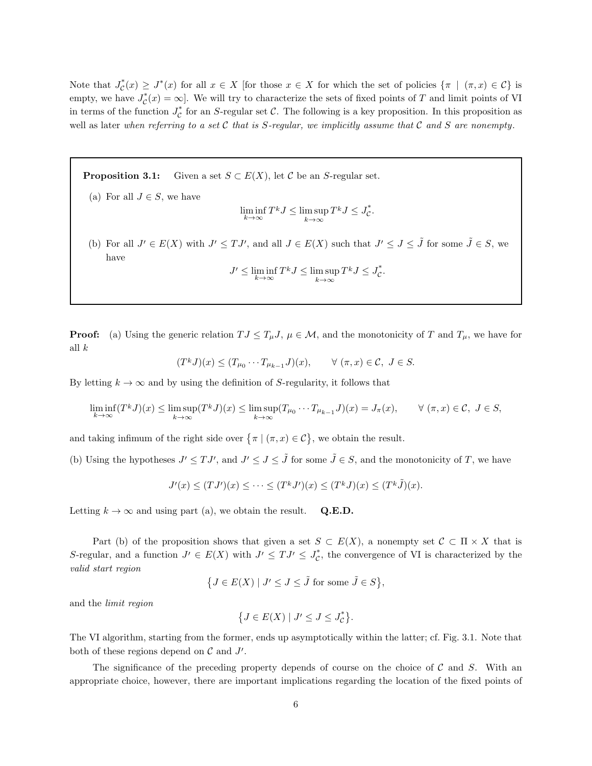Note that $J^*_{\mathcal{C}}(x) \geq J^*(x)$ for all $x \in X$ [for those $x \in X$ for which the set of policies $\{\pi \mid (\pi, x) \in \mathcal{C}\}$ is empty, we have $J^*_{\mathcal{C}}(x) = \infty$]. We will try to characterize the sets of fixed points of $T$ and limit points of VI in terms of the function $J^*_{\mathcal{C}}$ for an $S$-regular set $\mathcal{C}$. The following is a key proposition. In this proposition as well as later *when referring to a set $\mathcal{C}$ that is $S$-regular, we implicitly assume that $\mathcal{C}$ and $S$ are nonempty*.

> **Proposition 3.1:** Given a set $S \subset E(X)$, let $\mathcal{C}$ be an $S$-regular set.
>
> (a) For all $J \in S$, we have
> $$\liminf_{k\to\infty} T^k J \leq \limsup_{k\to\infty} T^k J \leq J^*_{\mathcal{C}}.$$
>
> (b) For all $J' \in E(X)$ with $J' \leq TJ'$, and all $J \in E(X)$ such that $J' \leq J \leq \tilde{J}$ for some $\tilde{J} \in S$, we have
> $$J' \leq \liminf_{k\to\infty} T^k J \leq \limsup_{k\to\infty} T^k J \leq J^*_{\mathcal{C}}.$$

**Proof:** (a) Using the generic relation $TJ \leq T_\mu J$, $\mu \in \mathcal{M}$, and the monotonicity of $T$ and $T_\mu$, we have for all $k$

$$(T^k J)(x) \leq (T_{\mu_0} \cdots T_{\mu_{k-1}} J)(x), \qquad \forall\ (\pi, x) \in \mathcal{C},\ J \in S.$$

By letting $k \to \infty$ and by using the definition of $S$-regularity, it follows that

$$\liminf_{k\to\infty} (T^k J)(x) \leq \limsup_{k\to\infty} (T^k J)(x) \leq \limsup_{k\to\infty} (T_{\mu_0} \cdots T_{\mu_{k-1}} J)(x) = J_\pi(x), \qquad \forall\ (\pi, x) \in \mathcal{C},\ J \in S,$$

and taking infimum of the right side over $\{\pi \mid (\pi, x) \in \mathcal{C}\}$, we obtain the result.

(b) Using the hypotheses $J' \leq TJ'$, and $J' \leq J \leq \tilde{J}$ for some $\tilde{J} \in S$, and the monotonicity of $T$, we have

$$J'(x) \leq (TJ')(x) \leq \cdots \leq (T^k J')(x) \leq (T^k J)(x) \leq (T^k \tilde{J})(x).$$

Letting $k \to \infty$ and using part (a), we obtain the result. **Q.E.D.**

Part (b) of the proposition shows that given a set $S \subset E(X)$, a nonempty set $\mathcal{C} \subset \Pi \times X$ that is $S$-regular, and a function $J' \in E(X)$ with $J' \leq TJ' \leq J^*_{\mathcal{C}}$, the convergence of VI is characterized by the *valid start region*

$$\big\{J \in E(X) \mid J' \leq J \leq \tilde{J} \text{ for some } \tilde{J} \in S\big\},$$

and the *limit region*

$$\big\{J \in E(X) \mid J' \leq J \leq J^*_{\mathcal{C}}\big\}.$$

The VI algorithm, starting from the former, ends up asymptotically within the latter; cf. Fig. 3.1. Note that both of these regions depend on $\mathcal{C}$ and $J'$.

The significance of the preceding property depends of course on the choice of $\mathcal{C}$ and $S$. With an appropriate choice, however, there are important implications regarding the location of the fixed points of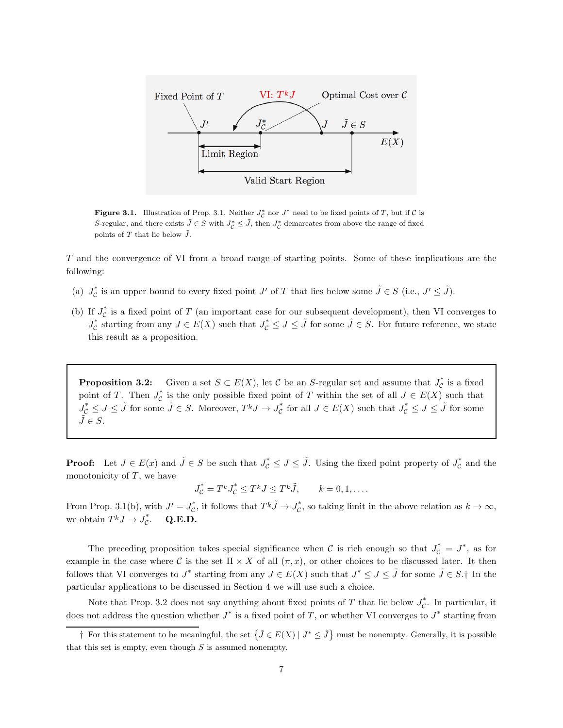Figure 3.1. Illustration of Prop. 3.1. Neither $J^*_{\mathcal{C}}$ nor $J^*$ need to be fixed points of $T$, but if $\mathcal{C}$ is $S$-regular, and there exists $\tilde J \in S$ with $J^*_{\mathcal{C}} \leq \tilde J$, then $J^*_{\mathcal{C}}$ demarcates from above the range of fixed points of $T$ that lie below $\tilde J$.

$T$ and the convergence of VI from a broad range of starting points. Some of these implications are the following:

(a) $J^*_{\mathcal{C}}$ is an upper bound to every fixed point $J'$ of $T$ that lies below some $\tilde J \in S$ (i.e., $J' \leq \tilde J$).

(b) If $J^*_{\mathcal{C}}$ is a fixed point of $T$ (an important case for our subsequent development), then VI converges to $J^*_{\mathcal{C}}$ starting from any $J \in E(X)$ such that $J^*_{\mathcal{C}} \leq J \leq \tilde J$ for some $\tilde J \in S$. For future reference, we state this result as a proposition.

**Proposition 3.2:** Given a set $S \subset E(X)$, let $\mathcal{C}$ be an $S$-regular set and assume that $J^*_{\mathcal{C}}$ is a fixed point of $T$. Then $J^*_{\mathcal{C}}$ is the only possible fixed point of $T$ within the set of all $J \in E(X)$ such that $J^*_{\mathcal{C}} \leq J \leq \tilde J$ for some $\tilde J \in S$. Moreover, $T^k J \to J^*_{\mathcal{C}}$ for all $J \in E(X)$ such that $J^*_{\mathcal{C}} \leq J \leq \tilde J$ for some $\tilde J \in S$.

**Proof:** Let $J \in E(x)$ and $\tilde J \in S$ be such that $J^*_{\mathcal{C}} \leq J \leq \tilde J$. Using the fixed point property of $J^*_{\mathcal{C}}$ and the monotonicity of $T$, we have

$$J^*_{\mathcal{C}} = T^k J^*_{\mathcal{C}} \leq T^k J \leq T^k \tilde J, \qquad k = 0, 1, \ldots .$$

From Prop. 3.1(b), with $J' = J^*_{\mathcal{C}}$, it follows that $T^k \tilde J \to J^*_{\mathcal{C}}$, so taking limit in the above relation as $k \to \infty$, we obtain $T^k J \to J^*_{\mathcal{C}}$. **Q.E.D.**

The preceding proposition takes special significance when $\mathcal{C}$ is rich enough so that $J^*_{\mathcal{C}} = J^*$, as for example in the case where $\mathcal{C}$ is the set $\Pi \times X$ of all $(\pi, x)$, or other choices to be discussed later. It then follows that VI converges to $J^*$ starting from any $J \in E(X)$ such that $J^* \leq J \leq \tilde J$ for some $\tilde J \in S$.† In the particular applications to be discussed in Section 4 we will use such a choice.

Note that Prop. 3.2 does not say anything about fixed points of $T$ that lie below $J^*_{\mathcal{C}}$. In particular, it does not address the question whether $J^*$ is a fixed point of $T$, or whether VI converges to $J^*$ starting from

† For this statement to be meaningful, the set $\{\tilde J \in E(X) \mid J^* \leq \tilde J\}$ must be nonempty. Generally, it is possible that this set is empty, even though $S$ is assumed nonempty.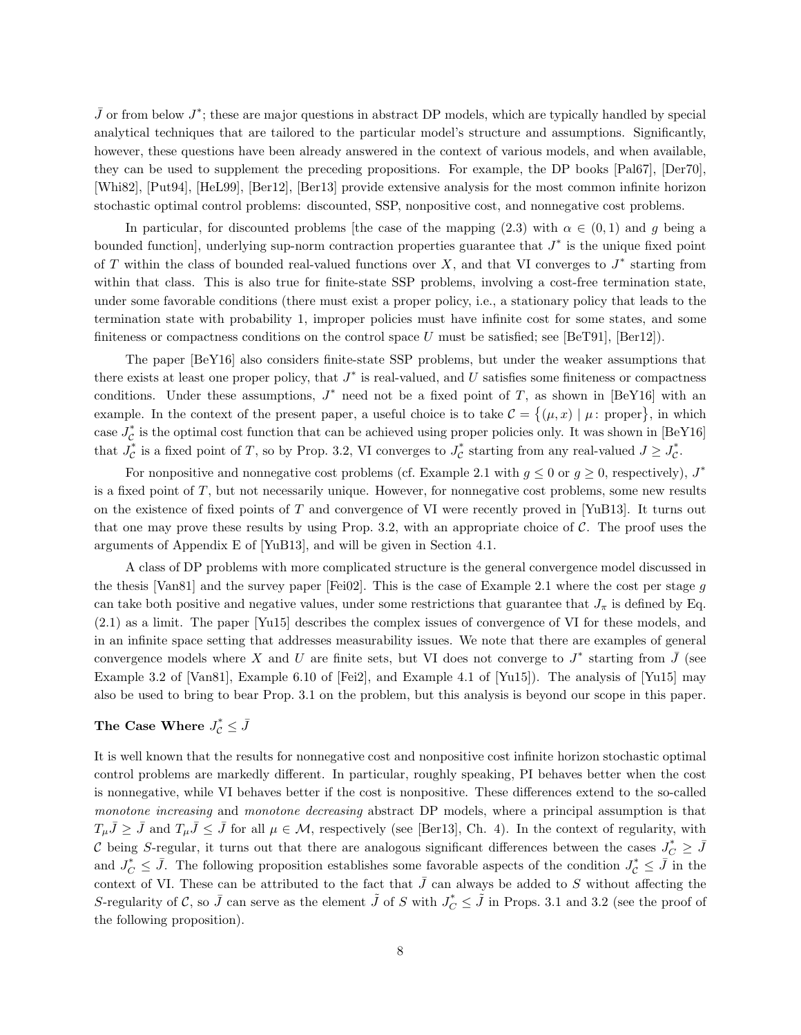$\bar{J}$ or from below $J^*$; these are major questions in abstract DP models, which are typically handled by special analytical techniques that are tailored to the particular model's structure and assumptions. Significantly, however, these questions have been already answered in the context of various models, and when available, they can be used to supplement the preceding propositions. For example, the DP books [Pal67], [Der70], [Whi82], [Put94], [HeL99], [Ber12], [Ber13] provide extensive analysis for the most common infinite horizon stochastic optimal control problems: discounted, SSP, nonpositive cost, and nonnegative cost problems.

In particular, for discounted problems [the case of the mapping (2.3) with $\alpha \in (0, 1)$ and $g$ being a bounded function], underlying sup-norm contraction properties guarantee that $J^*$ is the unique fixed point of $T$ within the class of bounded real-valued functions over $X$, and that VI converges to $J^*$ starting from within that class. This is also true for finite-state SSP problems, involving a cost-free termination state, under some favorable conditions (there must exist a proper policy, i.e., a stationary policy that leads to the termination state with probability 1, improper policies must have infinite cost for some states, and some finiteness or compactness conditions on the control space $U$ must be satisfied; see [BeT91], [Ber12]).

The paper [BeY16] also considers finite-state SSP problems, but under the weaker assumptions that there exists at least one proper policy, that $J^*$ is real-valued, and $U$ satisfies some finiteness or compactness conditions. Under these assumptions, $J^*$ need not be a fixed point of $T$, as shown in [BeY16] with an example. In the context of the present paper, a useful choice is to take $\mathcal{C} = \big\{(\mu, x) \mid \mu\text{: proper}\big\}$, in which case $J^*_{\mathcal{C}}$ is the optimal cost function that can be achieved using proper policies only. It was shown in [BeY16] that $J^*_{\mathcal{C}}$ is a fixed point of $T$, so by Prop. 3.2, VI converges to $J^*_{\mathcal{C}}$ starting from any real-valued $J \geq J^*_{\mathcal{C}}$.

For nonpositive and nonnegative cost problems (cf. Example 2.1 with $g \leq 0$ or $g \geq 0$, respectively), $J^*$ is a fixed point of $T$, but not necessarily unique. However, for nonnegative cost problems, some new results on the existence of fixed points of $T$ and convergence of VI were recently proved in [YuB13]. It turns out that one may prove these results by using Prop. 3.2, with an appropriate choice of $\mathcal{C}$. The proof uses the arguments of Appendix E of [YuB13], and will be given in Section 4.1.

A class of DP problems with more complicated structure is the general convergence model discussed in the thesis [Van81] and the survey paper [Fei02]. This is the case of Example 2.1 where the cost per stage $g$ can take both positive and negative values, under some restrictions that guarantee that $J_\pi$ is defined by Eq. (2.1) as a limit. The paper [Yu15] describes the complex issues of convergence of VI for these models, and in an infinite space setting that addresses measurability issues. We note that there are examples of general convergence models where $X$ and $U$ are finite sets, but VI does not converge to $J^*$ starting from $\bar{J}$ (see Example 3.2 of [Van81], Example 6.10 of [Fei2], and Example 4.1 of [Yu15]). The analysis of [Yu15] may also be used to bring to bear Prop. 3.1 on the problem, but this analysis is beyond our scope in this paper.

### The Case Where $J^*_{\mathcal{C}} \leq \bar{J}$

It is well known that the results for nonnegative cost and nonpositive cost infinite horizon stochastic optimal control problems are markedly different. In particular, roughly speaking, PI behaves better when the cost is nonnegative, while VI behaves better if the cost is nonpositive. These differences extend to the so-called *monotone increasing* and *monotone decreasing* abstract DP models, where a principal assumption is that $T_\mu \bar{J} \geq \bar{J}$ and $T_\mu \bar{J} \leq \bar{J}$ for all $\mu \in \mathcal{M}$, respectively (see [Ber13], Ch. 4). In the context of regularity, with $\mathcal{C}$ being $S$-regular, it turns out that there are analogous significant differences between the cases $J^*_C \geq \bar{J}$ and $J^*_C \leq \bar{J}$. The following proposition establishes some favorable aspects of the condition $J^*_{\mathcal{C}} \leq \bar{J}$ in the context of VI. These can be attributed to the fact that $\bar{J}$ can always be added to $S$ without affecting the $S$-regularity of $\mathcal{C}$, so $\bar{J}$ can serve as the element $\tilde{J}$ of $S$ with $J^*_C \leq \tilde{J}$ in Props. 3.1 and 3.2 (see the proof of the following proposition).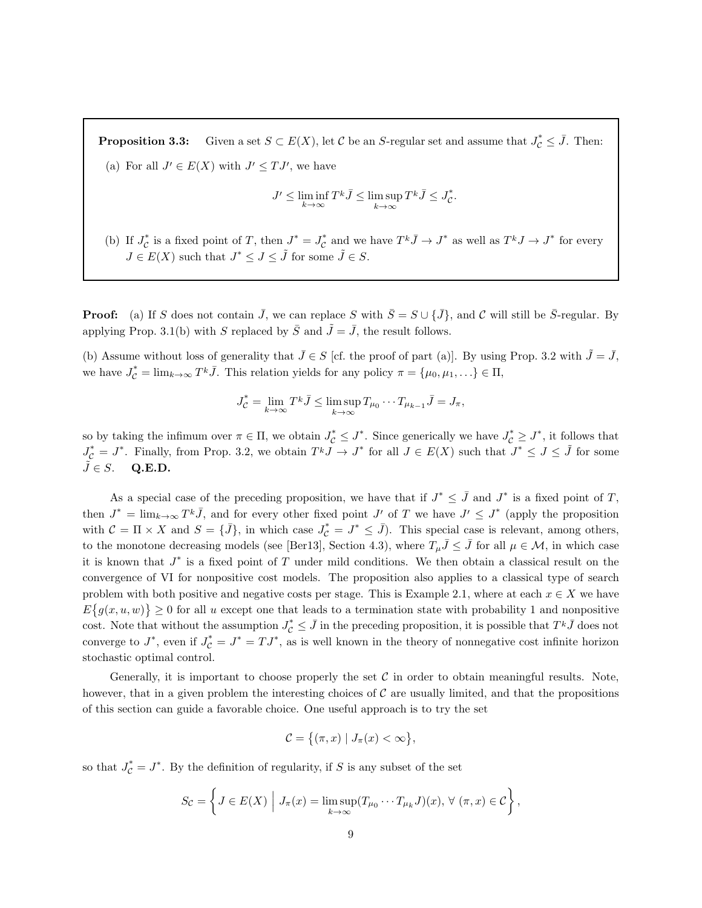**Proposition 3.3:** Given a set $S \subset E(X)$, let $\mathcal{C}$ be an $S$-regular set and assume that $J^*_{\mathcal{C}} \leq \bar{J}$. Then:

(a) For all $J' \in E(X)$ with $J' \leq TJ'$, we have

$$J' \leq \liminf_{k\to\infty} T^k\bar{J} \leq \limsup_{k\to\infty} T^k\bar{J} \leq J^*_{\mathcal{C}}.$$

(b) If $J^*_{\mathcal{C}}$ is a fixed point of $T$, then $J^* = J^*_{\mathcal{C}}$ and we have $T^k\bar{J} \to J^*$ as well as $T^kJ \to J^*$ for every $J \in E(X)$ such that $J^* \leq J \leq \tilde{J}$ for some $\tilde{J} \in S$.

**Proof:** (a) If $S$ does not contain $\bar{J}$, we can replace $S$ with $\bar{S} = S \cup \{\bar{J}\}$, and $\mathcal{C}$ will still be $\bar{S}$-regular. By applying Prop. 3.1(b) with $S$ replaced by $\bar{S}$ and $\tilde{J} = \bar{J}$, the result follows.

(b) Assume without loss of generality that $\bar{J} \in S$ [cf. the proof of part (a)]. By using Prop. 3.2 with $\tilde{J} = \bar{J}$, we have $J^*_{\mathcal{C}} = \lim_{k\to\infty} T^k\bar{J}$. This relation yields for any policy $\pi = \{\mu_0, \mu_1, \ldots\} \in \Pi$,

$$J^*_{\mathcal{C}} = \lim_{k\to\infty} T^k\bar{J} \leq \limsup_{k\to\infty} T_{\mu_0}\cdots T_{\mu_{k-1}}\bar{J} = J_\pi,$$

so by taking the infimum over $\pi \in \Pi$, we obtain $J^*_{\mathcal{C}} \leq J^*$. Since generically we have $J^*_{\mathcal{C}} \geq J^*$, it follows that $J^*_{\mathcal{C}} = J^*$. Finally, from Prop. 3.2, we obtain $T^kJ \to J^*$ for all $J \in E(X)$ such that $J^* \leq J \leq \tilde{J}$ for some $\tilde{J} \in S$. **Q.E.D.**

As a special case of the preceding proposition, we have that if $J^* \leq \bar{J}$ and $J^*$ is a fixed point of $T$, then $J^* = \lim_{k\to\infty} T^k\bar{J}$, and for every other fixed point $J'$ of $T$ we have $J' \leq J^*$ (apply the proposition with $\mathcal{C} = \Pi \times X$ and $S = \{\bar{J}\}$, in which case $J^*_{\mathcal{C}} = J^* \leq \bar{J}$). This special case is relevant, among others, to the monotone decreasing models (see [Ber13], Section 4.3), where $T_\mu\bar{J} \leq \bar{J}$ for all $\mu \in \mathcal{M}$, in which case it is known that $J^*$ is a fixed point of $T$ under mild conditions. We then obtain a classical result on the convergence of VI for nonpositive cost models. The proposition also applies to a classical type of search problem with both positive and negative costs per stage. This is Example 2.1, where at each $x \in X$ we have $E\big\{g(x,u,w)\big\} \geq 0$ for all $u$ except one that leads to a termination state with probability 1 and nonpositive cost. Note that without the assumption $J^*_{\mathcal{C}} \leq \bar{J}$ in the preceding proposition, it is possible that $T^k\bar{J}$ does not converge to $J^*$, even if $J^*_{\mathcal{C}} = J^* = TJ^*$, as is well known in the theory of nonnegative cost infinite horizon stochastic optimal control.

Generally, it is important to choose properly the set $\mathcal{C}$ in order to obtain meaningful results. Note, however, that in a given problem the interesting choices of $\mathcal{C}$ are usually limited, and that the propositions of this section can guide a favorable choice. One useful approach is to try the set

$$\mathcal{C} = \big\{(\pi, x) \mid J_\pi(x) < \infty\big\},$$

so that $J^*_{\mathcal{C}} = J^*$. By the definition of regularity, if $S$ is any subset of the set

$$S_{\mathcal{C}} = \left\{ J \in E(X) \;\middle|\; J_\pi(x) = \limsup_{k\to\infty} (T_{\mu_0}\cdots T_{\mu_k}J)(x),\ \forall\ (\pi, x) \in \mathcal{C} \right\},$$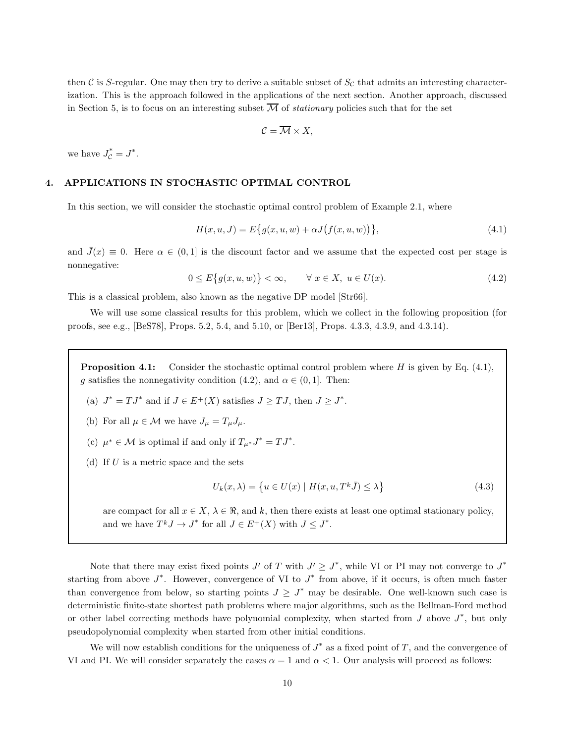then $\mathcal{C}$ is $S$-regular. One may then try to derive a suitable subset of $S_{\mathcal{C}}$ that admits an interesting characterization. This is the approach followed in the applications of the next section. Another approach, discussed in Section 5, is to focus on an interesting subset $\overline{\mathcal{M}}$ of *stationary* policies such that for the set

$$\mathcal{C} = \overline{\mathcal{M}} \times X,$$

we have $J^*_{\mathcal{C}} = J^*$.

## 4. APPLICATIONS IN STOCHASTIC OPTIMAL CONTROL

In this section, we will consider the stochastic optimal control problem of Example 2.1, where

$$H(x, u, J) = E\big\{g(x, u, w) + \alpha J\big(f(x, u, w)\big)\big\}, \tag{4.1}$$

and $\bar{J}(x) \equiv 0$. Here $\alpha \in (0, 1]$ is the discount factor and we assume that the expected cost per stage is nonnegative:

$$0 \leq E\big\{g(x, u, w)\big\} < \infty, \qquad \forall\ x \in X,\ u \in U(x). \tag{4.2}$$

This is a classical problem, also known as the negative DP model [Str66].

We will use some classical results for this problem, which we collect in the following proposition (for proofs, see e.g., [BeS78], Props. 5.2, 5.4, and 5.10, or [Ber13], Props. 4.3.3, 4.3.9, and 4.3.14).

**Proposition 4.1:** Consider the stochastic optimal control problem where $H$ is given by Eq. (4.1), $g$ satisfies the nonnegativity condition (4.2), and $\alpha \in (0, 1]$. Then:

(a) $J^* = TJ^*$ and if $J \in E^+(X)$ satisfies $J \geq TJ$, then $J \geq J^*$.

(b) For all $\mu \in \mathcal{M}$ we have $J_\mu = T_\mu J_\mu$.

(c) $\mu^* \in \mathcal{M}$ is optimal if and only if $T_{\mu^*} J^* = TJ^*$.

(d) If $U$ is a metric space and the sets

$$U_k(x, \lambda) = \big\{u \in U(x) \mid H(x, u, T^k \bar{J}) \leq \lambda\big\} \tag{4.3}$$

are compact for all $x \in X$, $\lambda \in \Re$, and $k$, then there exists at least one optimal stationary policy, and we have $T^k J \to J^*$ for all $J \in E^+(X)$ with $J \leq J^*$.

Note that there may exist fixed points $J'$ of $T$ with $J' \geq J^*$, while VI or PI may not converge to $J^*$ starting from above $J^*$. However, convergence of VI to $J^*$ from above, if it occurs, is often much faster than convergence from below, so starting points $J \geq J^*$ may be desirable. One well-known such case is deterministic finite-state shortest path problems where major algorithms, such as the Bellman-Ford method or other label correcting methods have polynomial complexity, when started from $J$ above $J^*$, but only pseudopolynomial complexity when started from other initial conditions.

We will now establish conditions for the uniqueness of $J^*$ as a fixed point of $T$, and the convergence of VI and PI. We will consider separately the cases $\alpha = 1$ and $\alpha < 1$. Our analysis will proceed as follows: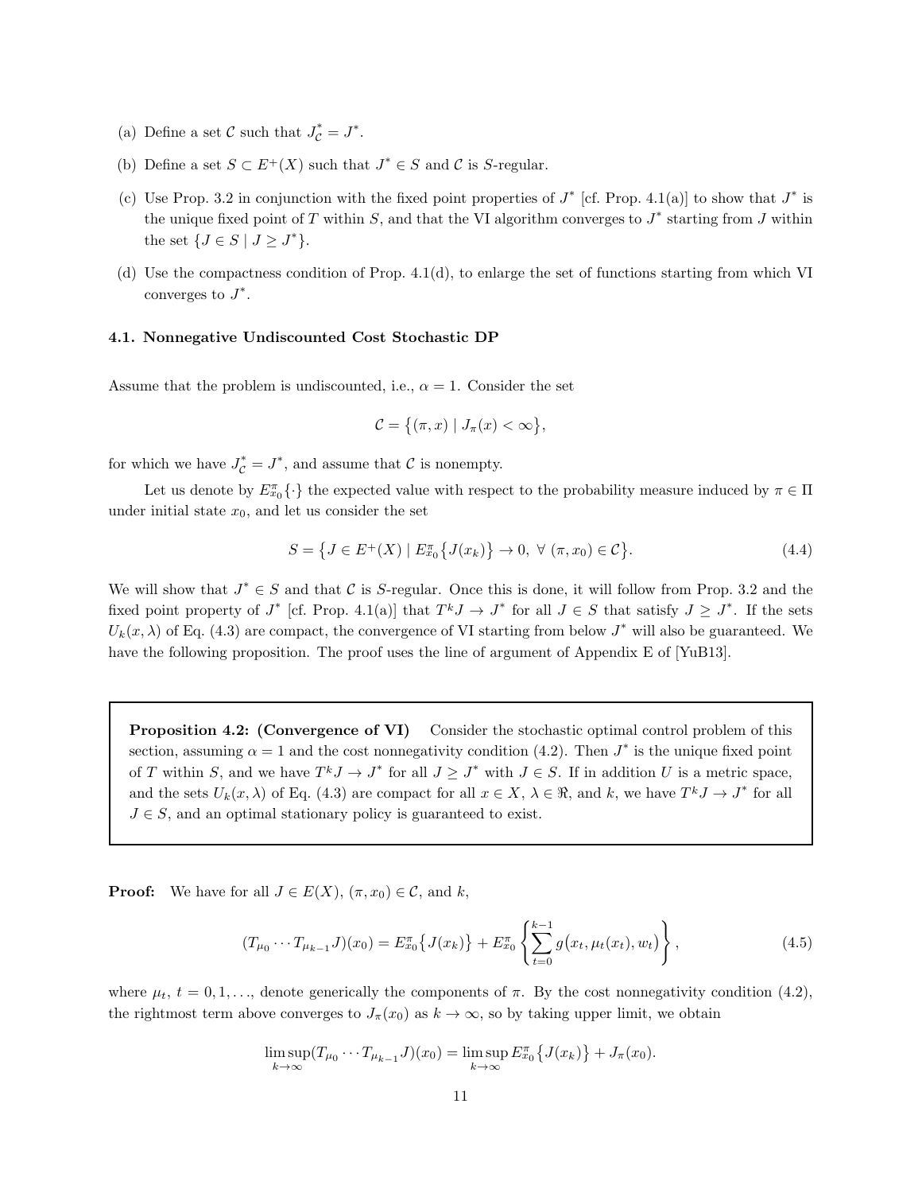(a) Define a set $\mathcal{C}$ such that $J^*_{\mathcal{C}} = J^*$.

(b) Define a set $S \subset E^+(X)$ such that $J^* \in S$ and $\mathcal{C}$ is $S$-regular.

(c) Use Prop. 3.2 in conjunction with the fixed point properties of $J^*$ [cf. Prop. 4.1(a)] to show that $J^*$ is the unique fixed point of $T$ within $S$, and that the VI algorithm converges to $J^*$ starting from $J$ within the set $\{J \in S \mid J \geq J^*\}$.

(d) Use the compactness condition of Prop. 4.1(d), to enlarge the set of functions starting from which VI converges to $J^*$.

### 4.1. Nonnegative Undiscounted Cost Stochastic DP

Assume that the problem is undiscounted, i.e., $\alpha = 1$. Consider the set

$$\mathcal{C} = \big\{(\pi, x) \mid J_\pi(x) < \infty\big\},$$

for which we have $J^*_{\mathcal{C}} = J^*$, and assume that $\mathcal{C}$ is nonempty.

Let us denote by $E^\pi_{x_0}\{\cdot\}$ the expected value with respect to the probability measure induced by $\pi \in \Pi$ under initial state $x_0$, and let us consider the set

$$S = \big\{J \in E^+(X) \mid E^\pi_{x_0}\big\{J(x_k)\big\} \to 0,\ \forall\ (\pi, x_0) \in \mathcal{C}\big\}. \tag{4.4}$$

We will show that $J^* \in S$ and that $\mathcal{C}$ is $S$-regular. Once this is done, it will follow from Prop. 3.2 and the fixed point property of $J^*$ [cf. Prop. 4.1(a)] that $T^k J \to J^*$ for all $J \in S$ that satisfy $J \geq J^*$. If the sets $U_k(x, \lambda)$ of Eq. (4.3) are compact, the convergence of VI starting from below $J^*$ will also be guaranteed. We have the following proposition. The proof uses the line of argument of Appendix E of [YuB13].

> **Proposition 4.2: (Convergence of VI)** Consider the stochastic optimal control problem of this section, assuming $\alpha = 1$ and the cost nonnegativity condition (4.2). Then $J^*$ is the unique fixed point of $T$ within $S$, and we have $T^k J \to J^*$ for all $J \geq J^*$ with $J \in S$. If in addition $U$ is a metric space, and the sets $U_k(x, \lambda)$ of Eq. (4.3) are compact for all $x \in X$, $\lambda \in \Re$, and $k$, we have $T^k J \to J^*$ for all $J \in S$, and an optimal stationary policy is guaranteed to exist.

**Proof:** We have for all $J \in E(X)$, $(\pi, x_0) \in \mathcal{C}$, and $k$,

$$(T_{\mu_0} \cdots T_{\mu_{k-1}} J)(x_0) = E^\pi_{x_0}\big\{J(x_k)\big\} + E^\pi_{x_0}\left\{\sum_{t=0}^{k-1} g\big(x_t, \mu_t(x_t), w_t\big)\right\}, \tag{4.5}$$

where $\mu_t$, $t = 0, 1, \ldots$, denote generically the components of $\pi$. By the cost nonnegativity condition (4.2), the rightmost term above converges to $J_\pi(x_0)$ as $k \to \infty$, so by taking upper limit, we obtain

$$\limsup_{k\to\infty} (T_{\mu_0} \cdots T_{\mu_{k-1}} J)(x_0) = \limsup_{k\to\infty} E^\pi_{x_0}\big\{J(x_k)\big\} + J_\pi(x_0).$$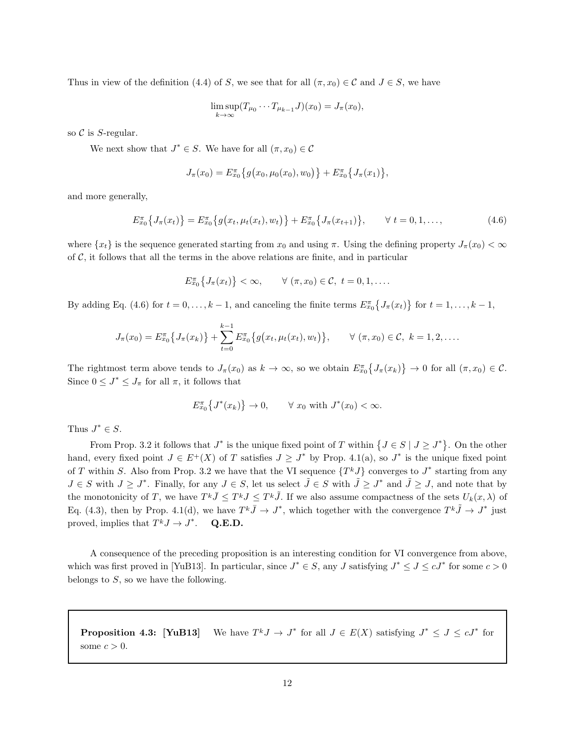Thus in view of the definition (4.4) of $S$, we see that for all $(\pi, x_0) \in \mathcal{C}$ and $J \in S$, we have

$$\limsup_{k \to \infty} (T_{\mu_0} \cdots T_{\mu_{k-1}} J)(x_0) = J_\pi(x_0),$$

so $\mathcal{C}$ is $S$-regular.

We next show that $J^* \in S$. We have for all $(\pi, x_0) \in \mathcal{C}$

$$J_\pi(x_0) = E^\pi_{x_0}\big\{g\big(x_0, \mu_0(x_0), w_0\big)\big\} + E^\pi_{x_0}\big\{J_\pi(x_1)\big\},$$

and more generally,

$$E^\pi_{x_0}\big\{J_\pi(x_t)\big\} = E^\pi_{x_0}\big\{g\big(x_t, \mu_t(x_t), w_t\big)\big\} + E^\pi_{x_0}\big\{J_\pi(x_{t+1})\big\}, \qquad \forall\ t = 0, 1, \ldots, \tag{4.6}$$

where $\{x_t\}$ is the sequence generated starting from $x_0$ and using $\pi$. Using the defining property $J_\pi(x_0) < \infty$ of $\mathcal{C}$, it follows that all the terms in the above relations are finite, and in particular

$$E^\pi_{x_0}\big\{J_\pi(x_t)\big\} < \infty, \qquad \forall\ (\pi, x_0) \in \mathcal{C},\ t = 0, 1, \ldots.$$

By adding Eq. (4.6) for $t = 0, \ldots, k-1$, and canceling the finite terms $E^\pi_{x_0}\big\{J_\pi(x_t)\big\}$ for $t = 1, \ldots, k-1$,

$$J_\pi(x_0) = E^\pi_{x_0}\big\{J_\pi(x_k)\big\} + \sum_{t=0}^{k-1} E^\pi_{x_0}\big\{g\big(x_t, \mu_t(x_t), w_t\big)\big\}, \qquad \forall\ (\pi, x_0) \in \mathcal{C},\ k = 1, 2, \ldots.$$

The rightmost term above tends to $J_\pi(x_0)$ as $k \to \infty$, so we obtain $E^\pi_{x_0}\big\{J_\pi(x_k)\big\} \to 0$ for all $(\pi, x_0) \in \mathcal{C}$. Since $0 \le J^* \le J_\pi$ for all $\pi$, it follows that

$$E^\pi_{x_0}\big\{J^*(x_k)\big\} \to 0, \qquad \forall\ x_0 \text{ with } J^*(x_0) < \infty.$$

Thus $J^* \in S$.

From Prop. 3.2 it follows that $J^*$ is the unique fixed point of $T$ within $\big\{J \in S \mid J \ge J^*\big\}$. On the other hand, every fixed point $J \in E^+(X)$ of $T$ satisfies $J \ge J^*$ by Prop. 4.1(a), so $J^*$ is the unique fixed point of $T$ within $S$. Also from Prop. 3.2 we have that the VI sequence $\{T^k J\}$ converges to $J^*$ starting from any $J \in S$ with $J \ge J^*$. Finally, for any $J \in S$, let us select $\tilde{J} \in S$ with $\tilde{J} \ge J^*$ and $\tilde{J} \ge J$, and note that by the monotonicity of $T$, we have $T^k \bar{J} \le T^k J \le T^k \tilde{J}$. If we also assume compactness of the sets $U_k(x, \lambda)$ of Eq. (4.3), then by Prop. 4.1(d), we have $T^k \bar{J} \to J^*$, which together with the convergence $T^k \tilde{J} \to J^*$ just proved, implies that $T^k J \to J^*$. **Q.E.D.**

A consequence of the preceding proposition is an interesting condition for VI convergence from above, which was first proved in [YuB13]. In particular, since $J^* \in S$, any $J$ satisfying $J^* \le J \le cJ^*$ for some $c > 0$ belongs to $S$, so we have the following.

**Proposition 4.3: [YuB13]** We have $T^k J \to J^*$ for all $J \in E(X)$ satisfying $J^* \le J \le cJ^*$ for some $c > 0$.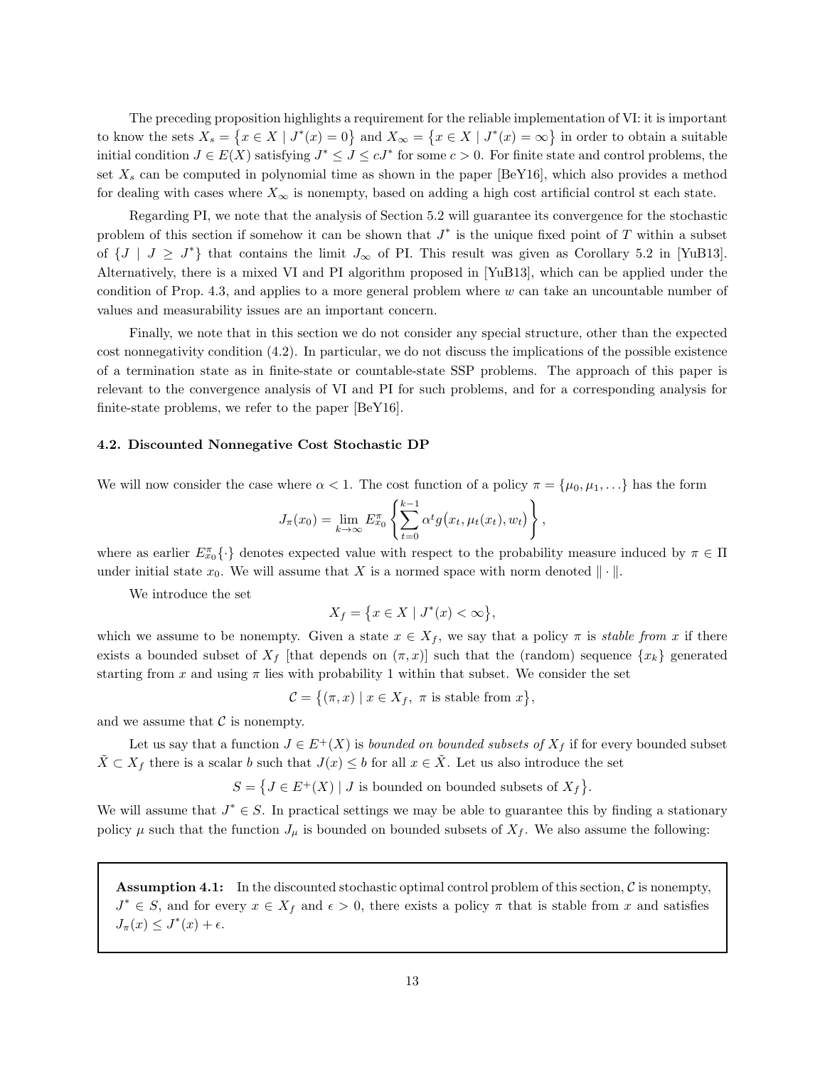The preceding proposition highlights a requirement for the reliable implementation of VI: it is important to know the sets $X_s = \{x \in X \mid J^*(x) = 0\}$ and $X_\infty = \{x \in X \mid J^*(x) = \infty\}$ in order to obtain a suitable initial condition $J \in E(X)$ satisfying $J^* \le J \le cJ^*$ for some $c > 0$. For finite state and control problems, the set $X_s$ can be computed in polynomial time as shown in the paper [BeY16], which also provides a method for dealing with cases where $X_\infty$ is nonempty, based on adding a high cost artificial control st each state.

Regarding PI, we note that the analysis of Section 5.2 will guarantee its convergence for the stochastic problem of this section if somehow it can be shown that $J^*$ is the unique fixed point of $T$ within a subset of $\{J \mid J \ge J^*\}$ that contains the limit $J_\infty$ of PI. This result was given as Corollary 5.2 in [YuB13]. Alternatively, there is a mixed VI and PI algorithm proposed in [YuB13], which can be applied under the condition of Prop. 4.3, and applies to a more general problem where $w$ can take an uncountable number of values and measurability issues are an important concern.

Finally, we note that in this section we do not consider any special structure, other than the expected cost nonnegativity condition (4.2). In particular, we do not discuss the implications of the possible existence of a termination state as in finite-state or countable-state SSP problems. The approach of this paper is relevant to the convergence analysis of VI and PI for such problems, and for a corresponding analysis for finite-state problems, we refer to the paper [BeY16].

### 4.2. Discounted Nonnegative Cost Stochastic DP

We will now consider the case where $\alpha < 1$. The cost function of a policy $\pi = \{\mu_0, \mu_1, \ldots\}$ has the form

$$J_\pi(x_0) = \lim_{k \to \infty} E^\pi_{x_0} \left\{ \sum_{t=0}^{k-1} \alpha^t g\big(x_t, \mu_t(x_t), w_t\big) \right\},$$

where as earlier $E^\pi_{x_0}\{\cdot\}$ denotes expected value with respect to the probability measure induced by $\pi \in \Pi$ under initial state $x_0$. We will assume that $X$ is a normed space with norm denoted $\|\cdot\|$.

We introduce the set

$$X_f = \big\{x \in X \mid J^*(x) < \infty\big\},$$

which we assume to be nonempty. Given a state $x \in X_f$, we say that a policy $\pi$ is *stable from* $x$ if there exists a bounded subset of $X_f$ [that depends on $(\pi, x)$] such that the (random) sequence $\{x_k\}$ generated starting from $x$ and using $\pi$ lies with probability 1 within that subset. We consider the set

$$\mathcal{C} = \big\{(\pi, x) \mid x \in X_f,\ \pi \text{ is stable from } x\big\},$$

and we assume that $\mathcal{C}$ is nonempty.

Let us say that a function $J \in E^+(X)$ is *bounded on bounded subsets of* $X_f$ if for every bounded subset $\tilde{X} \subset X_f$ there is a scalar $b$ such that $J(x) \le b$ for all $x \in \tilde{X}$. Let us also introduce the set

$$S = \big\{J \in E^+(X) \mid J \text{ is bounded on bounded subsets of } X_f\big\}.$$

We will assume that $J^* \in S$. In practical settings we may be able to guarantee this by finding a stationary policy $\mu$ such that the function $J_\mu$ is bounded on bounded subsets of $X_f$. We also assume the following:

> **Assumption 4.1:** In the discounted stochastic optimal control problem of this section, $\mathcal{C}$ is nonempty, $J^* \in S$, and for every $x \in X_f$ and $\epsilon > 0$, there exists a policy $\pi$ that is stable from $x$ and satisfies $J_\pi(x) \le J^*(x) + \epsilon$.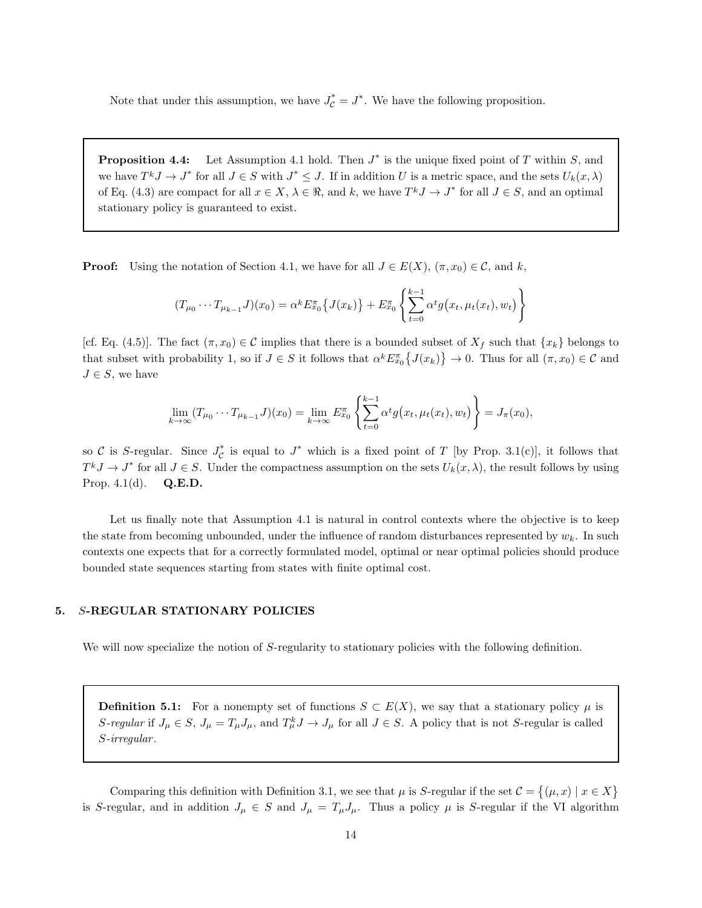Note that under this assumption, we have $J^*_{\mathcal{C}} = J^*$. We have the following proposition.

**Proposition 4.4:** Let Assumption 4.1 hold. Then $J^*$ is the unique fixed point of $T$ within $S$, and we have $T^k J \to J^*$ for all $J \in S$ with $J^* \le J$. If in addition $U$ is a metric space, and the sets $U_k(x, \lambda)$ of Eq. (4.3) are compact for all $x \in X$, $\lambda \in \Re$, and $k$, we have $T^k J \to J^*$ for all $J \in S$, and an optimal stationary policy is guaranteed to exist.

**Proof:** Using the notation of Section 4.1, we have for all $J \in E(X)$, $(\pi, x_0) \in \mathcal{C}$, and $k$,

$$(T_{\mu_0} \cdots T_{\mu_{k-1}} J)(x_0) = \alpha^k E^\pi_{x_0}\big\{J(x_k)\big\} + E^\pi_{x_0}\left\{\sum_{t=0}^{k-1} \alpha^t g\big(x_t, \mu_t(x_t), w_t\big)\right\}$$

[cf. Eq. (4.5)]. The fact $(\pi, x_0) \in \mathcal{C}$ implies that there is a bounded subset of $X_f$ such that $\{x_k\}$ belongs to that subset with probability 1, so if $J \in S$ it follows that $\alpha^k E^\pi_{x_0}\big\{J(x_k)\big\} \to 0$. Thus for all $(\pi, x_0) \in \mathcal{C}$ and $J \in S$, we have

$$\lim_{k\to\infty} (T_{\mu_0} \cdots T_{\mu_{k-1}} J)(x_0) = \lim_{k\to\infty} E^\pi_{x_0}\left\{\sum_{t=0}^{k-1} \alpha^t g\big(x_t, \mu_t(x_t), w_t\big)\right\} = J_\pi(x_0),$$

so $\mathcal{C}$ is $S$-regular. Since $J^*_{\mathcal{C}}$ is equal to $J^*$ which is a fixed point of $T$ [by Prop. 3.1(c)], it follows that $T^k J \to J^*$ for all $J \in S$. Under the compactness assumption on the sets $U_k(x, \lambda)$, the result follows by using Prop. 4.1(d). **Q.E.D.**

Let us finally note that Assumption 4.1 is natural in control contexts where the objective is to keep the state from becoming unbounded, under the influence of random disturbances represented by $w_k$. In such contexts one expects that for a correctly formulated model, optimal or near optimal policies should produce bounded state sequences starting from states with finite optimal cost.

## 5. *S*-REGULAR STATIONARY POLICIES

We will now specialize the notion of $S$-regularity to stationary policies with the following definition.

**Definition 5.1:** For a nonempty set of functions $S \subset E(X)$, we say that a stationary policy $\mu$ is *$S$-regular* if $J_\mu \in S$, $J_\mu = T_\mu J_\mu$, and $T^k_\mu J \to J_\mu$ for all $J \in S$. A policy that is not $S$-regular is called *$S$-irregular*.

Comparing this definition with Definition 3.1, we see that $\mu$ is $S$-regular if the set $\mathcal{C} = \big\{(\mu, x) \mid x \in X\big\}$ is $S$-regular, and in addition $J_\mu \in S$ and $J_\mu = T_\mu J_\mu$. Thus a policy $\mu$ is $S$-regular if the VI algorithm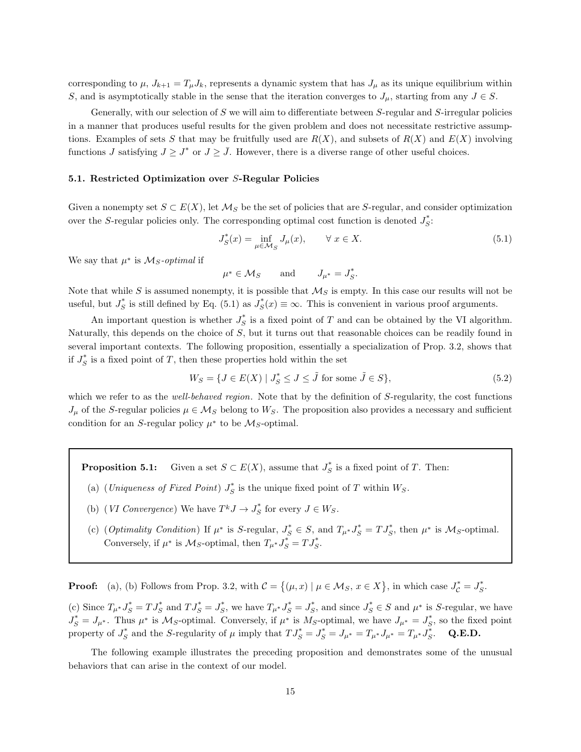corresponding to $\mu$, $J_{k+1} = T_\mu J_k$, represents a dynamic system that has $J_\mu$ as its unique equilibrium within $S$, and is asymptotically stable in the sense that the iteration converges to $J_\mu$, starting from any $J \in S$.

Generally, with our selection of $S$ we will aim to differentiate between $S$-regular and $S$-irregular policies in a manner that produces useful results for the given problem and does not necessitate restrictive assumptions. Examples of sets $S$ that may be fruitfully used are $R(X)$, and subsets of $R(X)$ and $E(X)$ involving functions $J$ satisfying $J \geq J^*$ or $J \geq \bar{J}$. However, there is a diverse range of other useful choices.

### 5.1. Restricted Optimization over $S$-Regular Policies

Given a nonempty set $S \subset E(X)$, let $\mathcal{M}_S$ be the set of policies that are $S$-regular, and consider optimization over the $S$-regular policies only. The corresponding optimal cost function is denoted $J_S^*$:

$$J_S^*(x) = \inf_{\mu \in \mathcal{M}_S} J_\mu(x), \qquad \forall\, x \in X. \tag{5.1}$$

We say that $\mu^*$ is *$\mathcal{M}_S$-optimal* if

$$\mu^* \in \mathcal{M}_S \qquad \text{and} \qquad J_{\mu^*} = J_S^*.$$

Note that while $S$ is assumed nonempty, it is possible that $\mathcal{M}_S$ is empty. In this case our results will not be useful, but $J_S^*$ is still defined by Eq. (5.1) as $J_S^*(x) \equiv \infty$. This is convenient in various proof arguments.

An important question is whether $J_S^*$ is a fixed point of $T$ and can be obtained by the VI algorithm. Naturally, this depends on the choice of $S$, but it turns out that reasonable choices can be readily found in several important contexts. The following proposition, essentially a specialization of Prop. 3.2, shows that if $J_S^*$ is a fixed point of $T$, then these properties hold within the set

$$W_S = \{J \in E(X) \mid J_S^* \leq J \leq \tilde{J} \text{ for some } \tilde{J} \in S\}, \tag{5.2}$$

which we refer to as the *well-behaved region*. Note that by the definition of $S$-regularity, the cost functions $J_\mu$ of the $S$-regular policies $\mu \in \mathcal{M}_S$ belong to $W_S$. The proposition also provides a necessary and sufficient condition for an $S$-regular policy $\mu^*$ to be $\mathcal{M}_S$-optimal.

**Proposition 5.1:** Given a set $S \subset E(X)$, assume that $J_S^*$ is a fixed point of $T$. Then:

(a) (*Uniqueness of Fixed Point*) $J_S^*$ is the unique fixed point of $T$ within $W_S$.

(b) (*VI Convergence*) We have $T^k J \to J_S^*$ for every $J \in W_S$.

(c) (*Optimality Condition*) If $\mu^*$ is $S$-regular, $J_S^* \in S$, and $T_{\mu^*} J_S^* = T J_S^*$, then $\mu^*$ is $\mathcal{M}_S$-optimal. Conversely, if $\mu^*$ is $\mathcal{M}_S$-optimal, then $T_{\mu^*} J_S^* = T J_S^*$.

**Proof:** (a), (b) Follows from Prop. 3.2, with $\mathcal{C} = \{(\mu, x) \mid \mu \in \mathcal{M}_S,\, x \in X\}$, in which case $J_{\mathcal{C}}^* = J_S^*$.

(c) Since $T_{\mu^*} J_S^* = T J_S^*$ and $T J_S^* = J_S^*$, we have $T_{\mu^*} J_S^* = J_S^*$, and since $J_S^* \in S$ and $\mu^*$ is $S$-regular, we have $J_S^* = J_{\mu^*}$. Thus $\mu^*$ is $\mathcal{M}_S$-optimal. Conversely, if $\mu^*$ is $M_S$-optimal, we have $J_{\mu^*} = J_S^*$, so the fixed point property of $J_S^*$ and the $S$-regularity of $\mu$ imply that $T J_S^* = J_S^* = J_{\mu^*} = T_{\mu^*} J_{\mu^*} = T_{\mu^*} J_S^*$. **Q.E.D.**

The following example illustrates the preceding proposition and demonstrates some of the unusual behaviors that can arise in the context of our model.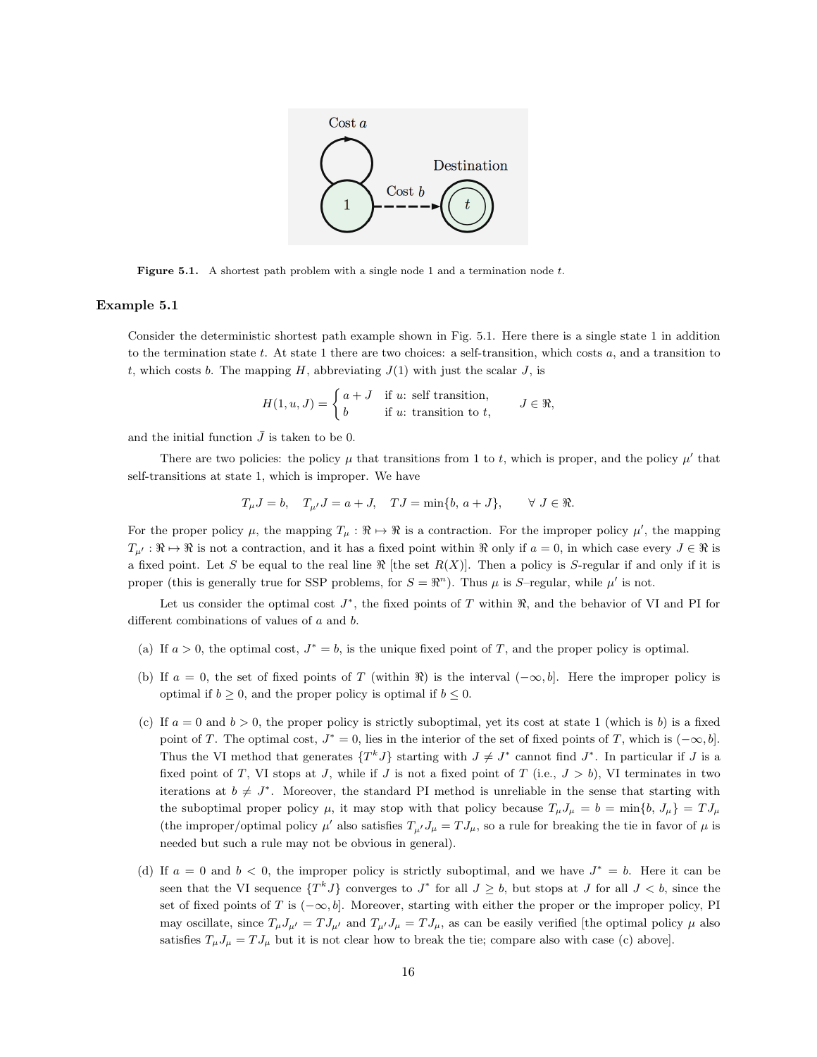Figure 5.1. A shortest path problem with a single node 1 and a termination node $t$.

### Example 5.1

Consider the deterministic shortest path example shown in Fig. 5.1. Here there is a single state 1 in addition to the termination state $t$. At state 1 there are two choices: a self-transition, which costs $a$, and a transition to $t$, which costs $b$. The mapping $H$, abbreviating $J(1)$ with just the scalar $J$, is

$$H(1, u, J) = \begin{cases} a + J & \text{if } u\text{: self transition,} \\ b & \text{if } u\text{: transition to } t, \end{cases} \qquad J \in \Re,$$

and the initial function $\bar{J}$ is taken to be 0.

There are two policies: the policy $\mu$ that transitions from 1 to $t$, which is proper, and the policy $\mu'$ that self-transitions at state 1, which is improper. We have

$$T_\mu J = b, \quad T_{\mu'} J = a + J, \quad TJ = \min\{b,\, a + J\}, \qquad \forall\, J \in \Re.$$

For the proper policy $\mu$, the mapping $T_\mu : \Re \mapsto \Re$ is a contraction. For the improper policy $\mu'$, the mapping $T_{\mu'} : \Re \mapsto \Re$ is not a contraction, and it has a fixed point within $\Re$ only if $a = 0$, in which case every $J \in \Re$ is a fixed point. Let $S$ be equal to the real line $\Re$ [the set $R(X)$]. Then a policy is $S$-regular if and only if it is proper (this is generally true for SSP problems, for $S = \Re^n$). Thus $\mu$ is $S$–regular, while $\mu'$ is not.

Let us consider the optimal cost $J^*$, the fixed points of $T$ within $\Re$, and the behavior of VI and PI for different combinations of values of $a$ and $b$.

(a) If $a > 0$, the optimal cost, $J^* = b$, is the unique fixed point of $T$, and the proper policy is optimal.

(b) If $a = 0$, the set of fixed points of $T$ (within $\Re$) is the interval $(-\infty, b]$. Here the improper policy is optimal if $b \geq 0$, and the proper policy is optimal if $b \leq 0$.

(c) If $a = 0$ and $b > 0$, the proper policy is strictly suboptimal, yet its cost at state 1 (which is $b$) is a fixed point of $T$. The optimal cost, $J^* = 0$, lies in the interior of the set of fixed points of $T$, which is $(-\infty, b]$. Thus the VI method that generates $\{T^k J\}$ starting with $J \neq J^*$ cannot find $J^*$. In particular if $J$ is a fixed point of $T$, VI stops at $J$, while if $J$ is not a fixed point of $T$ (i.e., $J > b$), VI terminates in two iterations at $b \neq J^*$. Moreover, the standard PI method is unreliable in the sense that starting with the suboptimal proper policy $\mu$, it may stop with that policy because $T_\mu J_\mu = b = \min\{b, J_\mu\} = TJ_\mu$ (the improper/optimal policy $\mu'$ also satisfies $T_{\mu'} J_\mu = TJ_\mu$, so a rule for breaking the tie in favor of $\mu$ is needed but such a rule may not be obvious in general).

(d) If $a = 0$ and $b < 0$, the improper policy is strictly suboptimal, and we have $J^* = b$. Here it can be seen that the VI sequence $\{T^k J\}$ converges to $J^*$ for all $J \geq b$, but stops at $J$ for all $J < b$, since the set of fixed points of $T$ is $(-\infty, b]$. Moreover, starting with either the proper or the improper policy, PI may oscillate, since $T_\mu J_{\mu'} = TJ_{\mu'}$ and $T_{\mu'} J_\mu = TJ_\mu$, as can be easily verified [the optimal policy $\mu$ also satisfies $T_\mu J_\mu = TJ_\mu$ but it is not clear how to break the tie; compare also with case (c) above].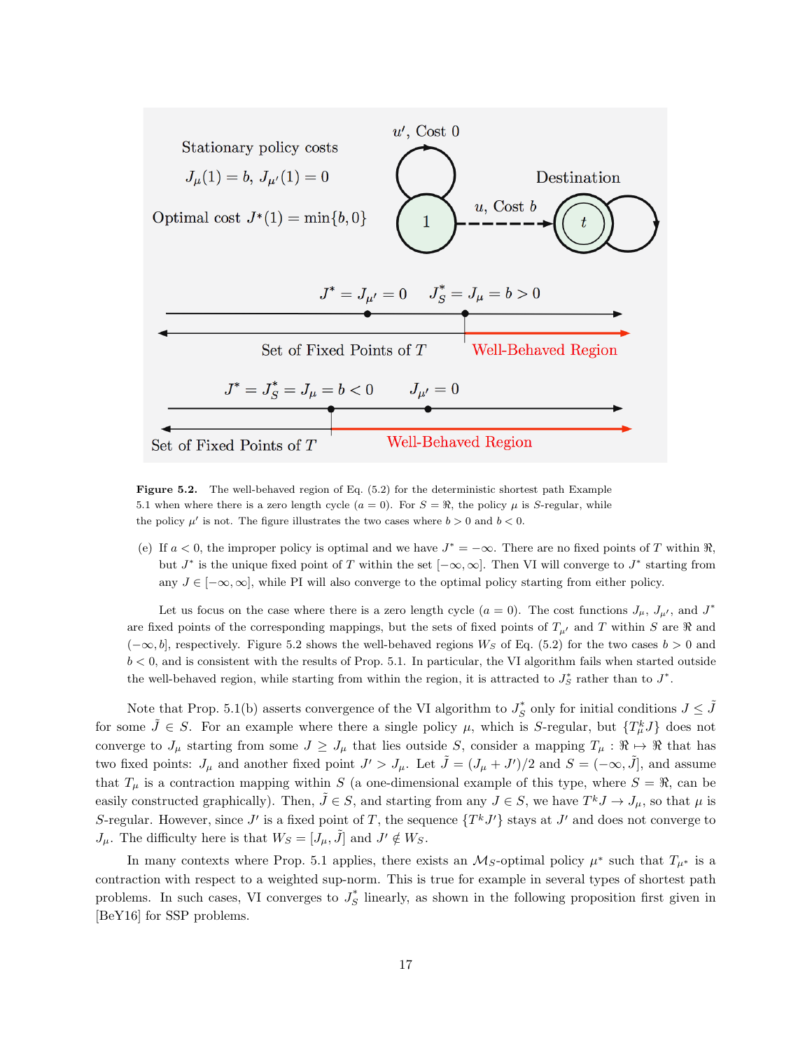Stationary policy costs

$J_\mu(1) = b,\ J_{\mu'}(1) = 0$

Optimal cost $J^*(1) = \min\{b, 0\}$

$u'$, Cost 0

$u$, Cost $b$

Destination

$J^* = J_{\mu'} = 0 \quad J_S^* = J_\mu = b > 0$

Set of Fixed Points of $T$ — Well-Behaved Region

$J^* = J_S^* = J_\mu = b < 0 \quad J_{\mu'} = 0$

Set of Fixed Points of $T$ — Well-Behaved Region

**Figure 5.2.** The well-behaved region of Eq. (5.2) for the deterministic shortest path Example 5.1 when where there is a zero length cycle ($a = 0$). For $S = \Re$, the policy $\mu$ is $S$-regular, while the policy $\mu'$ is not. The figure illustrates the two cases where $b > 0$ and $b < 0$.

(e) If $a < 0$, the improper policy is optimal and we have $J^* = -\infty$. There are no fixed points of $T$ within $\Re$, but $J^*$ is the unique fixed point of $T$ within the set $[-\infty, \infty]$. Then VI will converge to $J^*$ starting from any $J \in [-\infty, \infty]$, while PI will also converge to the optimal policy starting from either policy.

Let us focus on the case where there is a zero length cycle ($a = 0$). The cost functions $J_\mu$, $J_{\mu'}$, and $J^*$ are fixed points of the corresponding mappings, but the sets of fixed points of $T_{\mu'}$ and $T$ within $S$ are $\Re$ and $(-\infty, b]$, respectively. Figure 5.2 shows the well-behaved regions $W_S$ of Eq. (5.2) for the two cases $b > 0$ and $b < 0$, and is consistent with the results of Prop. 5.1. In particular, the VI algorithm fails when started outside the well-behaved region, while starting from within the region, it is attracted to $J_S^*$ rather than to $J^*$.

Note that Prop. 5.1(b) asserts convergence of the VI algorithm to $J_S^*$ only for initial conditions $J \leq \tilde{J}$ for some $\tilde{J} \in S$. For an example where there a single policy $\mu$, which is $S$-regular, but $\{T_\mu^k J\}$ does not converge to $J_\mu$ starting from some $J \geq J_\mu$ that lies outside $S$, consider a mapping $T_\mu : \Re \mapsto \Re$ that has two fixed points: $J_\mu$ and another fixed point $J' > J_\mu$. Let $\tilde{J} = (J_\mu + J')/2$ and $S = (-\infty, \tilde{J}]$, and assume that $T_\mu$ is a contraction mapping within $S$ (a one-dimensional example of this type, where $S = \Re$, can be easily constructed graphically). Then, $\tilde{J} \in S$, and starting from any $J \in S$, we have $T^k J \to J_\mu$, so that $\mu$ is $S$-regular. However, since $J'$ is a fixed point of $T$, the sequence $\{T^k J'\}$ stays at $J'$ and does not converge to $J_\mu$. The difficulty here is that $W_S = [J_\mu, \tilde{J}]$ and $J' \notin W_S$.

In many contexts where Prop. 5.1 applies, there exists an $\mathcal{M}_S$-optimal policy $\mu^*$ such that $T_{\mu^*}$ is a contraction with respect to a weighted sup-norm. This is true for example in several types of shortest path problems. In such cases, VI converges to $J_S^*$ linearly, as shown in the following proposition first given in [BeY16] for SSP problems.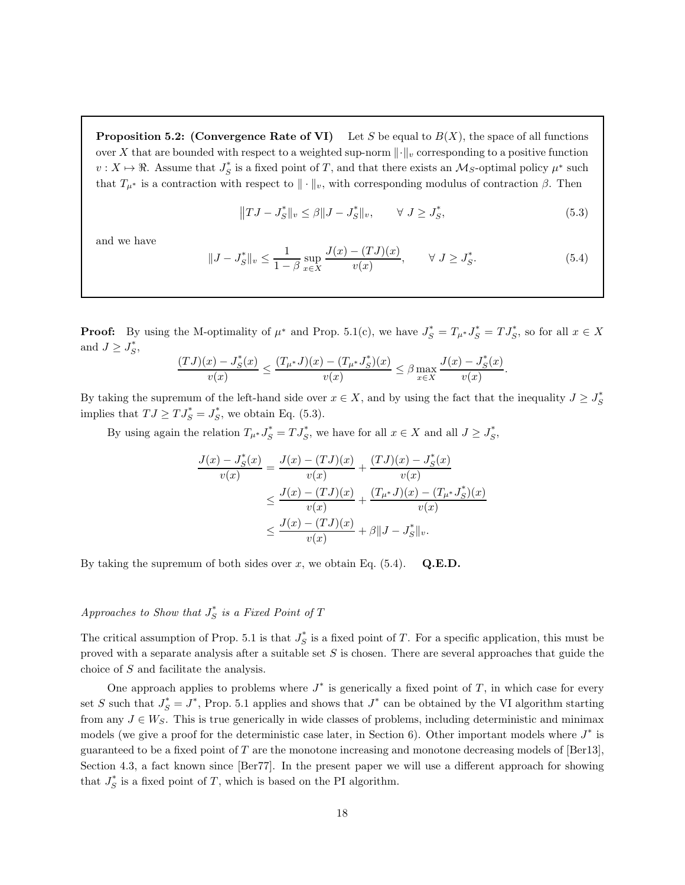**Proposition 5.2: (Convergence Rate of VI)** Let $S$ be equal to $B(X)$, the space of all functions over $X$ that are bounded with respect to a weighted sup-norm $\|\cdot\|_v$ corresponding to a positive function $v : X \mapsto \Re$. Assume that $J_S^*$ is a fixed point of $T$, and that there exists an $\mathcal{M}_S$-optimal policy $\mu^*$ such that $T_{\mu^*}$ is a contraction with respect to $\|\cdot\|_v$, with corresponding modulus of contraction $\beta$. Then

$$\big\|TJ - J_S^*\|_v \leq \beta \|J - J_S^*\|_v, \qquad \forall\ J \geq J_S^*, \tag{5.3}$$

and we have

$$\|J - J_S^*\|_v \leq \frac{1}{1-\beta} \sup_{x \in X} \frac{J(x) - (TJ)(x)}{v(x)}, \qquad \forall\ J \geq J_S^*. \tag{5.4}$$

**Proof:** By using the M-optimality of $\mu^*$ and Prop. 5.1(c), we have $J_S^* = T_{\mu^*} J_S^* = TJ_S^*$, so for all $x \in X$ and $J \geq J_S^*$,

$$\frac{(TJ)(x) - J_S^*(x)}{v(x)} \leq \frac{(T_{\mu^*}J)(x) - (T_{\mu^*}J_S^*)(x)}{v(x)} \leq \beta \max_{x \in X} \frac{J(x) - J_S^*(x)}{v(x)}.$$

By taking the supremum of the left-hand side over $x \in X$, and by using the fact that the inequality $J \geq J_S^*$ implies that $TJ \geq TJ_S^* = J_S^*$, we obtain Eq. (5.3).

By using again the relation $T_{\mu^*} J_S^* = TJ_S^*$, we have for all $x \in X$ and all $J \geq J_S^*$,

$$\begin{aligned}
\frac{J(x) - J_S^*(x)}{v(x)} &= \frac{J(x) - (TJ)(x)}{v(x)} + \frac{(TJ)(x) - J_S^*(x)}{v(x)} \\
&\leq \frac{J(x) - (TJ)(x)}{v(x)} + \frac{(T_{\mu^*}J)(x) - (T_{\mu^*}J_S^*)(x)}{v(x)} \\
&\leq \frac{J(x) - (TJ)(x)}{v(x)} + \beta \|J - J_S^*\|_v.
\end{aligned}$$

By taking the supremum of both sides over $x$, we obtain Eq. (5.4). **Q.E.D.**

*Approaches to Show that $J_S^*$ is a Fixed Point of $T$*

The critical assumption of Prop. 5.1 is that $J_S^*$ is a fixed point of $T$. For a specific application, this must be proved with a separate analysis after a suitable set $S$ is chosen. There are several approaches that guide the choice of $S$ and facilitate the analysis.

One approach applies to problems where $J^*$ is generically a fixed point of $T$, in which case for every set $S$ such that $J_S^* = J^*$, Prop. 5.1 applies and shows that $J^*$ can be obtained by the VI algorithm starting from any $J \in W_S$. This is true generically in wide classes of problems, including deterministic and minimax models (we give a proof for the deterministic case later, in Section 6). Other important models where $J^*$ is guaranteed to be a fixed point of $T$ are the monotone increasing and monotone decreasing models of [Ber13], Section 4.3, a fact known since [Ber77]. In the present paper we will use a different approach for showing that $J_S^*$ is a fixed point of $T$, which is based on the PI algorithm.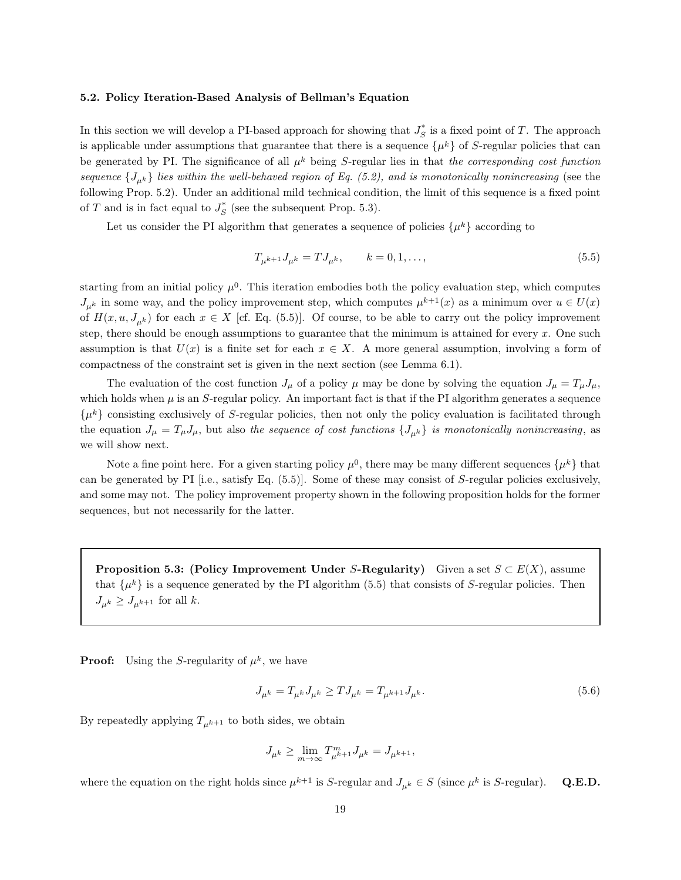### 5.2. Policy Iteration-Based Analysis of Bellman's Equation

In this section we will develop a PI-based approach for showing that $J_S^*$ is a fixed point of $T$. The approach is applicable under assumptions that guarantee that there is a sequence $\{\mu^k\}$ of $S$-regular policies that can be generated by PI. The significance of all $\mu^k$ being $S$-regular lies in that *the corresponding cost function sequence* $\{J_{\mu^k}\}$ *lies within the well-behaved region of Eq. (5.2), and is monotonically nonincreasing* (see the following Prop. 5.2). Under an additional mild technical condition, the limit of this sequence is a fixed point of $T$ and is in fact equal to $J_S^*$ (see the subsequent Prop. 5.3).

Let us consider the PI algorithm that generates a sequence of policies $\{\mu^k\}$ according to

$$T_{\mu^{k+1}} J_{\mu^k} = T J_{\mu^k}, \qquad k = 0, 1, \ldots, \tag{5.5}$$

starting from an initial policy $\mu^0$. This iteration embodies both the policy evaluation step, which computes $J_{\mu^k}$ in some way, and the policy improvement step, which computes $\mu^{k+1}(x)$ as a minimum over $u \in U(x)$ of $H(x, u, J_{\mu^k})$ for each $x \in X$ [cf. Eq. (5.5)]. Of course, to be able to carry out the policy improvement step, there should be enough assumptions to guarantee that the minimum is attained for every $x$. One such assumption is that $U(x)$ is a finite set for each $x \in X$. A more general assumption, involving a form of compactness of the constraint set is given in the next section (see Lemma 6.1).

The evaluation of the cost function $J_\mu$ of a policy $\mu$ may be done by solving the equation $J_\mu = T_\mu J_\mu$, which holds when $\mu$ is an $S$-regular policy. An important fact is that if the PI algorithm generates a sequence $\{\mu^k\}$ consisting exclusively of $S$-regular policies, then not only the policy evaluation is facilitated through the equation $J_\mu = T_\mu J_\mu$, but also *the sequence of cost functions* $\{J_{\mu^k}\}$ *is monotonically nonincreasing*, as we will show next.

Note a fine point here. For a given starting policy $\mu^0$, there may be many different sequences $\{\mu^k\}$ that can be generated by PI [i.e., satisfy Eq. (5.5)]. Some of these may consist of $S$-regular policies exclusively, and some may not. The policy improvement property shown in the following proposition holds for the former sequences, but not necessarily for the latter.

**Proposition 5.3: (Policy Improvement Under $S$-Regularity)** Given a set $S \subset E(X)$, assume that $\{\mu^k\}$ is a sequence generated by the PI algorithm (5.5) that consists of $S$-regular policies. Then $J_{\mu^k} \geq J_{\mu^{k+1}}$ for all $k$.

**Proof:** Using the $S$-regularity of $\mu^k$, we have

$$J_{\mu^k} = T_{\mu^k} J_{\mu^k} \geq T J_{\mu^k} = T_{\mu^{k+1}} J_{\mu^k}. \tag{5.6}$$

By repeatedly applying $T_{\mu^{k+1}}$ to both sides, we obtain

$$J_{\mu^k} \geq \lim_{m \to \infty} T_{\mu^{k+1}}^m J_{\mu^k} = J_{\mu^{k+1}},$$

where the equation on the right holds since $\mu^{k+1}$ is $S$-regular and $J_{\mu^k} \in S$ (since $\mu^k$ is $S$-regular). **Q.E.D.**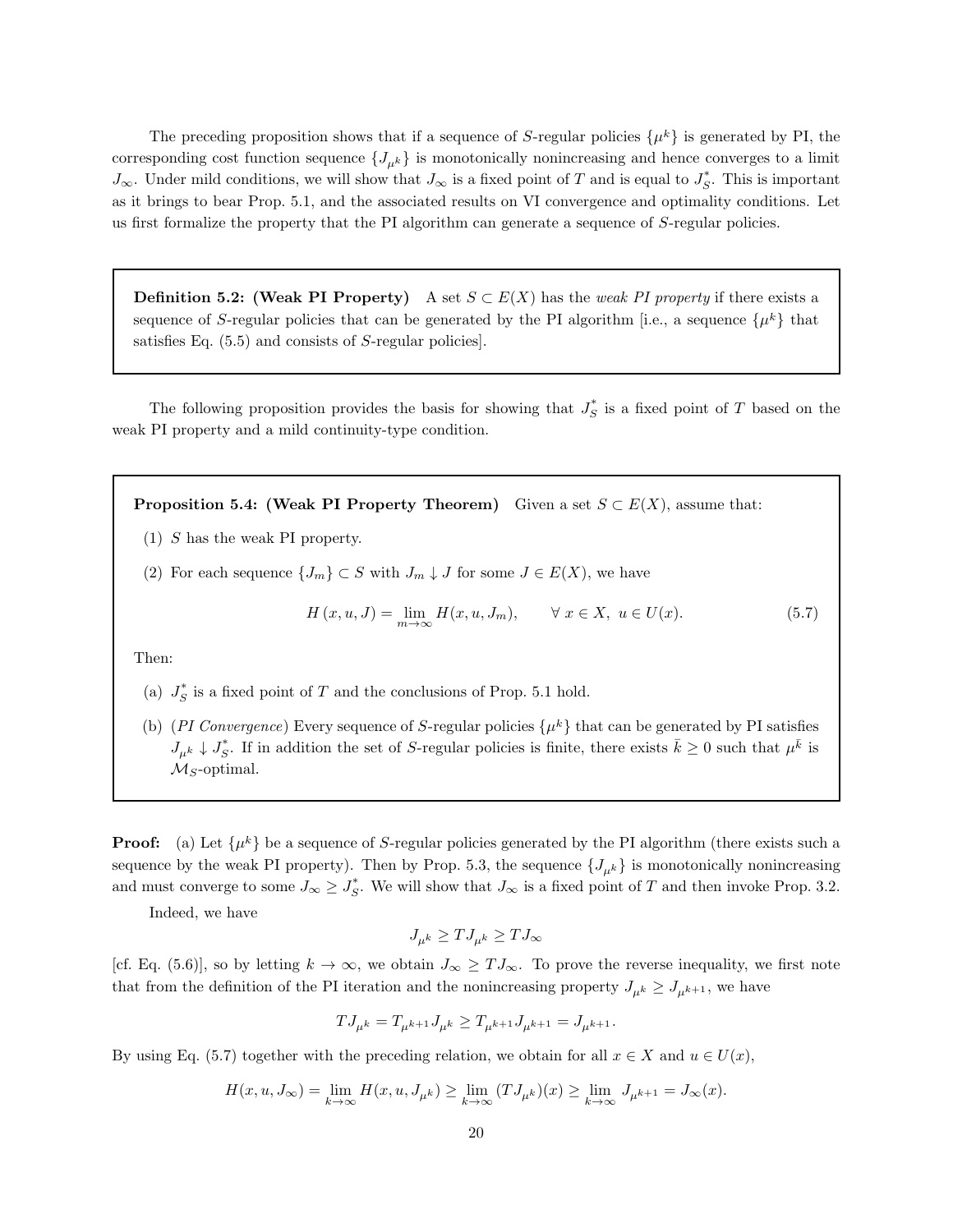The preceding proposition shows that if a sequence of $S$-regular policies $\{\mu^k\}$ is generated by PI, the corresponding cost function sequence $\{J_{\mu^k}\}$ is monotonically nonincreasing and hence converges to a limit $J_\infty$. Under mild conditions, we will show that $J_\infty$ is a fixed point of $T$ and is equal to $J_S^*$. This is important as it brings to bear Prop. 5.1, and the associated results on VI convergence and optimality conditions. Let us first formalize the property that the PI algorithm can generate a sequence of $S$-regular policies.

**Definition 5.2: (Weak PI Property)** A set $S \subset E(X)$ has the *weak PI property* if there exists a sequence of $S$-regular policies that can be generated by the PI algorithm [i.e., a sequence $\{\mu^k\}$ that satisfies Eq. (5.5) and consists of $S$-regular policies].

The following proposition provides the basis for showing that $J_S^*$ is a fixed point of $T$ based on the weak PI property and a mild continuity-type condition.

**Proposition 5.4: (Weak PI Property Theorem)** Given a set $S \subset E(X)$, assume that:

(1) $S$ has the weak PI property.

(2) For each sequence $\{J_m\} \subset S$ with $J_m \downarrow J$ for some $J \in E(X)$, we have

$$H(x, u, J) = \lim_{m \to \infty} H(x, u, J_m), \qquad \forall\, x \in X,\ u \in U(x). \tag{5.7}$$

Then:

(a) $J_S^*$ is a fixed point of $T$ and the conclusions of Prop. 5.1 hold.

(b) (*PI Convergence*) Every sequence of $S$-regular policies $\{\mu^k\}$ that can be generated by PI satisfies $J_{\mu^k} \downarrow J_S^*$. If in addition the set of $S$-regular policies is finite, there exists $\bar{k} \geq 0$ such that $\mu^{\bar{k}}$ is $\mathcal{M}_S$-optimal.

**Proof:** (a) Let $\{\mu^k\}$ be a sequence of $S$-regular policies generated by the PI algorithm (there exists such a sequence by the weak PI property). Then by Prop. 5.3, the sequence $\{J_{\mu^k}\}$ is monotonically nonincreasing and must converge to some $J_\infty \geq J_S^*$. We will show that $J_\infty$ is a fixed point of $T$ and then invoke Prop. 3.2.

Indeed, we have

$$J_{\mu^k} \geq TJ_{\mu^k} \geq TJ_\infty$$

[cf. Eq. (5.6)], so by letting $k \to \infty$, we obtain $J_\infty \geq TJ_\infty$. To prove the reverse inequality, we first note that from the definition of the PI iteration and the nonincreasing property $J_{\mu^k} \geq J_{\mu^{k+1}}$, we have

$$TJ_{\mu^k} = T_{\mu^{k+1}} J_{\mu^k} \geq T_{\mu^{k+1}} J_{\mu^{k+1}} = J_{\mu^{k+1}}.$$

By using Eq. (5.7) together with the preceding relation, we obtain for all $x \in X$ and $u \in U(x)$,

$$H(x, u, J_\infty) = \lim_{k \to \infty} H(x, u, J_{\mu^k}) \geq \lim_{k \to \infty} (TJ_{\mu^k})(x) \geq \lim_{k \to \infty} J_{\mu^{k+1}} = J_\infty(x).$$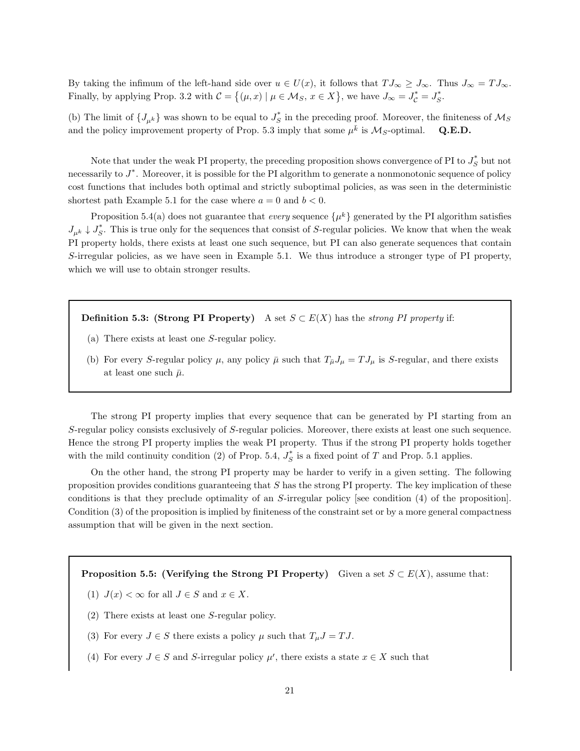By taking the infimum of the left-hand side over $u \in U(x)$, it follows that $TJ_\infty \geq J_\infty$. Thus $J_\infty = TJ_\infty$. Finally, by applying Prop. 3.2 with $\mathcal{C} = \{(\mu, x) \mid \mu \in \mathcal{M}_S, \, x \in X\}$, we have $J_\infty = J^*_{\mathcal{C}} = J^*_S$.

(b) The limit of $\{J_{\mu^k}\}$ was shown to be equal to $J^*_S$ in the preceding proof. Moreover, the finiteness of $\mathcal{M}_S$ and the policy improvement property of Prop. 5.3 imply that some $\mu^{\bar{k}}$ is $\mathcal{M}_S$-optimal. **Q.E.D.**

Note that under the weak PI property, the preceding proposition shows convergence of PI to $J^*_S$ but not necessarily to $J^*$. Moreover, it is possible for the PI algorithm to generate a nonmonotonic sequence of policy cost functions that includes both optimal and strictly suboptimal policies, as was seen in the deterministic shortest path Example 5.1 for the case where $a = 0$ and $b < 0$.

Proposition 5.4(a) does not guarantee that *every* sequence $\{\mu^k\}$ generated by the PI algorithm satisfies $J_{\mu^k} \downarrow J^*_S$. This is true only for the sequences that consist of $S$-regular policies. We know that when the weak PI property holds, there exists at least one such sequence, but PI can also generate sequences that contain $S$-irregular policies, as we have seen in Example 5.1. We thus introduce a stronger type of PI property, which we will use to obtain stronger results.

**Definition 5.3: (Strong PI Property)** A set $S \subset E(X)$ has the *strong PI property* if:

(a) There exists at least one $S$-regular policy.

(b) For every $S$-regular policy $\mu$, any policy $\bar{\mu}$ such that $T_{\bar{\mu}} J_\mu = TJ_\mu$ is $S$-regular, and there exists at least one such $\bar{\mu}$.

The strong PI property implies that every sequence that can be generated by PI starting from an $S$-regular policy consists exclusively of $S$-regular policies. Moreover, there exists at least one such sequence. Hence the strong PI property implies the weak PI property. Thus if the strong PI property holds together with the mild continuity condition (2) of Prop. 5.4, $J^*_S$ is a fixed point of $T$ and Prop. 5.1 applies.

On the other hand, the strong PI property may be harder to verify in a given setting. The following proposition provides conditions guaranteeing that $S$ has the strong PI property. The key implication of these conditions is that they preclude optimality of an $S$-irregular policy [see condition (4) of the proposition]. Condition (3) of the proposition is implied by finiteness of the constraint set or by a more general compactness assumption that will be given in the next section.

**Proposition 5.5: (Verifying the Strong PI Property)** Given a set $S \subset E(X)$, assume that:

(1) $J(x) < \infty$ for all $J \in S$ and $x \in X$.

(2) There exists at least one $S$-regular policy.

(3) For every $J \in S$ there exists a policy $\mu$ such that $T_\mu J = TJ$.

(4) For every $J \in S$ and $S$-irregular policy $\mu'$, there exists a state $x \in X$ such that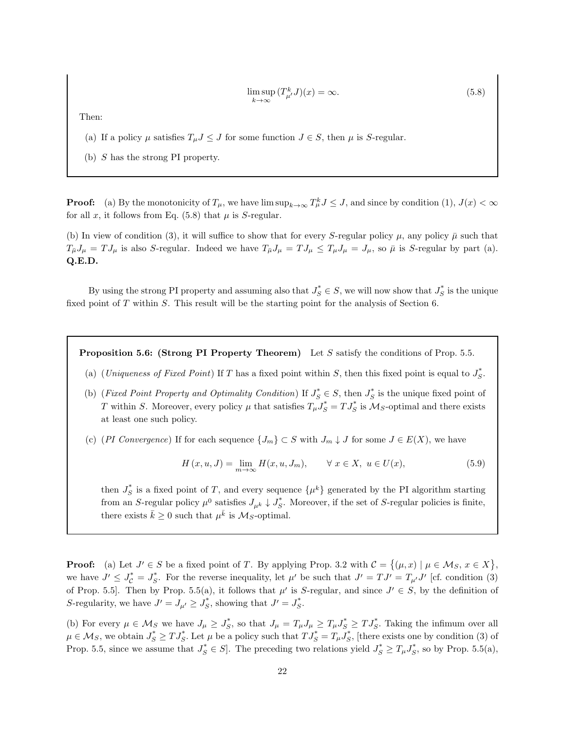$$\limsup_{k\to\infty} (T_{\mu'}^k J)(x) = \infty. \tag{5.8}$$

Then:

(a) If a policy $\mu$ satisfies $T_\mu J \le J$ for some function $J \in S$, then $\mu$ is $S$-regular.

(b) $S$ has the strong PI property.

**Proof:** (a) By the monotonicity of $T_\mu$, we have $\limsup_{k\to\infty} T_\mu^k J \le J$, and since by condition (1), $J(x) < \infty$ for all $x$, it follows from Eq. (5.8) that $\mu$ is $S$-regular.

(b) In view of condition (3), it will suffice to show that for every $S$-regular policy $\mu$, any policy $\bar\mu$ such that $T_{\bar\mu} J_\mu = T J_\mu$ is also $S$-regular. Indeed we have $T_{\bar\mu} J_\mu = T J_\mu \le T_\mu J_\mu = J_\mu$, so $\bar\mu$ is $S$-regular by part (a). **Q.E.D.**

By using the strong PI property and assuming also that $J_S^* \in S$, we will now show that $J_S^*$ is the unique fixed point of $T$ within $S$. This result will be the starting point for the analysis of Section 6.

**Proposition 5.6: (Strong PI Property Theorem)** Let $S$ satisfy the conditions of Prop. 5.5.

(a) (*Uniqueness of Fixed Point*) If $T$ has a fixed point within $S$, then this fixed point is equal to $J_S^*$.

(b) (*Fixed Point Property and Optimality Condition*) If $J_S^* \in S$, then $J_S^*$ is the unique fixed point of $T$ within $S$. Moreover, every policy $\mu$ that satisfies $T_\mu J_S^* = T J_S^*$ is $\mathcal{M}_S$-optimal and there exists at least one such policy.

(c) (*PI Convergence*) If for each sequence $\{J_m\} \subset S$ with $J_m \downarrow J$ for some $J \in E(X)$, we have

$$H(x, u, J) = \lim_{m\to\infty} H(x, u, J_m), \qquad \forall\, x \in X,\ u \in U(x), \tag{5.9}$$

then $J_S^*$ is a fixed point of $T$, and every sequence $\{\mu^k\}$ generated by the PI algorithm starting from an $S$-regular policy $\mu^0$ satisfies $J_{\mu^k} \downarrow J_S^*$. Moreover, if the set of $S$-regular policies is finite, there exists $\bar k \ge 0$ such that $\mu^{\bar k}$ is $\mathcal{M}_S$-optimal.

**Proof:** (a) Let $J' \in S$ be a fixed point of $T$. By applying Prop. 3.2 with $\mathcal{C} = \{(\mu, x) \mid \mu \in \mathcal{M}_S,\ x \in X\}$, we have $J' \le J_{\mathcal{C}}^* = J_S^*$. For the reverse inequality, let $\mu'$ be such that $J' = TJ' = T_{\mu'} J'$ [cf. condition (3) of Prop. 5.5]. Then by Prop. 5.5(a), it follows that $\mu'$ is $S$-regular, and since $J' \in S$, by the definition of $S$-regularity, we have $J' = J_{\mu'} \ge J_S^*$, showing that $J' = J_S^*$.

(b) For every $\mu \in \mathcal{M}_S$ we have $J_\mu \ge J_S^*$, so that $J_\mu = T_\mu J_\mu \ge T_\mu J_S^* \ge T J_S^*$. Taking the infimum over all $\mu \in \mathcal{M}_S$, we obtain $J_S^* \ge T J_S^*$. Let $\mu$ be a policy such that $T J_S^* = T_\mu J_S^*$, [there exists one by condition (3) of Prop. 5.5, since we assume that $J_S^* \in S$]. The preceding two relations yield $J_S^* \ge T_\mu J_S^*$, so by Prop. 5.5(a),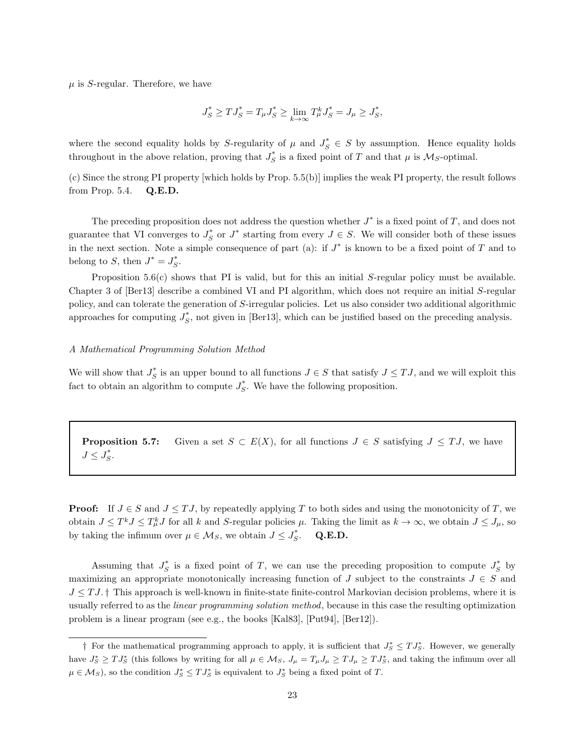$\mu$ is $S$-regular. Therefore, we have

$$J_S^* \geq TJ_S^* = T_\mu J_S^* \geq \lim_{k\to\infty} T_\mu^k J_S^* = J_\mu \geq J_S^*,$$

where the second equality holds by $S$-regularity of $\mu$ and $J_S^* \in S$ by assumption. Hence equality holds throughout in the above relation, proving that $J_S^*$ is a fixed point of $T$ and that $\mu$ is $\mathcal{M}_S$-optimal.

(c) Since the strong PI property [which holds by Prop. 5.5(b)] implies the weak PI property, the result follows from Prop. 5.4. **Q.E.D.**

The preceding proposition does not address the question whether $J^*$ is a fixed point of $T$, and does not guarantee that VI converges to $J_S^*$ or $J^*$ starting from every $J \in S$. We will consider both of these issues in the next section. Note a simple consequence of part (a): if $J^*$ is known to be a fixed point of $T$ and to belong to $S$, then $J^* = J_S^*$.

Proposition 5.6(c) shows that PI is valid, but for this an initial $S$-regular policy must be available. Chapter 3 of [Ber13] describe a combined VI and PI algorithm, which does not require an initial $S$-regular policy, and can tolerate the generation of $S$-irregular policies. Let us also consider two additional algorithmic approaches for computing $J_S^*$, not given in [Ber13], which can be justified based on the preceding analysis.

*A Mathematical Programming Solution Method*

We will show that $J_S^*$ is an upper bound to all functions $J \in S$ that satisfy $J \leq TJ$, and we will exploit this fact to obtain an algorithm to compute $J_S^*$. We have the following proposition.

**Proposition 5.7:** Given a set $S \subset E(X)$, for all functions $J \in S$ satisfying $J \leq TJ$, we have $J \leq J_S^*$.

**Proof:** If $J \in S$ and $J \leq TJ$, by repeatedly applying $T$ to both sides and using the monotonicity of $T$, we obtain $J \leq T^k J \leq T_\mu^k J$ for all $k$ and $S$-regular policies $\mu$. Taking the limit as $k \to \infty$, we obtain $J \leq J_\mu$, so by taking the infimum over $\mu \in \mathcal{M}_S$, we obtain $J \leq J_S^*$. **Q.E.D.**

Assuming that $J_S^*$ is a fixed point of $T$, we can use the preceding proposition to compute $J_S^*$ by maximizing an appropriate monotonically increasing function of $J$ subject to the constraints $J \in S$ and $J \leq TJ$.† This approach is well-known in finite-state finite-control Markovian decision problems, where it is usually referred to as the *linear programming solution method*, because in this case the resulting optimization problem is a linear program (see e.g., the books [Kal83], [Put94], [Ber12]).

† For the mathematical programming approach to apply, it is sufficient that $J_S^* \leq TJ_S^*$. However, we generally have $J_S^* \geq TJ_S^*$ (this follows by writing for all $\mu \in \mathcal{M}_S$, $J_\mu = T_\mu J_\mu \geq TJ_\mu \geq TJ_S^*$, and taking the infimum over all $\mu \in \mathcal{M}_S$), so the condition $J_S^* \leq TJ_S^*$ is equivalent to $J_S^*$ being a fixed point of $T$.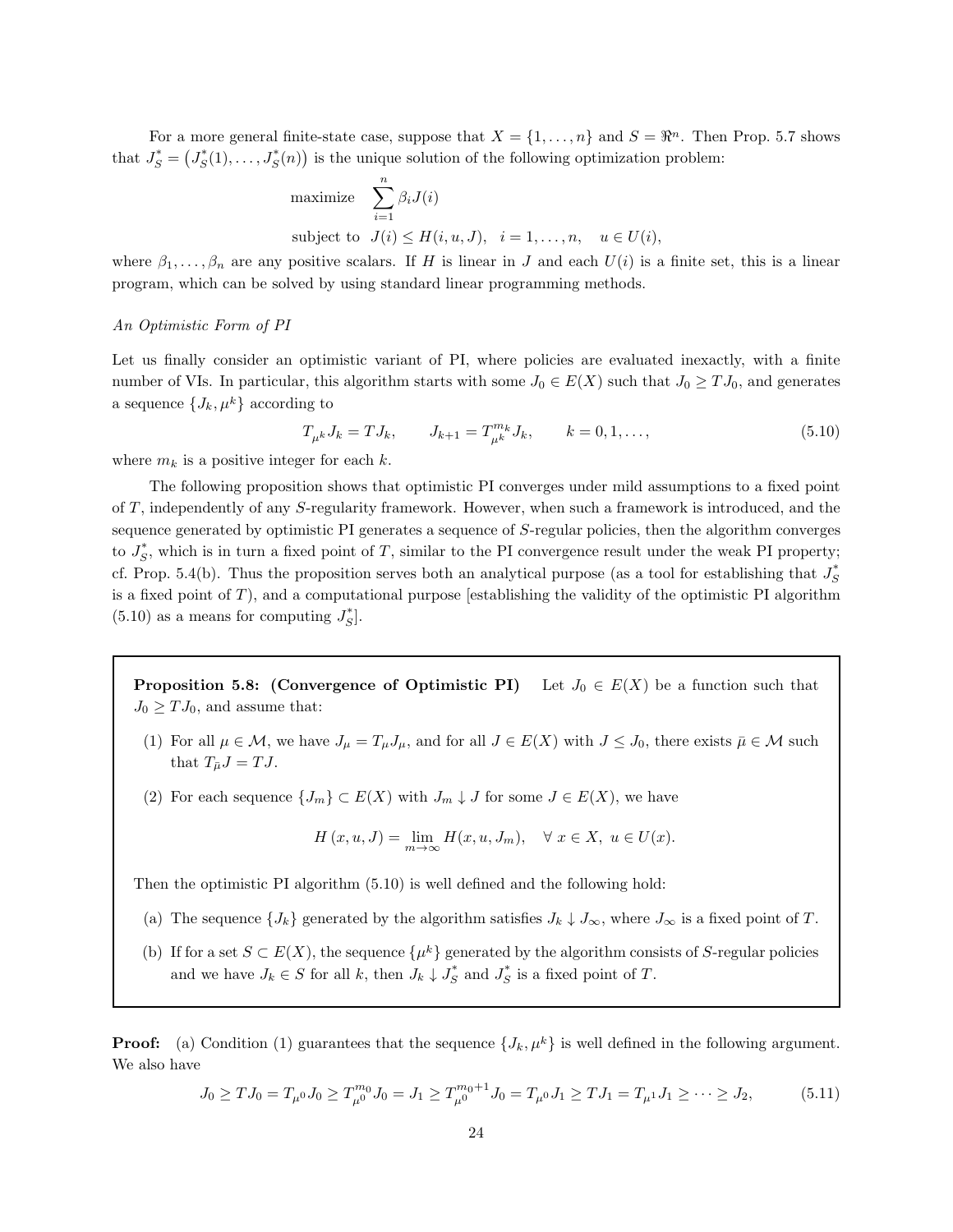For a more general finite-state case, suppose that $X = \{1, \ldots, n\}$ and $S = \Re^n$. Then Prop. 5.7 shows that $J_S^* = \big(J_S^*(1), \ldots, J_S^*(n)\big)$ is the unique solution of the following optimization problem:

$$
\begin{aligned}
&\text{maximize} \quad \sum_{i=1}^{n} \beta_i J(i) \\
&\text{subject to} \quad J(i) \leq H(i, u, J), \quad i = 1, \ldots, n, \quad u \in U(i),
\end{aligned}
$$

where $\beta_1, \ldots, \beta_n$ are any positive scalars. If $H$ is linear in $J$ and each $U(i)$ is a finite set, this is a linear program, which can be solved by using standard linear programming methods.

*An Optimistic Form of PI*

Let us finally consider an optimistic variant of PI, where policies are evaluated inexactly, with a finite number of VIs. In particular, this algorithm starts with some $J_0 \in E(X)$ such that $J_0 \geq TJ_0$, and generates a sequence $\{J_k, \mu^k\}$ according to

$$
T_{\mu^k} J_k = TJ_k, \qquad J_{k+1} = T_{\mu^k}^{m_k} J_k, \qquad k = 0, 1, \ldots, \tag{5.10}
$$

where $m_k$ is a positive integer for each $k$.

The following proposition shows that optimistic PI converges under mild assumptions to a fixed point of $T$, independently of any $S$-regularity framework. However, when such a framework is introduced, and the sequence generated by optimistic PI generates a sequence of $S$-regular policies, then the algorithm converges to $J_S^*$, which is in turn a fixed point of $T$, similar to the PI convergence result under the weak PI property; cf. Prop. 5.4(b). Thus the proposition serves both an analytical purpose (as a tool for establishing that $J_S^*$ is a fixed point of $T$), and a computational purpose [establishing the validity of the optimistic PI algorithm (5.10) as a means for computing $J_S^*$].

**Proposition 5.8: (Convergence of Optimistic PI)** Let $J_0 \in E(X)$ be a function such that $J_0 \geq TJ_0$, and assume that:

(1) For all $\mu \in \mathcal{M}$, we have $J_\mu = T_\mu J_\mu$, and for all $J \in E(X)$ with $J \leq J_0$, there exists $\bar{\mu} \in \mathcal{M}$ such that $T_{\bar{\mu}} J = TJ$.

(2) For each sequence $\{J_m\} \subset E(X)$ with $J_m \downarrow J$ for some $J \in E(X)$, we have

$$
H(x, u, J) = \lim_{m \to \infty} H(x, u, J_m), \quad \forall\ x \in X,\ u \in U(x).
$$

Then the optimistic PI algorithm (5.10) is well defined and the following hold:

(a) The sequence $\{J_k\}$ generated by the algorithm satisfies $J_k \downarrow J_\infty$, where $J_\infty$ is a fixed point of $T$.

(b) If for a set $S \subset E(X)$, the sequence $\{\mu^k\}$ generated by the algorithm consists of $S$-regular policies and we have $J_k \in S$ for all $k$, then $J_k \downarrow J_S^*$ and $J_S^*$ is a fixed point of $T$.

**Proof:** (a) Condition (1) guarantees that the sequence $\{J_k, \mu^k\}$ is well defined in the following argument. We also have

$$
J_0 \geq TJ_0 = T_{\mu^0} J_0 \geq T_{\mu^0}^{m_0} J_0 = J_1 \geq T_{\mu^0}^{m_0+1} J_0 = T_{\mu^0} J_1 \geq TJ_1 = T_{\mu^1} J_1 \geq \cdots \geq J_2, \tag{5.11}
$$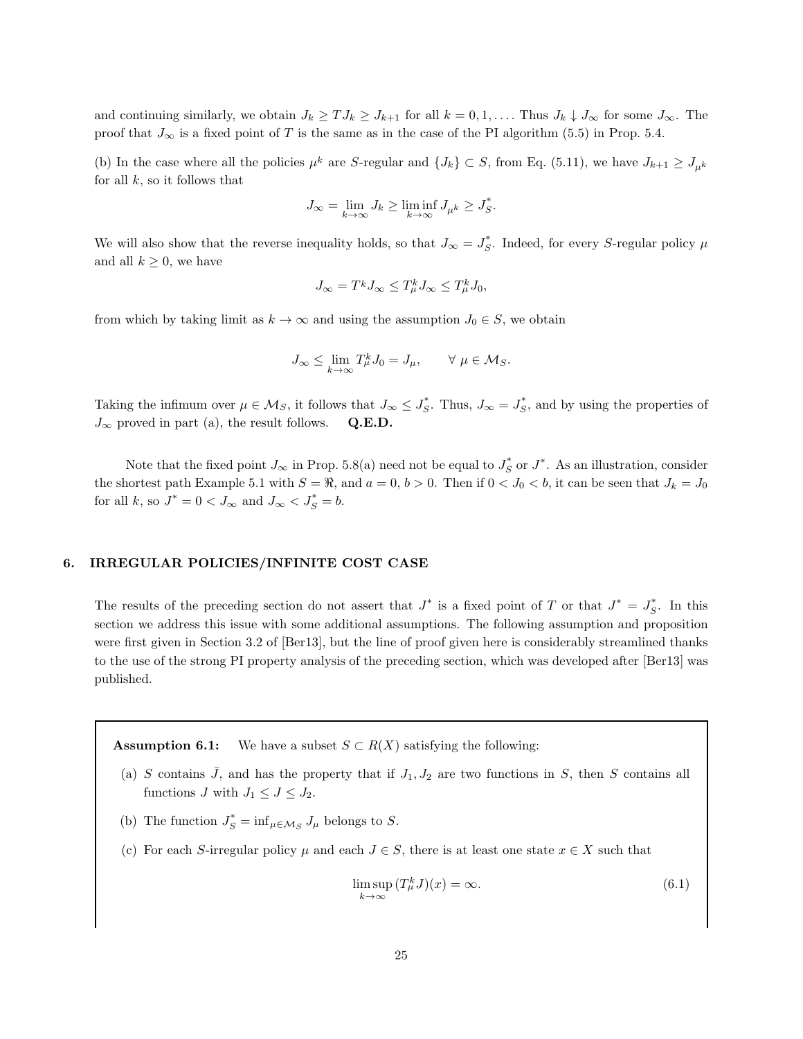and continuing similarly, we obtain $J_k \geq TJ_k \geq J_{k+1}$ for all $k = 0, 1, \ldots$. Thus $J_k \downarrow J_\infty$ for some $J_\infty$. The proof that $J_\infty$ is a fixed point of $T$ is the same as in the case of the PI algorithm (5.5) in Prop. 5.4.

(b) In the case where all the policies $\mu^k$ are $S$-regular and $\{J_k\} \subset S$, from Eq. (5.11), we have $J_{k+1} \geq J_{\mu^k}$ for all $k$, so it follows that

$$J_\infty = \lim_{k\to\infty} J_k \geq \liminf_{k\to\infty} J_{\mu^k} \geq J_S^*.$$

We will also show that the reverse inequality holds, so that $J_\infty = J_S^*$. Indeed, for every $S$-regular policy $\mu$ and all $k \geq 0$, we have

$$J_\infty = T^k J_\infty \leq T_\mu^k J_\infty \leq T_\mu^k J_0,$$

from which by taking limit as $k \to \infty$ and using the assumption $J_0 \in S$, we obtain

$$J_\infty \leq \lim_{k\to\infty} T_\mu^k J_0 = J_\mu, \qquad \forall\ \mu \in \mathcal{M}_S.$$

Taking the infimum over $\mu \in \mathcal{M}_S$, it follows that $J_\infty \leq J_S^*$. Thus, $J_\infty = J_S^*$, and by using the properties of $J_\infty$ proved in part (a), the result follows. **Q.E.D.**

Note that the fixed point $J_\infty$ in Prop. 5.8(a) need not be equal to $J_S^*$ or $J^*$. As an illustration, consider the shortest path Example 5.1 with $S = \Re$, and $a = 0$, $b > 0$. Then if $0 < J_0 < b$, it can be seen that $J_k = J_0$ for all $k$, so $J^* = 0 < J_\infty$ and $J_\infty < J_S^* = b$.

## 6. IRREGULAR POLICIES/INFINITE COST CASE

The results of the preceding section do not assert that $J^*$ is a fixed point of $T$ or that $J^* = J_S^*$. In this section we address this issue with some additional assumptions. The following assumption and proposition were first given in Section 3.2 of [Ber13], but the line of proof given here is considerably streamlined thanks to the use of the strong PI property analysis of the preceding section, which was developed after [Ber13] was published.

**Assumption 6.1:** We have a subset $S \subset R(X)$ satisfying the following:

(a) $S$ contains $\bar{J}$, and has the property that if $J_1, J_2$ are two functions in $S$, then $S$ contains all functions $J$ with $J_1 \leq J \leq J_2$.

(b) The function $J_S^* = \inf_{\mu\in\mathcal{M}_S} J_\mu$ belongs to $S$.

(c) For each $S$-irregular policy $\mu$ and each $J \in S$, there is at least one state $x \in X$ such that

$$\limsup_{k\to\infty} (T_\mu^k J)(x) = \infty. \tag{6.1}$$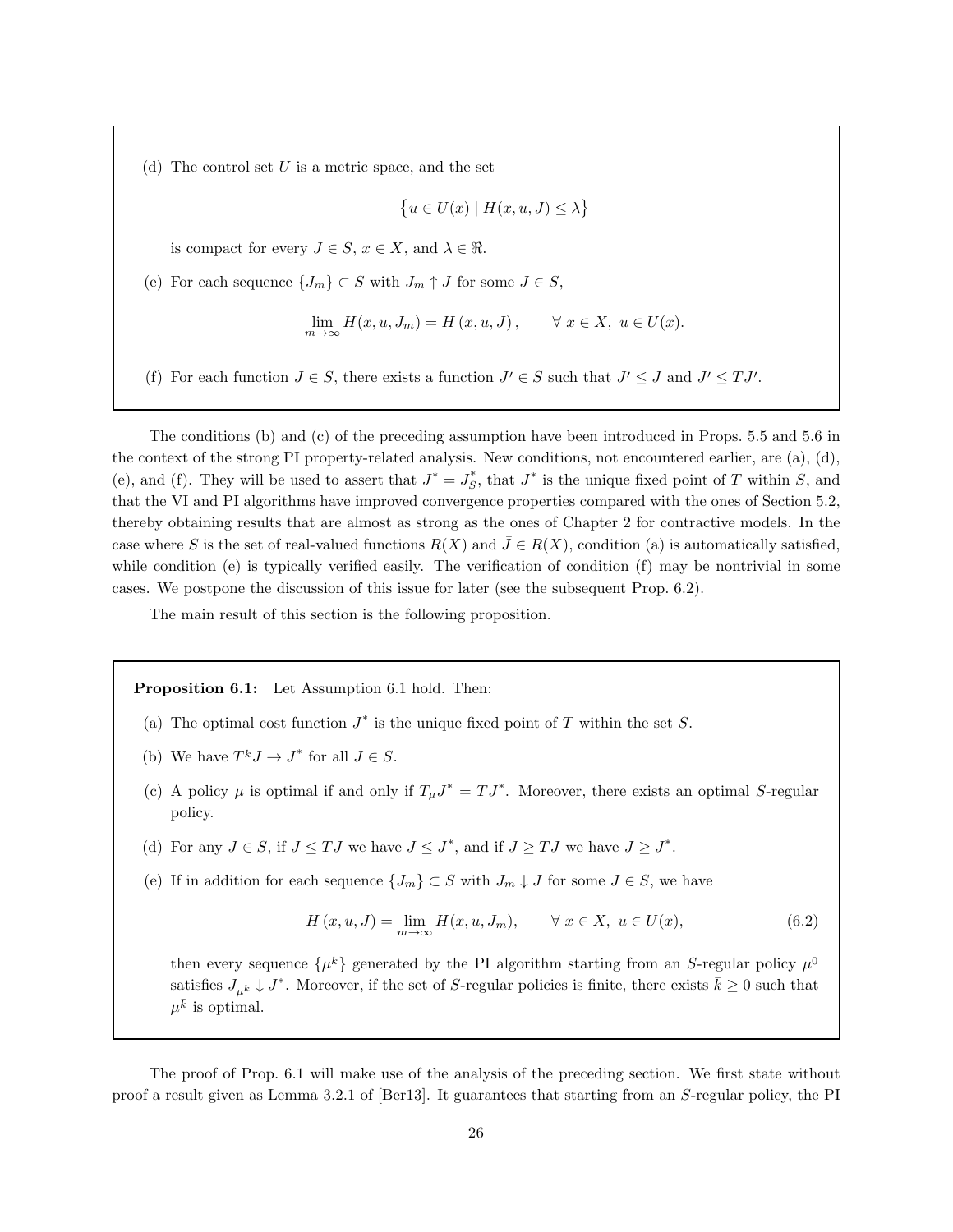(d) The control set $U$ is a metric space, and the set

$$\big\{u \in U(x) \mid H(x,u,J) \le \lambda\big\}$$

is compact for every $J \in S$, $x \in X$, and $\lambda \in \Re$.

(e) For each sequence $\{J_m\} \subset S$ with $J_m \uparrow J$ for some $J \in S$,

$$\lim_{m\to\infty} H(x,u,J_m) = H\left(x,u,J\right), \qquad \forall\ x \in X,\ u \in U(x).$$

(f) For each function $J \in S$, there exists a function $J' \in S$ such that $J' \le J$ and $J' \le TJ'$.

The conditions (b) and (c) of the preceding assumption have been introduced in Props. 5.5 and 5.6 in the context of the strong PI property-related analysis. New conditions, not encountered earlier, are (a), (d), (e), and (f). They will be used to assert that $J^* = J^*_S$, that $J^*$ is the unique fixed point of $T$ within $S$, and that the VI and PI algorithms have improved convergence properties compared with the ones of Section 5.2, thereby obtaining results that are almost as strong as the ones of Chapter 2 for contractive models. In the case where $S$ is the set of real-valued functions $R(X)$ and $\bar J \in R(X)$, condition (a) is automatically satisfied, while condition (e) is typically verified easily. The verification of condition (f) may be nontrivial in some cases. We postpone the discussion of this issue for later (see the subsequent Prop. 6.2).

The main result of this section is the following proposition.

**Proposition 6.1:** Let Assumption 6.1 hold. Then:

(a) The optimal cost function $J^*$ is the unique fixed point of $T$ within the set $S$.

(b) We have $T^kJ \to J^*$ for all $J \in S$.

(c) A policy $\mu$ is optimal if and only if $T_\mu J^* = TJ^*$. Moreover, there exists an optimal $S$-regular policy.

(d) For any $J \in S$, if $J \le TJ$ we have $J \le J^*$, and if $J \ge TJ$ we have $J \ge J^*$.

(e) If in addition for each sequence $\{J_m\} \subset S$ with $J_m \downarrow J$ for some $J \in S$, we have

$$H\left(x,u,J\right) = \lim_{m\to\infty} H(x,u,J_m), \qquad \forall\ x \in X,\ u \in U(x), \tag{6.2}$$

then every sequence $\{\mu^k\}$ generated by the PI algorithm starting from an $S$-regular policy $\mu^0$ satisfies $J_{\mu^k} \downarrow J^*$. Moreover, if the set of $S$-regular policies is finite, there exists $\bar k \ge 0$ such that $\mu^{\bar k}$ is optimal.

The proof of Prop. 6.1 will make use of the analysis of the preceding section. We first state without proof a result given as Lemma 3.2.1 of [Ber13]. It guarantees that starting from an $S$-regular policy, the PI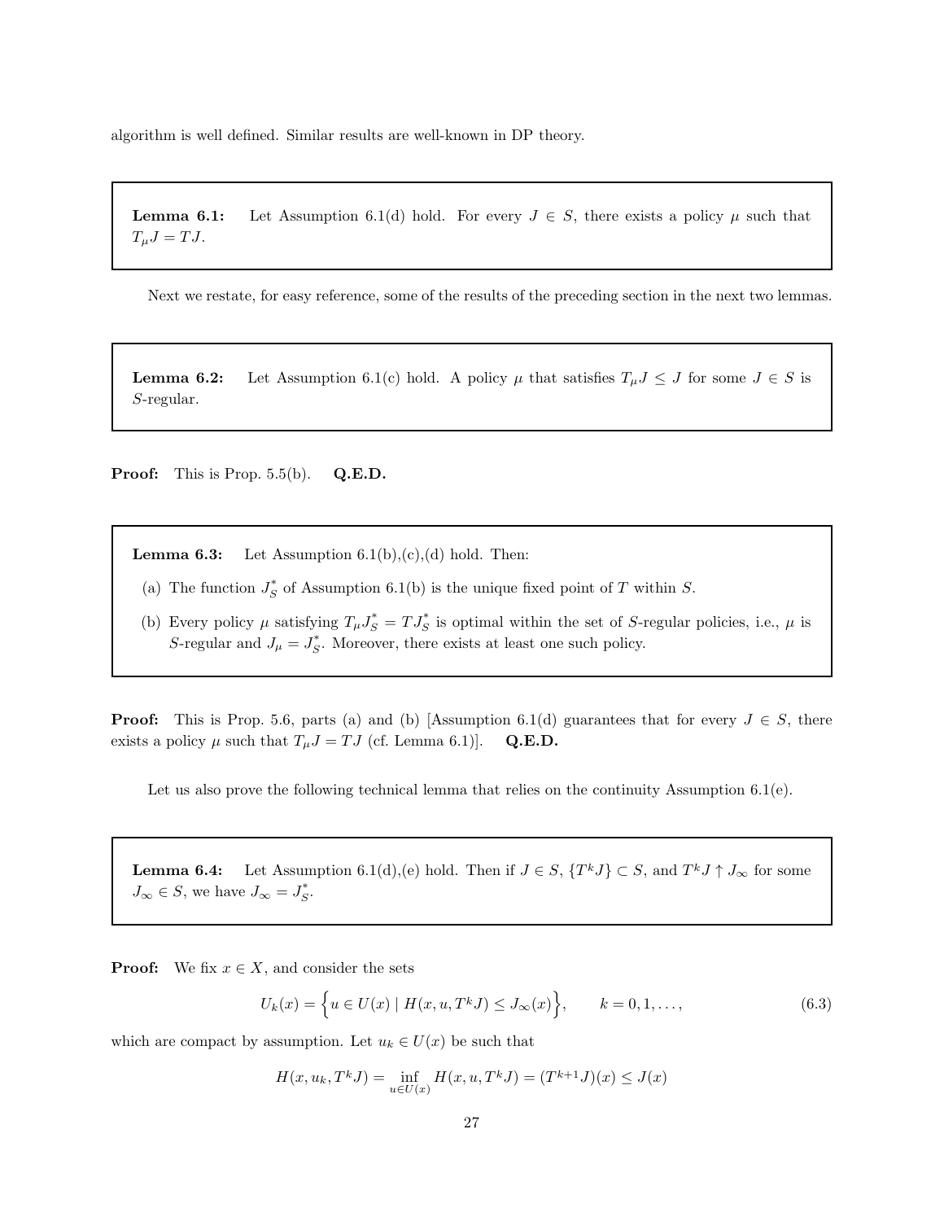algorithm is well defined. Similar results are well-known in DP theory.

**Lemma 6.1:** Let Assumption 6.1(d) hold. For every $J \in S$, there exists a policy $\mu$ such that $T_\mu J = TJ$.

Next we restate, for easy reference, some of the results of the preceding section in the next two lemmas.

**Lemma 6.2:** Let Assumption 6.1(c) hold. A policy $\mu$ that satisfies $T_\mu J \leq J$ for some $J \in S$ is $S$-regular.

**Proof:** This is Prop. 5.5(b). **Q.E.D.**

**Lemma 6.3:** Let Assumption 6.1(b),(c),(d) hold. Then:

(a) The function $J_S^*$ of Assumption 6.1(b) is the unique fixed point of $T$ within $S$.

(b) Every policy $\mu$ satisfying $T_\mu J_S^* = TJ_S^*$ is optimal within the set of $S$-regular policies, i.e., $\mu$ is $S$-regular and $J_\mu = J_S^*$. Moreover, there exists at least one such policy.

**Proof:** This is Prop. 5.6, parts (a) and (b) [Assumption 6.1(d) guarantees that for every $J \in S$, there exists a policy $\mu$ such that $T_\mu J = TJ$ (cf. Lemma 6.1)]. **Q.E.D.**

Let us also prove the following technical lemma that relies on the continuity Assumption 6.1(e).

**Lemma 6.4:** Let Assumption 6.1(d),(e) hold. Then if $J \in S$, $\{T^k J\} \subset S$, and $T^k J \uparrow J_\infty$ for some $J_\infty \in S$, we have $J_\infty = J_S^*$.

**Proof:** We fix $x \in X$, and consider the sets

$$U_k(x) = \Big\{ u \in U(x) \mid H(x, u, T^k J) \leq J_\infty(x) \Big\}, \qquad k = 0, 1, \ldots, \tag{6.3}$$

which are compact by assumption. Let $u_k \in U(x)$ be such that

$$H(x, u_k, T^k J) = \inf_{u \in U(x)} H(x, u, T^k J) = (T^{k+1} J)(x) \leq J(x)$$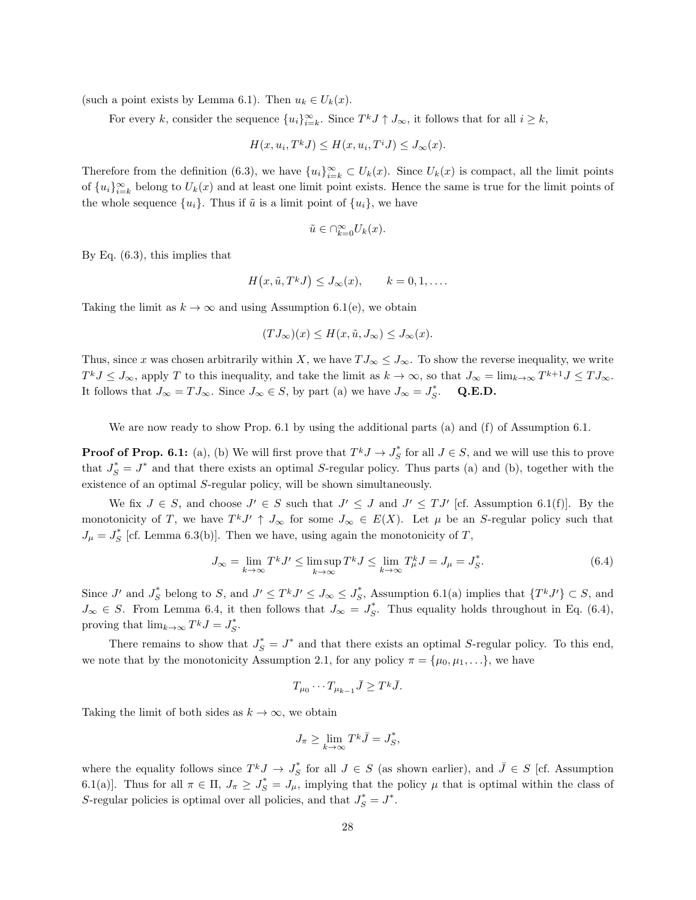(such a point exists by Lemma 6.1). Then $u_k \in U_k(x)$.

For every $k$, consider the sequence $\{u_i\}_{i=k}^{\infty}$. Since $T^k J \uparrow J_\infty$, it follows that for all $i \geq k$,

$$H(x, u_i, T^k J) \leq H(x, u_i, T^i J) \leq J_\infty(x).$$

Therefore from the definition (6.3), we have $\{u_i\}_{i=k}^{\infty} \subset U_k(x)$. Since $U_k(x)$ is compact, all the limit points of $\{u_i\}_{i=k}^{\infty}$ belong to $U_k(x)$ and at least one limit point exists. Hence the same is true for the limit points of the whole sequence $\{u_i\}$. Thus if $\tilde{u}$ is a limit point of $\{u_i\}$, we have

$$\tilde{u} \in \cap_{k=0}^{\infty} U_k(x).$$

By Eq. (6.3), this implies that

$$H\big(x, \tilde{u}, T^k J\big) \leq J_\infty(x), \qquad k = 0, 1, \ldots.$$

Taking the limit as $k \to \infty$ and using Assumption 6.1(e), we obtain

$$(TJ_\infty)(x) \leq H(x, \tilde{u}, J_\infty) \leq J_\infty(x).$$

Thus, since $x$ was chosen arbitrarily within $X$, we have $TJ_\infty \leq J_\infty$. To show the reverse inequality, we write $T^k J \leq J_\infty$, apply $T$ to this inequality, and take the limit as $k \to \infty$, so that $J_\infty = \lim_{k\to\infty} T^{k+1} J \leq TJ_\infty$. It follows that $J_\infty = TJ_\infty$. Since $J_\infty \in S$, by part (a) we have $J_\infty = J_S^*$. **Q.E.D.**

We are now ready to show Prop. 6.1 by using the additional parts (a) and (f) of Assumption 6.1.

**Proof of Prop. 6.1:** (a), (b) We will first prove that $T^k J \to J_S^*$ for all $J \in S$, and we will use this to prove that $J_S^* = J^*$ and that there exists an optimal $S$-regular policy. Thus parts (a) and (b), together with the existence of an optimal $S$-regular policy, will be shown simultaneously.

We fix $J \in S$, and choose $J' \in S$ such that $J' \leq J$ and $J' \leq TJ'$ [cf. Assumption 6.1(f)]. By the monotonicity of $T$, we have $T^k J' \uparrow J_\infty$ for some $J_\infty \in E(X)$. Let $\mu$ be an $S$-regular policy such that $J_\mu = J_S^*$ [cf. Lemma 6.3(b)]. Then we have, using again the monotonicity of $T$,

$$J_\infty = \lim_{k\to\infty} T^k J' \leq \limsup_{k\to\infty} T^k J \leq \lim_{k\to\infty} T_\mu^k J = J_\mu = J_S^*. \tag{6.4}$$

Since $J'$ and $J_S^*$ belong to $S$, and $J' \leq T^k J' \leq J_\infty \leq J_S^*$, Assumption 6.1(a) implies that $\{T^k J'\} \subset S$, and $J_\infty \in S$. From Lemma 6.4, it then follows that $J_\infty = J_S^*$. Thus equality holds throughout in Eq. (6.4), proving that $\lim_{k\to\infty} T^k J = J_S^*$.

There remains to show that $J_S^* = J^*$ and that there exists an optimal $S$-regular policy. To this end, we note that by the monotonicity Assumption 2.1, for any policy $\pi = \{\mu_0, \mu_1, \ldots\}$, we have

$$T_{\mu_0} \cdots T_{\mu_{k-1}} \bar{J} \geq T^k \bar{J}.$$

Taking the limit of both sides as $k \to \infty$, we obtain

$$J_\pi \geq \lim_{k\to\infty} T^k \bar{J} = J_S^*,$$

where the equality follows since $T^k J \to J_S^*$ for all $J \in S$ (as shown earlier), and $\bar{J} \in S$ [cf. Assumption 6.1(a)]. Thus for all $\pi \in \Pi$, $J_\pi \geq J_S^* = J_\mu$, implying that the policy $\mu$ that is optimal within the class of $S$-regular policies is optimal over all policies, and that $J_S^* = J^*$.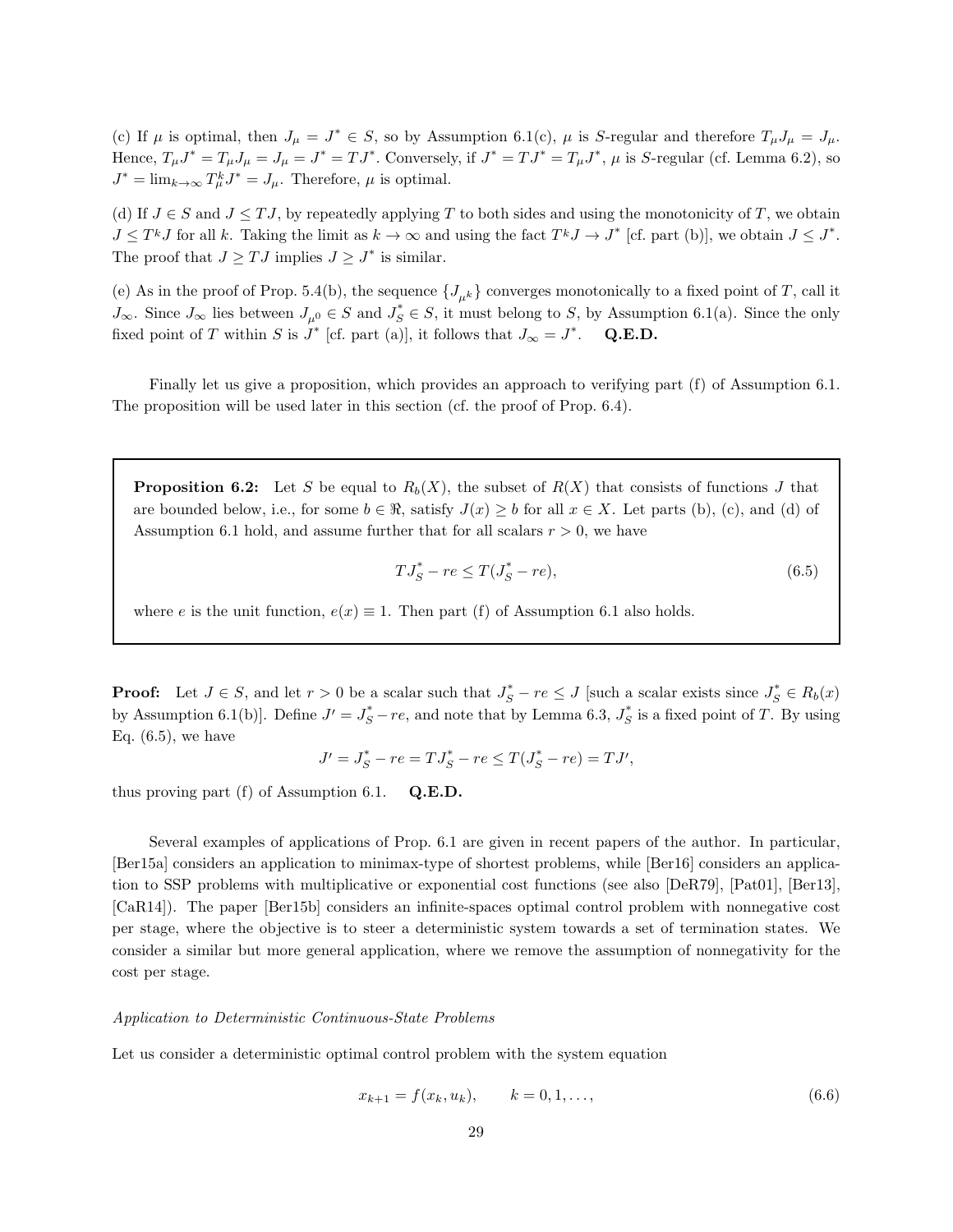(c) If $\mu$ is optimal, then $J_\mu = J^* \in S$, so by Assumption 6.1(c), $\mu$ is $S$-regular and therefore $T_\mu J_\mu = J_\mu$. Hence, $T_\mu J^* = T_\mu J_\mu = J_\mu = J^* = TJ^*$. Conversely, if $J^* = TJ^* = T_\mu J^*$, $\mu$ is $S$-regular (cf. Lemma 6.2), so $J^* = \lim_{k\to\infty} T_\mu^k J^* = J_\mu$. Therefore, $\mu$ is optimal.

(d) If $J \in S$ and $J \leq TJ$, by repeatedly applying $T$ to both sides and using the monotonicity of $T$, we obtain $J \leq T^k J$ for all $k$. Taking the limit as $k \to \infty$ and using the fact $T^k J \to J^*$ [cf. part (b)], we obtain $J \leq J^*$. The proof that $J \geq TJ$ implies $J \geq J^*$ is similar.

(e) As in the proof of Prop. 5.4(b), the sequence $\{J_{\mu^k}\}$ converges monotonically to a fixed point of $T$, call it $J_\infty$. Since $J_\infty$ lies between $J_{\mu^0} \in S$ and $J_S^* \in S$, it must belong to $S$, by Assumption 6.1(a). Since the only fixed point of $T$ within $S$ is $J^*$ [cf. part (a)], it follows that $J_\infty = J^*$. **Q.E.D.**

Finally let us give a proposition, which provides an approach to verifying part (f) of Assumption 6.1. The proposition will be used later in this section (cf. the proof of Prop. 6.4).

**Proposition 6.2:** Let $S$ be equal to $R_b(X)$, the subset of $R(X)$ that consists of functions $J$ that are bounded below, i.e., for some $b \in \Re$, satisfy $J(x) \geq b$ for all $x \in X$. Let parts (b), (c), and (d) of Assumption 6.1 hold, and assume further that for all scalars $r > 0$, we have

$$TJ_S^* - re \leq T(J_S^* - re), \tag{6.5}$$

where $e$ is the unit function, $e(x) \equiv 1$. Then part (f) of Assumption 6.1 also holds.

**Proof:** Let $J \in S$, and let $r > 0$ be a scalar such that $J_S^* - re \leq J$ [such a scalar exists since $J_S^* \in R_b(x)$ by Assumption 6.1(b)]. Define $J' = J_S^* - re$, and note that by Lemma 6.3, $J_S^*$ is a fixed point of $T$. By using Eq. (6.5), we have

$$J' = J_S^* - re = TJ_S^* - re \leq T(J_S^* - re) = TJ',$$

thus proving part (f) of Assumption 6.1. **Q.E.D.**

Several examples of applications of Prop. 6.1 are given in recent papers of the author. In particular, [Ber15a] considers an application to minimax-type of shortest problems, while [Ber16] considers an application to SSP problems with multiplicative or exponential cost functions (see also [DeR79], [Pat01], [Ber13], [CaR14]). The paper [Ber15b] considers an infinite-spaces optimal control problem with nonnegative cost per stage, where the objective is to steer a deterministic system towards a set of termination states. We consider a similar but more general application, where we remove the assumption of nonnegativity for the cost per stage.

*Application to Deterministic Continuous-State Problems*

Let us consider a deterministic optimal control problem with the system equation

$$x_{k+1} = f(x_k, u_k), \qquad k = 0, 1, \ldots, \tag{6.6}$$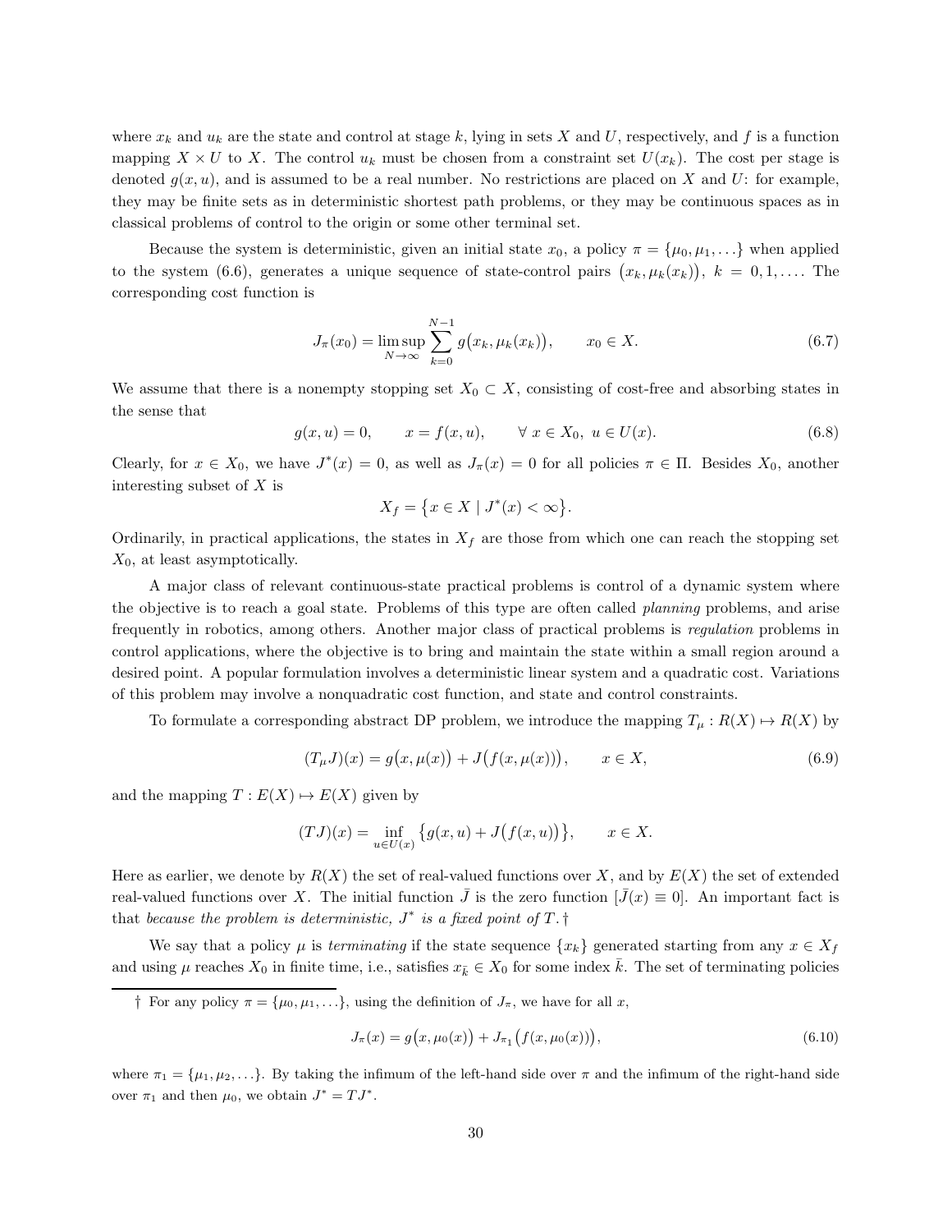where $x_k$ and $u_k$ are the state and control at stage $k$, lying in sets $X$ and $U$, respectively, and $f$ is a function mapping $X \times U$ to $X$. The control $u_k$ must be chosen from a constraint set $U(x_k)$. The cost per stage is denoted $g(x, u)$, and is assumed to be a real number. No restrictions are placed on $X$ and $U$: for example, they may be finite sets as in deterministic shortest path problems, or they may be continuous spaces as in classical problems of control to the origin or some other terminal set.

Because the system is deterministic, given an initial state $x_0$, a policy $\pi = \{\mu_0, \mu_1, \ldots\}$ when applied to the system (6.6), generates a unique sequence of state-control pairs $\big(x_k, \mu_k(x_k)\big)$, $k = 0, 1, \ldots$. The corresponding cost function is

$$J_\pi(x_0) = \limsup_{N\to\infty} \sum_{k=0}^{N-1} g\big(x_k, \mu_k(x_k)\big), \qquad x_0 \in X. \tag{6.7}$$

We assume that there is a nonempty stopping set $X_0 \subset X$, consisting of cost-free and absorbing states in the sense that

$$g(x, u) = 0, \qquad x = f(x, u), \qquad \forall\ x \in X_0,\ u \in U(x). \tag{6.8}$$

Clearly, for $x \in X_0$, we have $J^*(x) = 0$, as well as $J_\pi(x) = 0$ for all policies $\pi \in \Pi$. Besides $X_0$, another interesting subset of $X$ is

$$X_f = \big\{x \in X \mid J^*(x) < \infty\big\}.$$

Ordinarily, in practical applications, the states in $X_f$ are those from which one can reach the stopping set $X_0$, at least asymptotically.

A major class of relevant continuous-state practical problems is control of a dynamic system where the objective is to reach a goal state. Problems of this type are often called *planning* problems, and arise frequently in robotics, among others. Another major class of practical problems is *regulation* problems in control applications, where the objective is to bring and maintain the state within a small region around a desired point. A popular formulation involves a deterministic linear system and a quadratic cost. Variations of this problem may involve a nonquadratic cost function, and state and control constraints.

To formulate a corresponding abstract DP problem, we introduce the mapping $T_\mu : R(X) \mapsto R(X)$ by

$$(T_\mu J)(x) = g\big(x, \mu(x)\big) + J\big(f(x, \mu(x))\big), \qquad x \in X, \tag{6.9}$$

and the mapping $T : E(X) \mapsto E(X)$ given by

$$(TJ)(x) = \inf_{u\in U(x)} \big\{g(x, u) + J\big(f(x, u)\big)\big\}, \qquad x \in X.$$

Here as earlier, we denote by $R(X)$ the set of real-valued functions over $X$, and by $E(X)$ the set of extended real-valued functions over $X$. The initial function $\bar J$ is the zero function [$\bar J(x) \equiv 0$]. An important fact is that *because the problem is deterministic, $J^*$ is a fixed point of $T$.*†

We say that a policy $\mu$ is *terminating* if the state sequence $\{x_k\}$ generated starting from any $x \in X_f$ and using $\mu$ reaches $X_0$ in finite time, i.e., satisfies $x_{\bar k} \in X_0$ for some index $\bar k$. The set of terminating policies

---

† For any policy $\pi = \{\mu_0, \mu_1, \ldots\}$, using the definition of $J_\pi$, we have for all $x$,

$$J_\pi(x) = g\big(x, \mu_0(x)\big) + J_{\pi_1}\big(f(x, \mu_0(x))\big), \tag{6.10}$$

where $\pi_1 = \{\mu_1, \mu_2, \ldots\}$. By taking the infimum of the left-hand side over $\pi$ and the infimum of the right-hand side over $\pi_1$ and then $\mu_0$, we obtain $J^* = TJ^*$.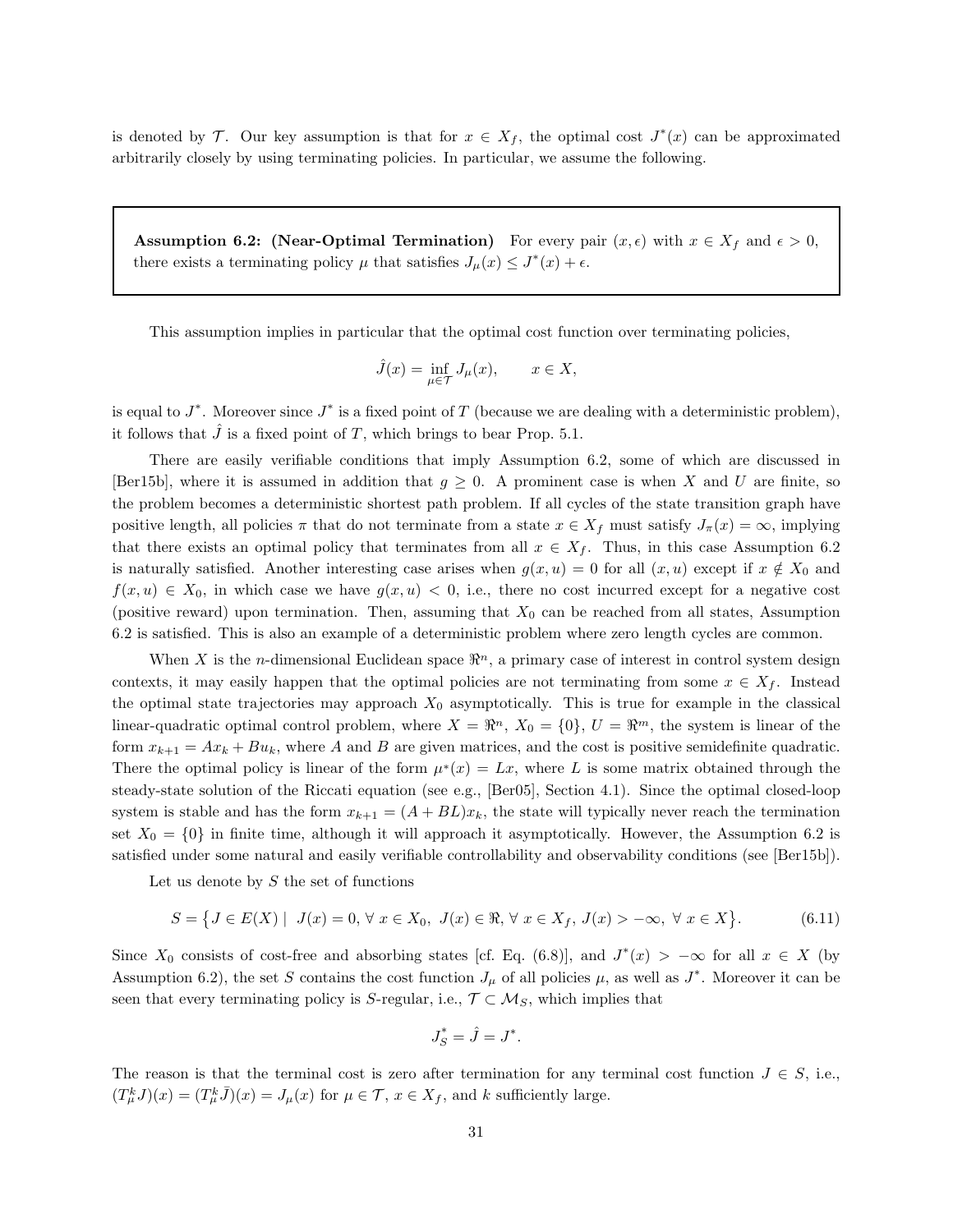is denoted by $\mathcal{T}$. Our key assumption is that for $x \in X_f$, the optimal cost $J^*(x)$ can be approximated arbitrarily closely by using terminating policies. In particular, we assume the following.

**Assumption 6.2: (Near-Optimal Termination)** For every pair $(x, \epsilon)$ with $x \in X_f$ and $\epsilon > 0$, there exists a terminating policy $\mu$ that satisfies $J_\mu(x) \leq J^*(x) + \epsilon$.

This assumption implies in particular that the optimal cost function over terminating policies,

$$\hat{J}(x) = \inf_{\mu \in \mathcal{T}} J_\mu(x), \qquad x \in X,$$

is equal to $J^*$. Moreover since $J^*$ is a fixed point of $T$ (because we are dealing with a deterministic problem), it follows that $\hat{J}$ is a fixed point of $T$, which brings to bear Prop. 5.1.

There are easily verifiable conditions that imply Assumption 6.2, some of which are discussed in [Ber15b], where it is assumed in addition that $g \geq 0$. A prominent case is when $X$ and $U$ are finite, so the problem becomes a deterministic shortest path problem. If all cycles of the state transition graph have positive length, all policies $\pi$ that do not terminate from a state $x \in X_f$ must satisfy $J_\pi(x) = \infty$, implying that there exists an optimal policy that terminates from all $x \in X_f$. Thus, in this case Assumption 6.2 is naturally satisfied. Another interesting case arises when $g(x, u) = 0$ for all $(x, u)$ except if $x \notin X_0$ and $f(x, u) \in X_0$, in which case we have $g(x, u) < 0$, i.e., there no cost incurred except for a negative cost (positive reward) upon termination. Then, assuming that $X_0$ can be reached from all states, Assumption 6.2 is satisfied. This is also an example of a deterministic problem where zero length cycles are common.

When $X$ is the $n$-dimensional Euclidean space $\Re^n$, a primary case of interest in control system design contexts, it may easily happen that the optimal policies are not terminating from some $x \in X_f$. Instead the optimal state trajectories may approach $X_0$ asymptotically. This is true for example in the classical linear-quadratic optimal control problem, where $X = \Re^n$, $X_0 = \{0\}$, $U = \Re^m$, the system is linear of the form $x_{k+1} = Ax_k + Bu_k$, where $A$ and $B$ are given matrices, and the cost is positive semidefinite quadratic. There the optimal policy is linear of the form $\mu^*(x) = Lx$, where $L$ is some matrix obtained through the steady-state solution of the Riccati equation (see e.g., [Ber05], Section 4.1). Since the optimal closed-loop system is stable and has the form $x_{k+1} = (A + BL)x_k$, the state will typically never reach the termination set $X_0 = \{0\}$ in finite time, although it will approach it asymptotically. However, the Assumption 6.2 is satisfied under some natural and easily verifiable controllability and observability conditions (see [Ber15b]).

Let us denote by $S$ the set of functions

$$S = \big\{ J \in E(X) \mid \ J(x) = 0, \ \forall \ x \in X_0, \ J(x) \in \Re, \ \forall \ x \in X_f, \ J(x) > -\infty, \ \forall \ x \in X \big\}. \tag{6.11}$$

Since $X_0$ consists of cost-free and absorbing states [cf. Eq. (6.8)], and $J^*(x) > -\infty$ for all $x \in X$ (by Assumption 6.2), the set $S$ contains the cost function $J_\mu$ of all policies $\mu$, as well as $J^*$. Moreover it can be seen that every terminating policy is $S$-regular, i.e., $\mathcal{T} \subset \mathcal{M}_S$, which implies that

$$J_S^* = \hat{J} = J^*.$$

The reason is that the terminal cost is zero after termination for any terminal cost function $J \in S$, i.e., $(T_\mu^k J)(x) = (T_\mu^k \bar{J})(x) = J_\mu(x)$ for $\mu \in \mathcal{T}$, $x \in X_f$, and $k$ sufficiently large.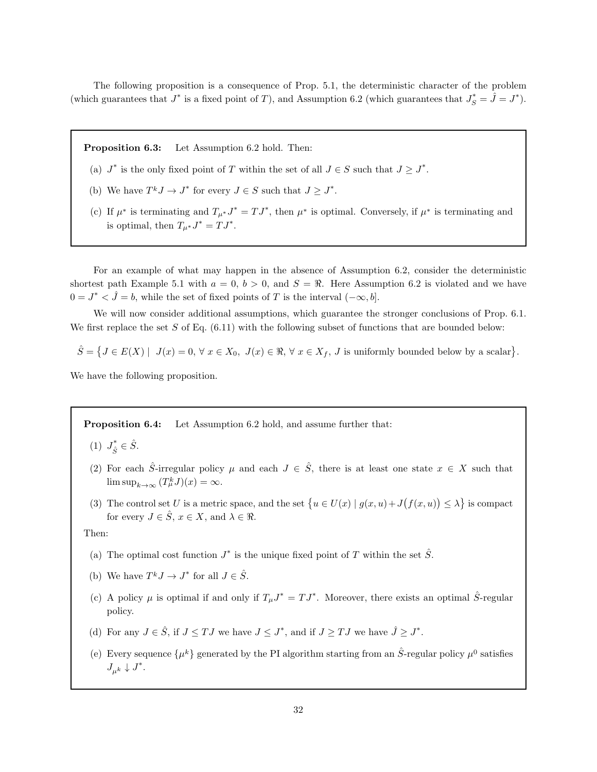The following proposition is a consequence of Prop. 5.1, the deterministic character of the problem (which guarantees that $J^*$ is a fixed point of $T$), and Assumption 6.2 (which guarantees that $J_S^* = \hat{J} = J^*$).

---

**Proposition 6.3:** Let Assumption 6.2 hold. Then:

(a) $J^*$ is the only fixed point of $T$ within the set of all $J \in S$ such that $J \geq J^*$.

(b) We have $T^k J \to J^*$ for every $J \in S$ such that $J \geq J^*$.

(c) If $\mu^*$ is terminating and $T_{\mu^*} J^* = T J^*$, then $\mu^*$ is optimal. Conversely, if $\mu^*$ is terminating and is optimal, then $T_{\mu^*} J^* = T J^*$.

---

For an example of what may happen in the absence of Assumption 6.2, consider the deterministic shortest path Example 5.1 with $a = 0$, $b > 0$, and $S = \Re$. Here Assumption 6.2 is violated and we have $0 = J^* < \hat{J} = b$, while the set of fixed points of $T$ is the interval $(-\infty, b]$.

We will now consider additional assumptions, which guarantee the stronger conclusions of Prop. 6.1. We first replace the set $S$ of Eq. (6.11) with the following subset of functions that are bounded below:

$$\hat{S} = \big\{ J \in E(X) \mid \; J(x) = 0, \, \forall \, x \in X_0, \; J(x) \in \Re, \, \forall \, x \in X_f, \, J \text{ is uniformly bounded below by a scalar} \big\}.$$

We have the following proposition.

---

**Proposition 6.4:** Let Assumption 6.2 hold, and assume further that:

(1) $J_{\hat{S}}^* \in \hat{S}$.

(2) For each $\hat{S}$-irregular policy $\mu$ and each $J \in \hat{S}$, there is at least one state $x \in X$ such that $\limsup_{k\to\infty} (T_\mu^k J)(x) = \infty$.

(3) The control set $U$ is a metric space, and the set $\big\{ u \in U(x) \mid g(x,u) + J\big(f(x,u)\big) \leq \lambda \big\}$ is compact for every $J \in \hat{S}$, $x \in X$, and $\lambda \in \Re$.

Then:

(a) The optimal cost function $J^*$ is the unique fixed point of $T$ within the set $\hat{S}$.

(b) We have $T^k J \to J^*$ for all $J \in \hat{S}$.

(c) A policy $\mu$ is optimal if and only if $T_\mu J^* = T J^*$. Moreover, there exists an optimal $\hat{S}$-regular policy.

(d) For any $J \in \hat{S}$, if $J \leq TJ$ we have $J \leq J^*$, and if $J \geq TJ$ we have $\hat{J} \geq J^*$.

(e) Every sequence $\{\mu^k\}$ generated by the PI algorithm starting from an $\hat{S}$-regular policy $\mu^0$ satisfies $J_{\mu^k} \downarrow J^*$.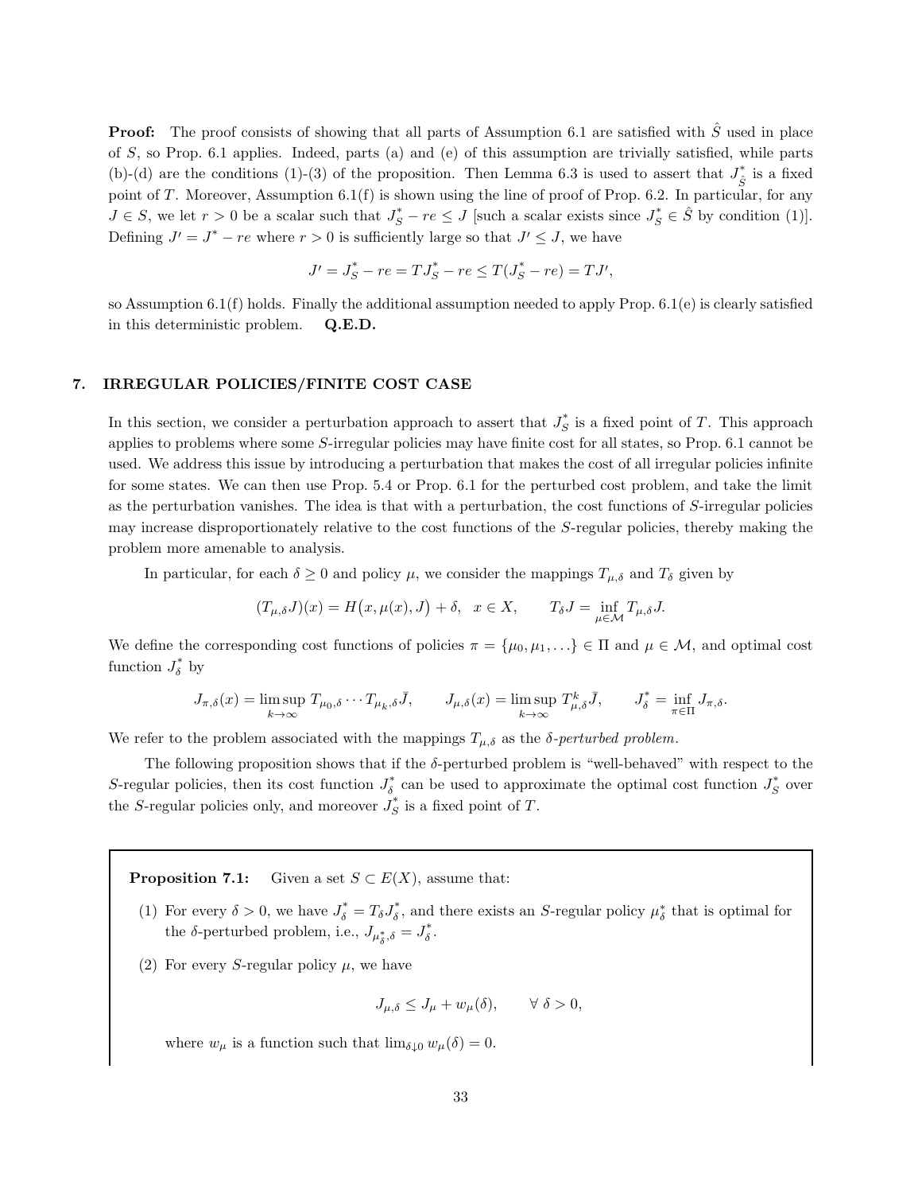**Proof:** The proof consists of showing that all parts of Assumption 6.1 are satisfied with $\hat{S}$ used in place of $S$, so Prop. 6.1 applies. Indeed, parts (a) and (e) of this assumption are trivially satisfied, while parts (b)-(d) are the conditions (1)-(3) of the proposition. Then Lemma 6.3 is used to assert that $J^*_{\hat{S}}$ is a fixed point of $T$. Moreover, Assumption 6.1(f) is shown using the line of proof of Prop. 6.2. In particular, for any $J \in S$, we let $r > 0$ be a scalar such that $J^*_S - re \leq J$ [such a scalar exists since $J^*_S \in \hat{S}$ by condition (1)]. Defining $J' = J^* - re$ where $r > 0$ is sufficiently large so that $J' \leq J$, we have

$$J' = J^*_S - re = TJ^*_S - re \leq T(J^*_S - re) = TJ',$$

so Assumption 6.1(f) holds. Finally the additional assumption needed to apply Prop. 6.1(e) is clearly satisfied in this deterministic problem. **Q.E.D.**

## 7. IRREGULAR POLICIES/FINITE COST CASE

In this section, we consider a perturbation approach to assert that $J^*_S$ is a fixed point of $T$. This approach applies to problems where some $S$-irregular policies may have finite cost for all states, so Prop. 6.1 cannot be used. We address this issue by introducing a perturbation that makes the cost of all irregular policies infinite for some states. We can then use Prop. 5.4 or Prop. 6.1 for the perturbed cost problem, and take the limit as the perturbation vanishes. The idea is that with a perturbation, the cost functions of $S$-irregular policies may increase disproportionately relative to the cost functions of the $S$-regular policies, thereby making the problem more amenable to analysis.

In particular, for each $\delta \geq 0$ and policy $\mu$, we consider the mappings $T_{\mu,\delta}$ and $T_\delta$ given by

$$(T_{\mu,\delta}J)(x) = H\big(x, \mu(x), J\big) + \delta, \quad x \in X, \qquad T_\delta J = \inf_{\mu \in \mathcal{M}} T_{\mu,\delta} J.$$

We define the corresponding cost functions of policies $\pi = \{\mu_0, \mu_1, \ldots\} \in \Pi$ and $\mu \in \mathcal{M}$, and optimal cost function $J^*_\delta$ by

$$J_{\pi,\delta}(x) = \limsup_{k \to \infty} T_{\mu_0,\delta} \cdots T_{\mu_k,\delta} \bar{J}, \qquad J_{\mu,\delta}(x) = \limsup_{k \to \infty} T^k_{\mu,\delta} \bar{J}, \qquad J^*_\delta = \inf_{\pi \in \Pi} J_{\pi,\delta}.$$

We refer to the problem associated with the mappings $T_{\mu,\delta}$ as the *$\delta$-perturbed problem*.

The following proposition shows that if the $\delta$-perturbed problem is "well-behaved" with respect to the $S$-regular policies, then its cost function $J^*_\delta$ can be used to approximate the optimal cost function $J^*_S$ over the $S$-regular policies only, and moreover $J^*_S$ is a fixed point of $T$.

**Proposition 7.1:** Given a set $S \subset E(X)$, assume that:

(1) For every $\delta > 0$, we have $J^*_\delta = T_\delta J^*_\delta$, and there exists an $S$-regular policy $\mu^*_\delta$ that is optimal for the $\delta$-perturbed problem, i.e., $J_{\mu^*_\delta,\delta} = J^*_\delta$.

(2) For every $S$-regular policy $\mu$, we have

$$J_{\mu,\delta} \leq J_\mu + w_\mu(\delta), \qquad \forall\ \delta > 0,$$

where $w_\mu$ is a function such that $\lim_{\delta \downarrow 0} w_\mu(\delta) = 0$.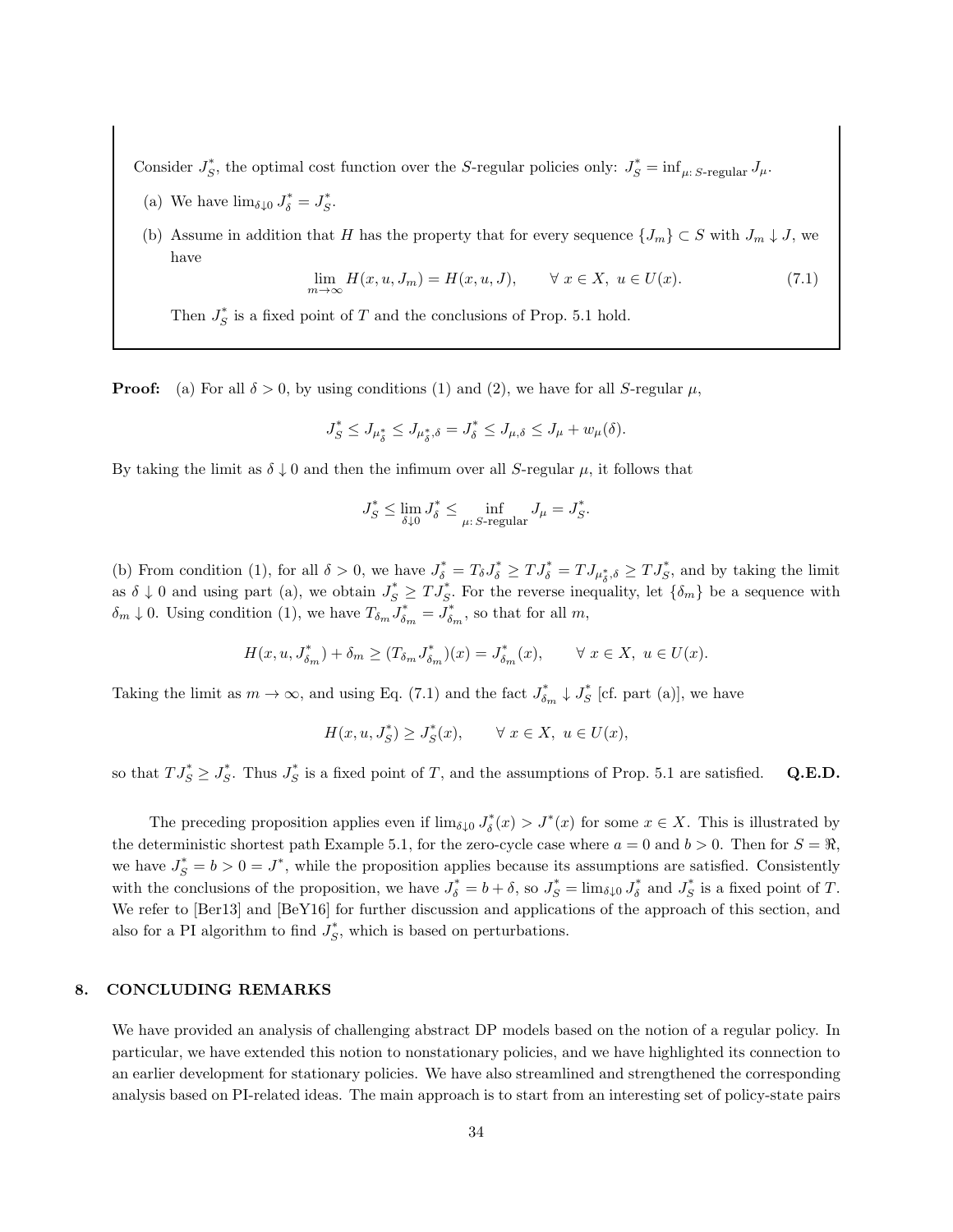Consider $J_S^*$, the optimal cost function over the $S$-regular policies only: $J_S^* = \inf_{\mu:\, S\text{-regular}} J_\mu$.

(a) We have $\lim_{\delta \downarrow 0} J_\delta^* = J_S^*$.

(b) Assume in addition that $H$ has the property that for every sequence $\{J_m\} \subset S$ with $J_m \downarrow J$, we have

$$\lim_{m \to \infty} H(x, u, J_m) = H(x, u, J), \qquad \forall\, x \in X,\ u \in U(x). \tag{7.1}$$

Then $J_S^*$ is a fixed point of $T$ and the conclusions of Prop. 5.1 hold.

**Proof:** (a) For all $\delta > 0$, by using conditions (1) and (2), we have for all $S$-regular $\mu$,

$$J_S^* \le J_{\mu_\delta^*} \le J_{\mu_\delta^*, \delta} = J_\delta^* \le J_{\mu,\delta} \le J_\mu + w_\mu(\delta).$$

By taking the limit as $\delta \downarrow 0$ and then the infimum over all $S$-regular $\mu$, it follows that

$$J_S^* \le \lim_{\delta \downarrow 0} J_\delta^* \le \inf_{\mu:\, S\text{-regular}} J_\mu = J_S^*.$$

(b) From condition (1), for all $\delta > 0$, we have $J_\delta^* = T_\delta J_\delta^* \ge T J_\delta^* = T J_{\mu_\delta^*,\delta} \ge T J_S^*$, and by taking the limit as $\delta \downarrow 0$ and using part (a), we obtain $J_S^* \ge T J_S^*$. For the reverse inequality, let $\{\delta_m\}$ be a sequence with $\delta_m \downarrow 0$. Using condition (1), we have $T_{\delta_m} J_{\delta_m}^* = J_{\delta_m}^*$, so that for all $m$,

$$H(x, u, J_{\delta_m}^*) + \delta_m \ge (T_{\delta_m} J_{\delta_m}^*)(x) = J_{\delta_m}^*(x), \qquad \forall\, x \in X,\ u \in U(x).$$

Taking the limit as $m \to \infty$, and using Eq. (7.1) and the fact $J_{\delta_m}^* \downarrow J_S^*$ [cf. part (a)], we have

$$H(x, u, J_S^*) \ge J_S^*(x), \qquad \forall\, x \in X,\ u \in U(x),$$

so that $T J_S^* \ge J_S^*$. Thus $J_S^*$ is a fixed point of $T$, and the assumptions of Prop. 5.1 are satisfied. **Q.E.D.**

The preceding proposition applies even if $\lim_{\delta \downarrow 0} J_\delta^*(x) > J^*(x)$ for some $x \in X$. This is illustrated by the deterministic shortest path Example 5.1, for the zero-cycle case where $a = 0$ and $b > 0$. Then for $S = \Re$, we have $J_S^* = b > 0 = J^*$, while the proposition applies because its assumptions are satisfied. Consistently with the conclusions of the proposition, we have $J_\delta^* = b + \delta$, so $J_S^* = \lim_{\delta \downarrow 0} J_\delta^*$ and $J_S^*$ is a fixed point of $T$. We refer to [Ber13] and [BeY16] for further discussion and applications of the approach of this section, and also for a PI algorithm to find $J_S^*$, which is based on perturbations.

## 8. CONCLUDING REMARKS

We have provided an analysis of challenging abstract DP models based on the notion of a regular policy. In particular, we have extended this notion to nonstationary policies, and we have highlighted its connection to an earlier development for stationary policies. We have also streamlined and strengthened the corresponding analysis based on PI-related ideas. The main approach is to start from an interesting set of policy-state pairs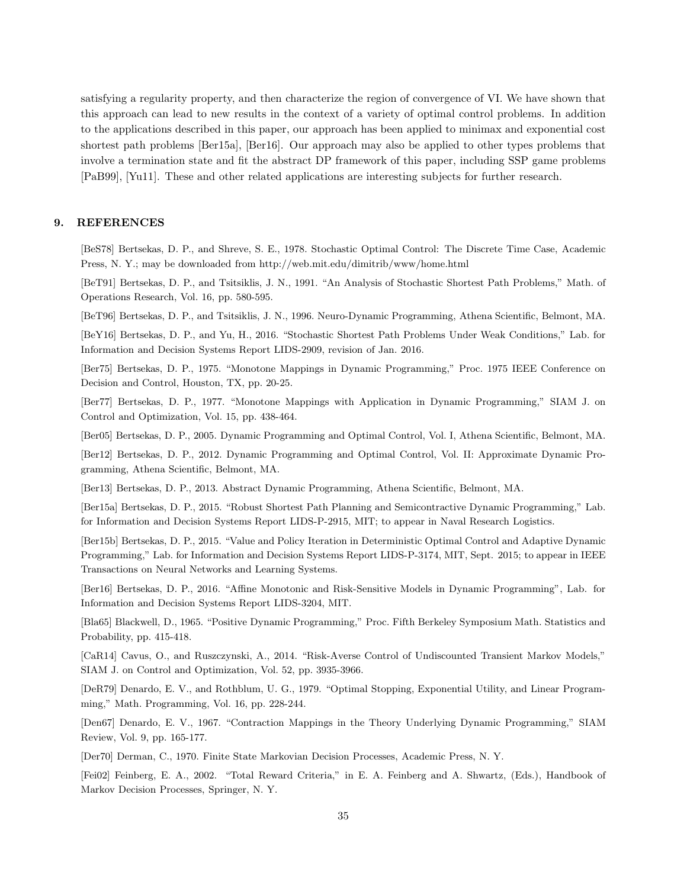satisfying a regularity property, and then characterize the region of convergence of VI. We have shown that this approach can lead to new results in the context of a variety of optimal control problems. In addition to the applications described in this paper, our approach has been applied to minimax and exponential cost shortest path problems [Ber15a], [Ber16]. Our approach may also be applied to other types problems that involve a termination state and fit the abstract DP framework of this paper, including SSP game problems [PaB99], [Yu11]. These and other related applications are interesting subjects for further research.

## 9. REFERENCES

[BeS78] Bertsekas, D. P., and Shreve, S. E., 1978. Stochastic Optimal Control: The Discrete Time Case, Academic Press, N. Y.; may be downloaded from http://web.mit.edu/dimitrib/www/home.html

[BeT91] Bertsekas, D. P., and Tsitsiklis, J. N., 1991. "An Analysis of Stochastic Shortest Path Problems," Math. of Operations Research, Vol. 16, pp. 580-595.

[BeT96] Bertsekas, D. P., and Tsitsiklis, J. N., 1996. Neuro-Dynamic Programming, Athena Scientific, Belmont, MA.

[BeY16] Bertsekas, D. P., and Yu, H., 2016. "Stochastic Shortest Path Problems Under Weak Conditions," Lab. for Information and Decision Systems Report LIDS-2909, revision of Jan. 2016.

[Ber75] Bertsekas, D. P., 1975. "Monotone Mappings in Dynamic Programming," Proc. 1975 IEEE Conference on Decision and Control, Houston, TX, pp. 20-25.

[Ber77] Bertsekas, D. P., 1977. "Monotone Mappings with Application in Dynamic Programming," SIAM J. on Control and Optimization, Vol. 15, pp. 438-464.

[Ber05] Bertsekas, D. P., 2005. Dynamic Programming and Optimal Control, Vol. I, Athena Scientific, Belmont, MA.

[Ber12] Bertsekas, D. P., 2012. Dynamic Programming and Optimal Control, Vol. II: Approximate Dynamic Programming, Athena Scientific, Belmont, MA.

[Ber13] Bertsekas, D. P., 2013. Abstract Dynamic Programming, Athena Scientific, Belmont, MA.

[Ber15a] Bertsekas, D. P., 2015. "Robust Shortest Path Planning and Semicontractive Dynamic Programming," Lab. for Information and Decision Systems Report LIDS-P-2915, MIT; to appear in Naval Research Logistics.

[Ber15b] Bertsekas, D. P., 2015. "Value and Policy Iteration in Deterministic Optimal Control and Adaptive Dynamic Programming," Lab. for Information and Decision Systems Report LIDS-P-3174, MIT, Sept. 2015; to appear in IEEE Transactions on Neural Networks and Learning Systems.

[Ber16] Bertsekas, D. P., 2016. "Affine Monotonic and Risk-Sensitive Models in Dynamic Programming", Lab. for Information and Decision Systems Report LIDS-3204, MIT.

[Bla65] Blackwell, D., 1965. "Positive Dynamic Programming," Proc. Fifth Berkeley Symposium Math. Statistics and Probability, pp. 415-418.

[CaR14] Cavus, O., and Ruszczynski, A., 2014. "Risk-Averse Control of Undiscounted Transient Markov Models," SIAM J. on Control and Optimization, Vol. 52, pp. 3935-3966.

[DeR79] Denardo, E. V., and Rothblum, U. G., 1979. "Optimal Stopping, Exponential Utility, and Linear Programming," Math. Programming, Vol. 16, pp. 228-244.

[Den67] Denardo, E. V., 1967. "Contraction Mappings in the Theory Underlying Dynamic Programming," SIAM Review, Vol. 9, pp. 165-177.

[Der70] Derman, C., 1970. Finite State Markovian Decision Processes, Academic Press, N. Y.

[Fei02] Feinberg, E. A., 2002. "Total Reward Criteria," in E. A. Feinberg and A. Shwartz, (Eds.), Handbook of Markov Decision Processes, Springer, N. Y.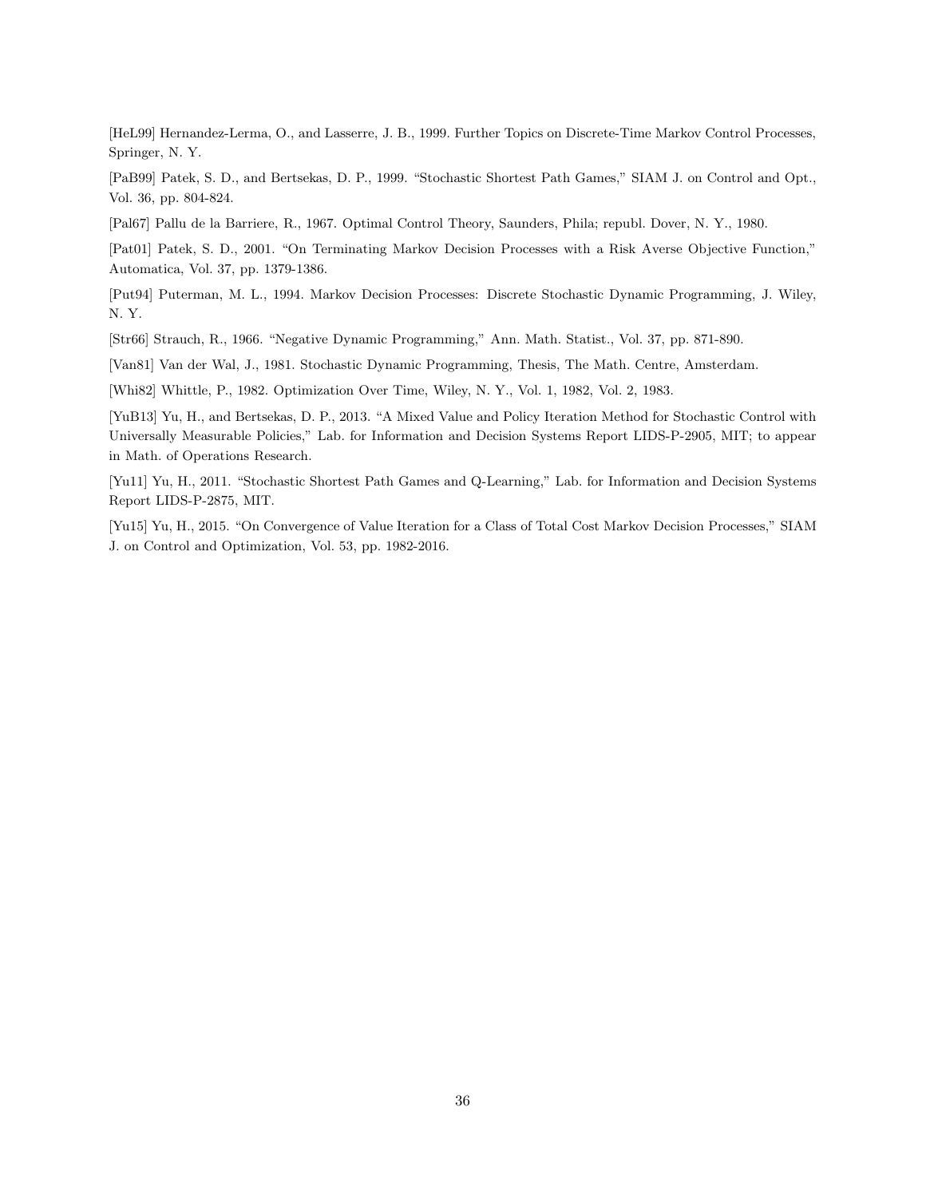[HeL99] Hernandez-Lerma, O., and Lasserre, J. B., 1999. Further Topics on Discrete-Time Markov Control Processes, Springer, N. Y.

[PaB99] Patek, S. D., and Bertsekas, D. P., 1999. "Stochastic Shortest Path Games," SIAM J. on Control and Opt., Vol. 36, pp. 804-824.

[Pal67] Pallu de la Barriere, R., 1967. Optimal Control Theory, Saunders, Phila; republ. Dover, N. Y., 1980.

[Pat01] Patek, S. D., 2001. "On Terminating Markov Decision Processes with a Risk Averse Objective Function," Automatica, Vol. 37, pp. 1379-1386.

[Put94] Puterman, M. L., 1994. Markov Decision Processes: Discrete Stochastic Dynamic Programming, J. Wiley, N. Y.

[Str66] Strauch, R., 1966. "Negative Dynamic Programming," Ann. Math. Statist., Vol. 37, pp. 871-890.

[Van81] Van der Wal, J., 1981. Stochastic Dynamic Programming, Thesis, The Math. Centre, Amsterdam.

[Whi82] Whittle, P., 1982. Optimization Over Time, Wiley, N. Y., Vol. 1, 1982, Vol. 2, 1983.

[YuB13] Yu, H., and Bertsekas, D. P., 2013. "A Mixed Value and Policy Iteration Method for Stochastic Control with Universally Measurable Policies," Lab. for Information and Decision Systems Report LIDS-P-2905, MIT; to appear in Math. of Operations Research.

[Yu11] Yu, H., 2011. "Stochastic Shortest Path Games and Q-Learning," Lab. for Information and Decision Systems Report LIDS-P-2875, MIT.

[Yu15] Yu, H., 2015. "On Convergence of Value Iteration for a Class of Total Cost Markov Decision Processes," SIAM J. on Control and Optimization, Vol. 53, pp. 1982-2016.